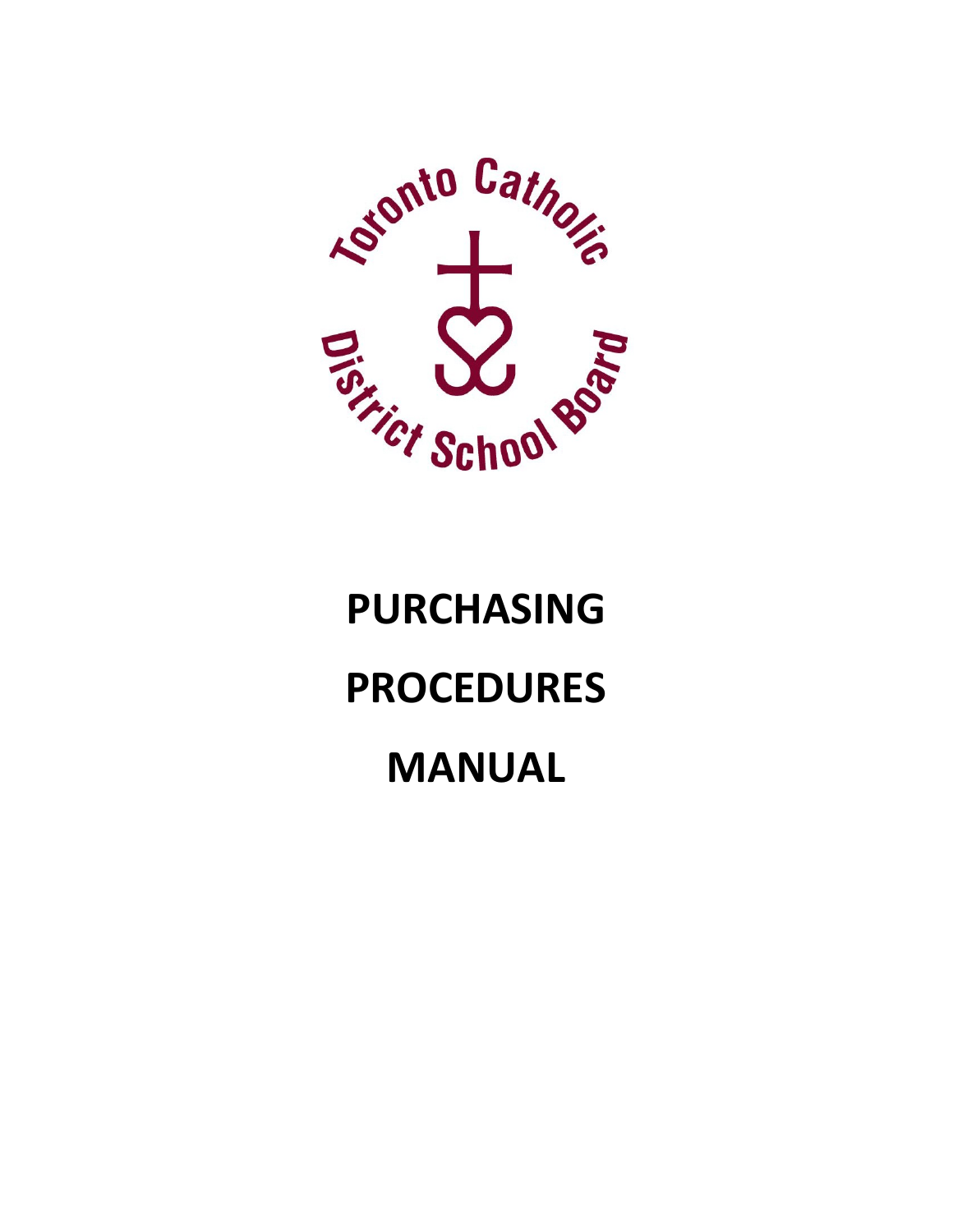Toronto Catholic District School Board

# PURCHASING PROCEDURES MANUAL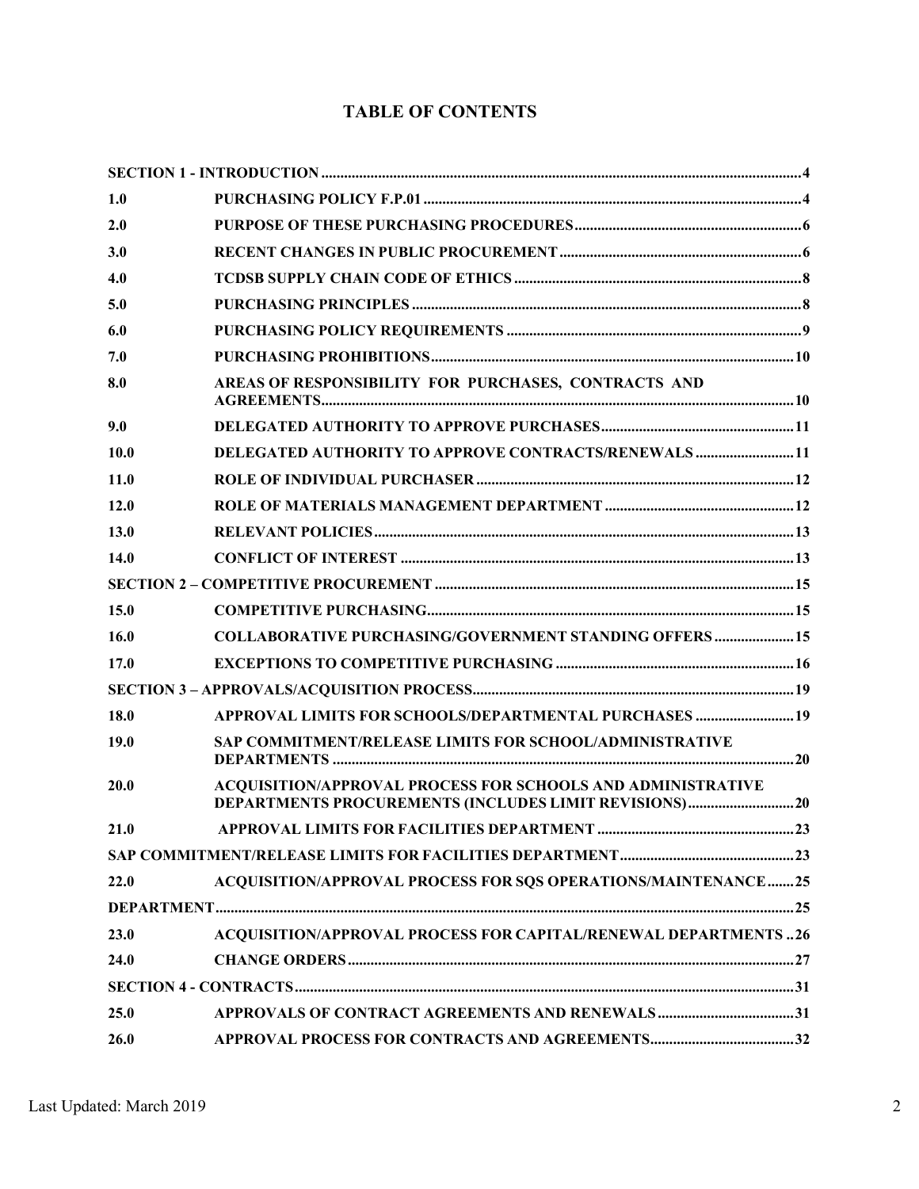# TABLE OF CONTENTS

| | | |
|---|---|---|
| **SECTION 1 - INTRODUCTION** | | **4** |
| **1.0** | **PURCHASING POLICY F.P.01** | **4** |
| **2.0** | **PURPOSE OF THESE PURCHASING PROCEDURES** | **6** |
| **3.0** | **RECENT CHANGES IN PUBLIC PROCUREMENT** | **6** |
| **4.0** | **TCDSB SUPPLY CHAIN CODE OF ETHICS** | **8** |
| **5.0** | **PURCHASING PRINCIPLES** | **8** |
| **6.0** | **PURCHASING POLICY REQUIREMENTS** | **9** |
| **7.0** | **PURCHASING PROHIBITIONS** | **10** |
| **8.0** | **AREAS OF RESPONSIBILITY FOR PURCHASES, CONTRACTS AND AGREEMENTS** | **10** |
| **9.0** | **DELEGATED AUTHORITY TO APPROVE PURCHASES** | **11** |
| **10.0** | **DELEGATED AUTHORITY TO APPROVE CONTRACTS/RENEWALS** | **11** |
| **11.0** | **ROLE OF INDIVIDUAL PURCHASER** | **12** |
| **12.0** | **ROLE OF MATERIALS MANAGEMENT DEPARTMENT** | **12** |
| **13.0** | **RELEVANT POLICIES** | **13** |
| **14.0** | **CONFLICT OF INTEREST** | **13** |
| **SECTION 2 – COMPETITIVE PROCUREMENT** | | **15** |
| **15.0** | **COMPETITIVE PURCHASING** | **15** |
| **16.0** | **COLLABORATIVE PURCHASING/GOVERNMENT STANDING OFFERS** | **15** |
| **17.0** | **EXCEPTIONS TO COMPETITIVE PURCHASING** | **16** |
| **SECTION 3 – APPROVALS/ACQUISITION PROCESS** | | **19** |
| **18.0** | **APPROVAL LIMITS FOR SCHOOLS/DEPARTMENTAL PURCHASES** | **19** |
| **19.0** | **SAP COMMITMENT/RELEASE LIMITS FOR SCHOOL/ADMINISTRATIVE DEPARTMENTS** | **20** |
| **20.0** | **ACQUISITION/APPROVAL PROCESS FOR SCHOOLS AND ADMINISTRATIVE DEPARTMENTS PROCUREMENTS (INCLUDES LIMIT REVISIONS)** | **20** |
| **21.0** | **APPROVAL LIMITS FOR FACILITIES DEPARTMENT** | **23** |
| **SAP COMMITMENT/RELEASE LIMITS FOR FACILITIES DEPARTMENT** | | **23** |
| **22.0** | **ACQUISITION/APPROVAL PROCESS FOR SQS OPERATIONS/MAINTENANCE** | **25** |
| **DEPARTMENT** | | **25** |
| **23.0** | **ACQUISITION/APPROVAL PROCESS FOR CAPITAL/RENEWAL DEPARTMENTS** | **26** |
| **24.0** | **CHANGE ORDERS** | **27** |
| **SECTION 4 - CONTRACTS** | | **31** |
| **25.0** | **APPROVALS OF CONTRACT AGREEMENTS AND RENEWALS** | **31** |
| **26.0** | **APPROVAL PROCESS FOR CONTRACTS AND AGREEMENTS** | **32** |

Last Updated: March 2019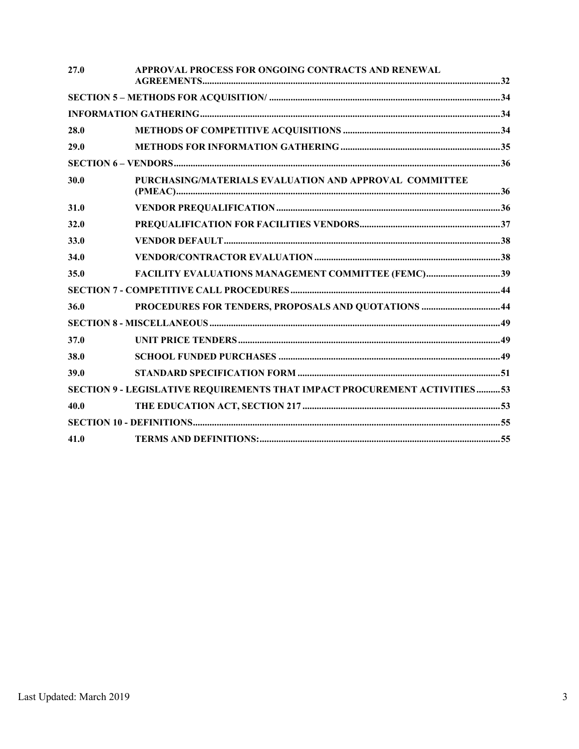| | | |
|---|---|---|
| 27.0 | APPROVAL PROCESS FOR ONGOING CONTRACTS AND RENEWAL AGREEMENTS | 32 |
| SECTION 5 – METHODS FOR ACQUISITION/ | | 34 |
| INFORMATION GATHERING | | 34 |
| 28.0 | METHODS OF COMPETITIVE ACQUISITIONS | 34 |
| 29.0 | METHODS FOR INFORMATION GATHERING | 35 |
| SECTION 6 – VENDORS | | 36 |
| 30.0 | PURCHASING/MATERIALS EVALUATION AND APPROVAL COMMITTEE (PMEAC) | 36 |
| 31.0 | VENDOR PREQUALIFICATION | 36 |
| 32.0 | PREQUALIFICATION FOR FACILITIES VENDORS | 37 |
| 33.0 | VENDOR DEFAULT | 38 |
| 34.0 | VENDOR/CONTRACTOR EVALUATION | 38 |
| 35.0 | FACILITY EVALUATIONS MANAGEMENT COMMITTEE (FEMC) | 39 |
| SECTION 7 - COMPETITIVE CALL PROCEDURES | | 44 |
| 36.0 | PROCEDURES FOR TENDERS, PROPOSALS AND QUOTATIONS | 44 |
| SECTION 8 - MISCELLANEOUS | | 49 |
| 37.0 | UNIT PRICE TENDERS | 49 |
| 38.0 | SCHOOL FUNDED PURCHASES | 49 |
| 39.0 | STANDARD SPECIFICATION FORM | 51 |
| SECTION 9 - LEGISLATIVE REQUIREMENTS THAT IMPACT PROCUREMENT ACTIVITIES | | 53 |
| 40.0 | THE EDUCATION ACT, SECTION 217 | 53 |
| SECTION 10 - DEFINITIONS | | 55 |
| 41.0 | TERMS AND DEFINITIONS: | 55 |

Last Updated: March 2019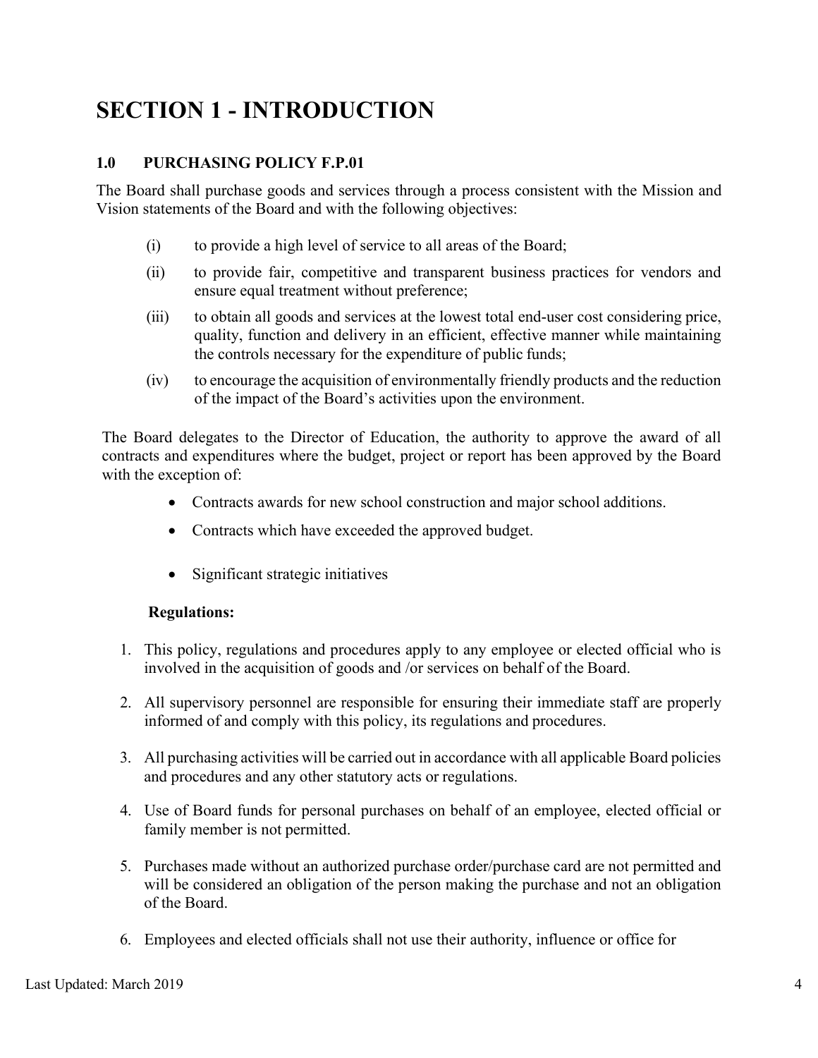# SECTION 1 - INTRODUCTION

## 1.0 PURCHASING POLICY F.P.01

The Board shall purchase goods and services through a process consistent with the Mission and Vision statements of the Board and with the following objectives:

(i) to provide a high level of service to all areas of the Board;

(ii) to provide fair, competitive and transparent business practices for vendors and ensure equal treatment without preference;

(iii) to obtain all goods and services at the lowest total end-user cost considering price, quality, function and delivery in an efficient, effective manner while maintaining the controls necessary for the expenditure of public funds;

(iv) to encourage the acquisition of environmentally friendly products and the reduction of the impact of the Board's activities upon the environment.

The Board delegates to the Director of Education, the authority to approve the award of all contracts and expenditures where the budget, project or report has been approved by the Board with the exception of:

- Contracts awards for new school construction and major school additions.
- Contracts which have exceeded the approved budget.
- Significant strategic initiatives

**Regulations:**

1. This policy, regulations and procedures apply to any employee or elected official who is involved in the acquisition of goods and /or services on behalf of the Board.
2. All supervisory personnel are responsible for ensuring their immediate staff are properly informed of and comply with this policy, its regulations and procedures.
3. All purchasing activities will be carried out in accordance with all applicable Board policies and procedures and any other statutory acts or regulations.
4. Use of Board funds for personal purchases on behalf of an employee, elected official or family member is not permitted.
5. Purchases made without an authorized purchase order/purchase card are not permitted and will be considered an obligation of the person making the purchase and not an obligation of the Board.
6. Employees and elected officials shall not use their authority, influence or office for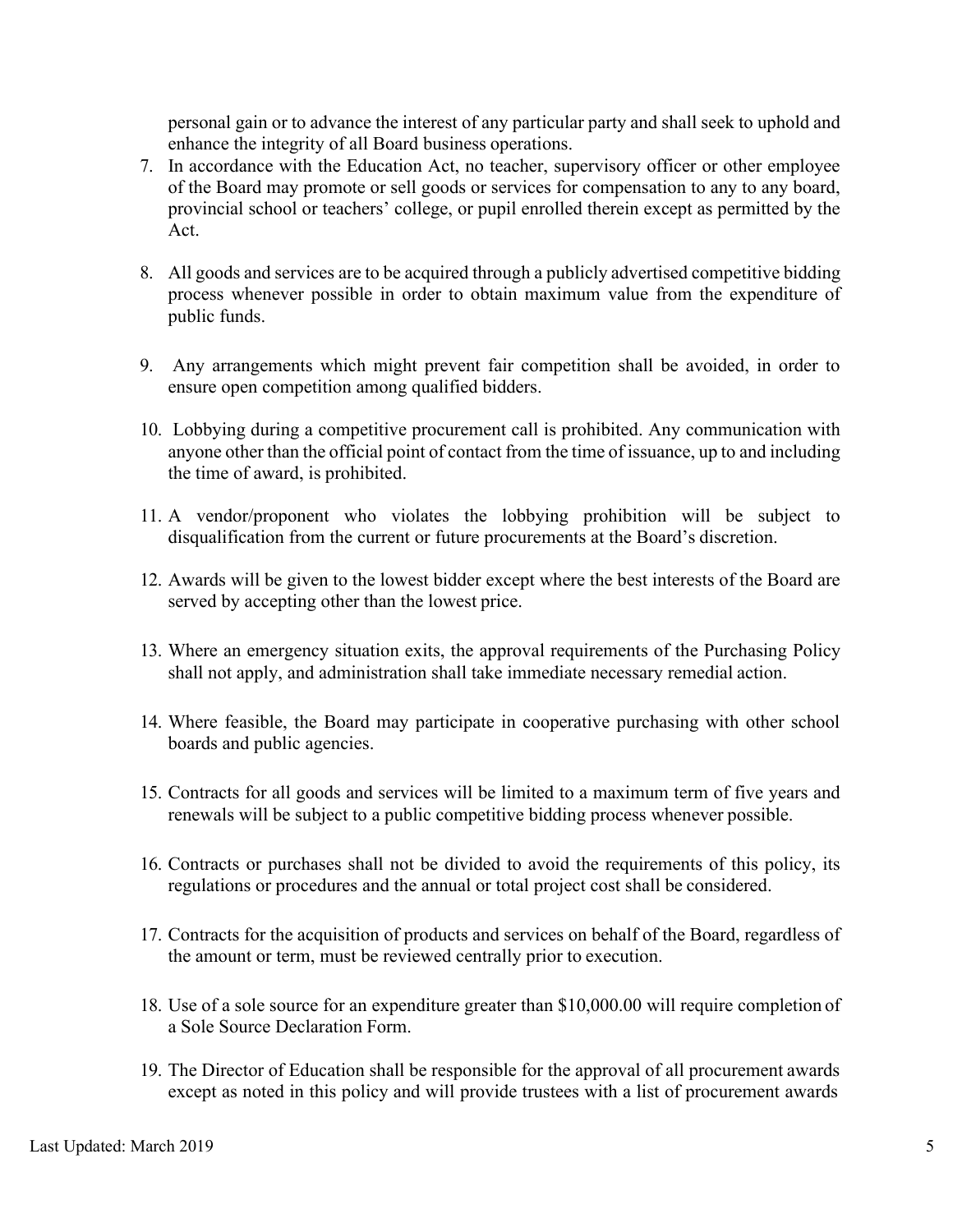personal gain or to advance the interest of any particular party and shall seek to uphold and enhance the integrity of all Board business operations.

7. In accordance with the Education Act, no teacher, supervisory officer or other employee of the Board may promote or sell goods or services for compensation to any to any board, provincial school or teachers' college, or pupil enrolled therein except as permitted by the Act.

8. All goods and services are to be acquired through a publicly advertised competitive bidding process whenever possible in order to obtain maximum value from the expenditure of public funds.

9. Any arrangements which might prevent fair competition shall be avoided, in order to ensure open competition among qualified bidders.

10. Lobbying during a competitive procurement call is prohibited. Any communication with anyone other than the official point of contact from the time of issuance, up to and including the time of award, is prohibited.

11. A vendor/proponent who violates the lobbying prohibition will be subject to disqualification from the current or future procurements at the Board's discretion.

12. Awards will be given to the lowest bidder except where the best interests of the Board are served by accepting other than the lowest price.

13. Where an emergency situation exits, the approval requirements of the Purchasing Policy shall not apply, and administration shall take immediate necessary remedial action.

14. Where feasible, the Board may participate in cooperative purchasing with other school boards and public agencies.

15. Contracts for all goods and services will be limited to a maximum term of five years and renewals will be subject to a public competitive bidding process whenever possible.

16. Contracts or purchases shall not be divided to avoid the requirements of this policy, its regulations or procedures and the annual or total project cost shall be considered.

17. Contracts for the acquisition of products and services on behalf of the Board, regardless of the amount or term, must be reviewed centrally prior to execution.

18. Use of a sole source for an expenditure greater than $10,000.00 will require completion of a Sole Source Declaration Form.

19. The Director of Education shall be responsible for the approval of all procurement awards except as noted in this policy and will provide trustees with a list of procurement awards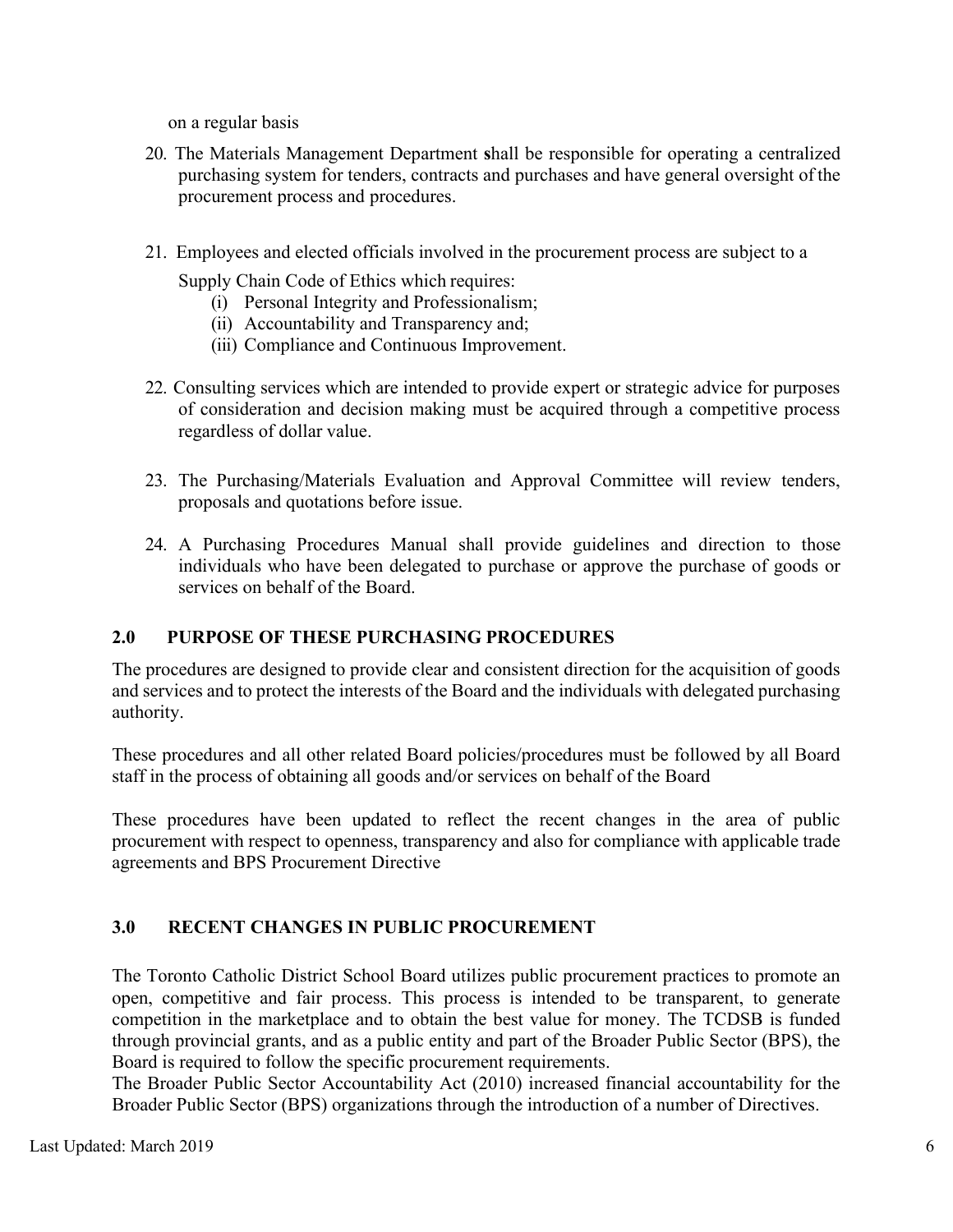on a regular basis

20. The Materials Management Department shall be responsible for operating a centralized purchasing system for tenders, contracts and purchases and have general oversight of the procurement process and procedures.

21. Employees and elected officials involved in the procurement process are subject to a Supply Chain Code of Ethics which requires:
    (i) Personal Integrity and Professionalism;
    (ii) Accountability and Transparency and;
    (iii) Compliance and Continuous Improvement.

22. Consulting services which are intended to provide expert or strategic advice for purposes of consideration and decision making must be acquired through a competitive process regardless of dollar value.

23. The Purchasing/Materials Evaluation and Approval Committee will review tenders, proposals and quotations before issue.

24. A Purchasing Procedures Manual shall provide guidelines and direction to those individuals who have been delegated to purchase or approve the purchase of goods or services on behalf of the Board.

## 2.0 PURPOSE OF THESE PURCHASING PROCEDURES

The procedures are designed to provide clear and consistent direction for the acquisition of goods and services and to protect the interests of the Board and the individuals with delegated purchasing authority.

These procedures and all other related Board policies/procedures must be followed by all Board staff in the process of obtaining all goods and/or services on behalf of the Board

These procedures have been updated to reflect the recent changes in the area of public procurement with respect to openness, transparency and also for compliance with applicable trade agreements and BPS Procurement Directive

## 3.0 RECENT CHANGES IN PUBLIC PROCUREMENT

The Toronto Catholic District School Board utilizes public procurement practices to promote an open, competitive and fair process. This process is intended to be transparent, to generate competition in the marketplace and to obtain the best value for money. The TCDSB is funded through provincial grants, and as a public entity and part of the Broader Public Sector (BPS), the Board is required to follow the specific procurement requirements.
The Broader Public Sector Accountability Act (2010) increased financial accountability for the Broader Public Sector (BPS) organizations through the introduction of a number of Directives.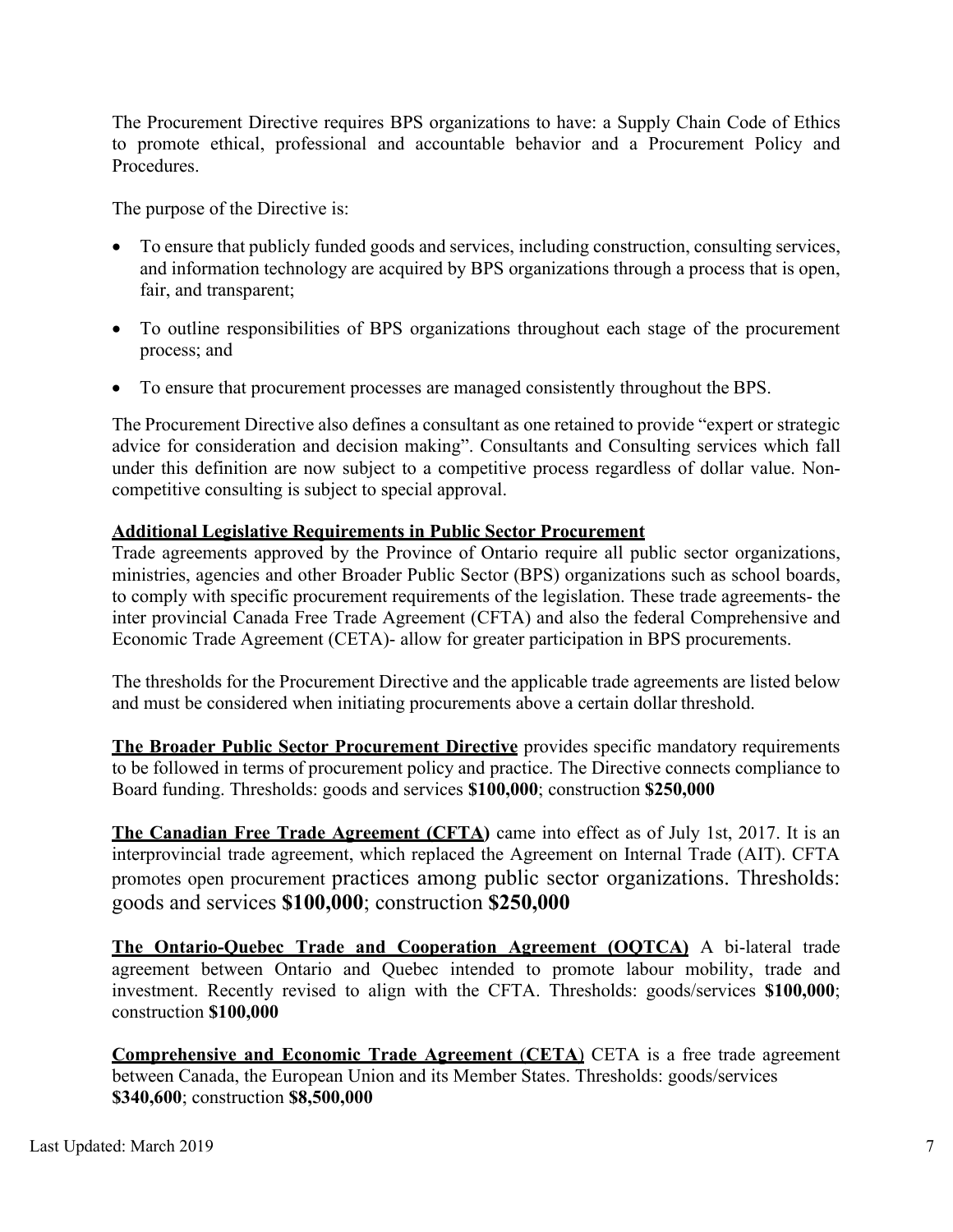The Procurement Directive requires BPS organizations to have: a Supply Chain Code of Ethics to promote ethical, professional and accountable behavior and a Procurement Policy and Procedures.

The purpose of the Directive is:

- To ensure that publicly funded goods and services, including construction, consulting services, and information technology are acquired by BPS organizations through a process that is open, fair, and transparent;
- To outline responsibilities of BPS organizations throughout each stage of the procurement process; and
- To ensure that procurement processes are managed consistently throughout the BPS.

The Procurement Directive also defines a consultant as one retained to provide "expert or strategic advice for consideration and decision making". Consultants and Consulting services which fall under this definition are now subject to a competitive process regardless of dollar value. Non-competitive consulting is subject to special approval.

**Additional Legislative Requirements in Public Sector Procurement**

Trade agreements approved by the Province of Ontario require all public sector organizations, ministries, agencies and other Broader Public Sector (BPS) organizations such as school boards, to comply with specific procurement requirements of the legislation. These trade agreements- the inter provincial Canada Free Trade Agreement (CFTA) and also the federal Comprehensive and Economic Trade Agreement (CETA)- allow for greater participation in BPS procurements.

The thresholds for the Procurement Directive and the applicable trade agreements are listed below and must be considered when initiating procurements above a certain dollar threshold.

**The Broader Public Sector Procurement Directive** provides specific mandatory requirements to be followed in terms of procurement policy and practice. The Directive connects compliance to Board funding. Thresholds: goods and services **$100,000**; construction **$250,000**

**The Canadian Free Trade Agreement (CFTA)** came into effect as of July 1st, 2017. It is an interprovincial trade agreement, which replaced the Agreement on Internal Trade (AIT). CFTA promotes open procurement practices among public sector organizations. Thresholds: goods and services **$100,000**; construction **$250,000**

**The Ontario-Quebec Trade and Cooperation Agreement (OQTCA)** A bi-lateral trade agreement between Ontario and Quebec intended to promote labour mobility, trade and investment. Recently revised to align with the CFTA. Thresholds: goods/services **$100,000**; construction **$100,000**

**Comprehensive and Economic Trade Agreement (CETA)** CETA is a free trade agreement between Canada, the European Union and its Member States. Thresholds: goods/services **$340,600**; construction **$8,500,000**

Last Updated: March 2019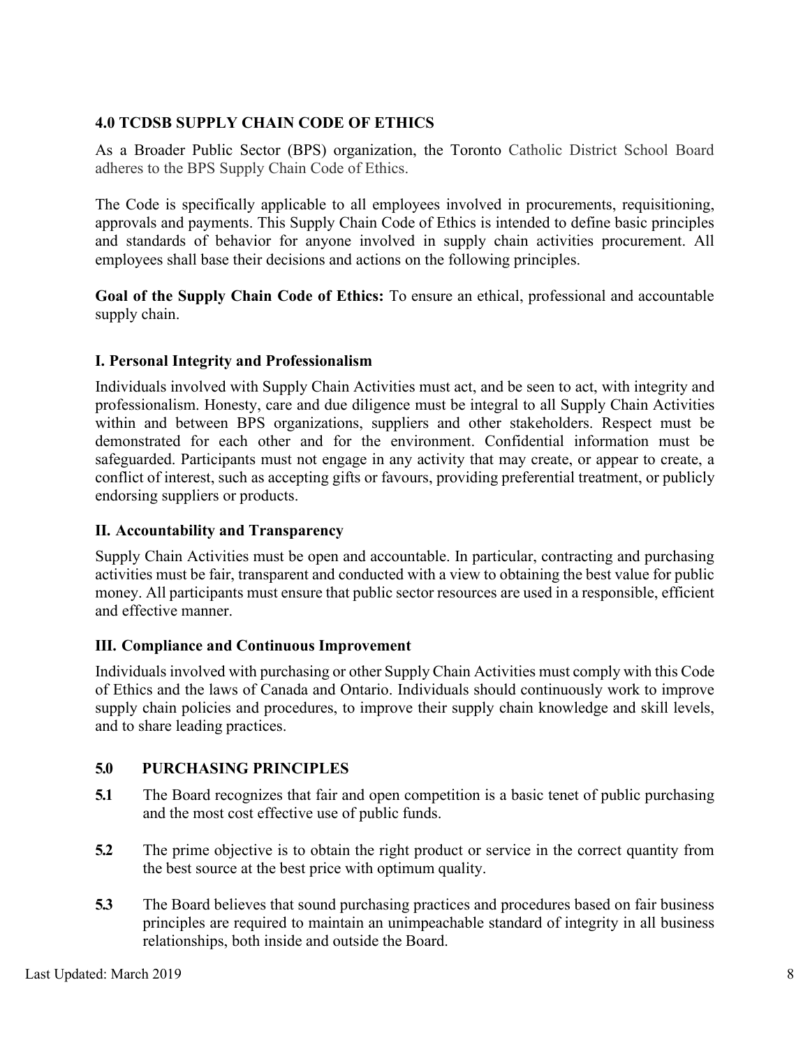## 4.0 TCDSB SUPPLY CHAIN CODE OF ETHICS

As a Broader Public Sector (BPS) organization, the Toronto Catholic District School Board adheres to the BPS Supply Chain Code of Ethics.

The Code is specifically applicable to all employees involved in procurements, requisitioning, approvals and payments. This Supply Chain Code of Ethics is intended to define basic principles and standards of behavior for anyone involved in supply chain activities procurement. All employees shall base their decisions and actions on the following principles.

**Goal of the Supply Chain Code of Ethics:** To ensure an ethical, professional and accountable supply chain.

### I. Personal Integrity and Professionalism

Individuals involved with Supply Chain Activities must act, and be seen to act, with integrity and professionalism. Honesty, care and due diligence must be integral to all Supply Chain Activities within and between BPS organizations, suppliers and other stakeholders. Respect must be demonstrated for each other and for the environment. Confidential information must be safeguarded. Participants must not engage in any activity that may create, or appear to create, a conflict of interest, such as accepting gifts or favours, providing preferential treatment, or publicly endorsing suppliers or products.

### II. Accountability and Transparency

Supply Chain Activities must be open and accountable. In particular, contracting and purchasing activities must be fair, transparent and conducted with a view to obtaining the best value for public money. All participants must ensure that public sector resources are used in a responsible, efficient and effective manner.

### III. Compliance and Continuous Improvement

Individuals involved with purchasing or other Supply Chain Activities must comply with this Code of Ethics and the laws of Canada and Ontario. Individuals should continuously work to improve supply chain policies and procedures, to improve their supply chain knowledge and skill levels, and to share leading practices.

## 5.0 PURCHASING PRINCIPLES

**5.1** The Board recognizes that fair and open competition is a basic tenet of public purchasing and the most cost effective use of public funds.

**5.2** The prime objective is to obtain the right product or service in the correct quantity from the best source at the best price with optimum quality.

**5.3** The Board believes that sound purchasing practices and procedures based on fair business principles are required to maintain an unimpeachable standard of integrity in all business relationships, both inside and outside the Board.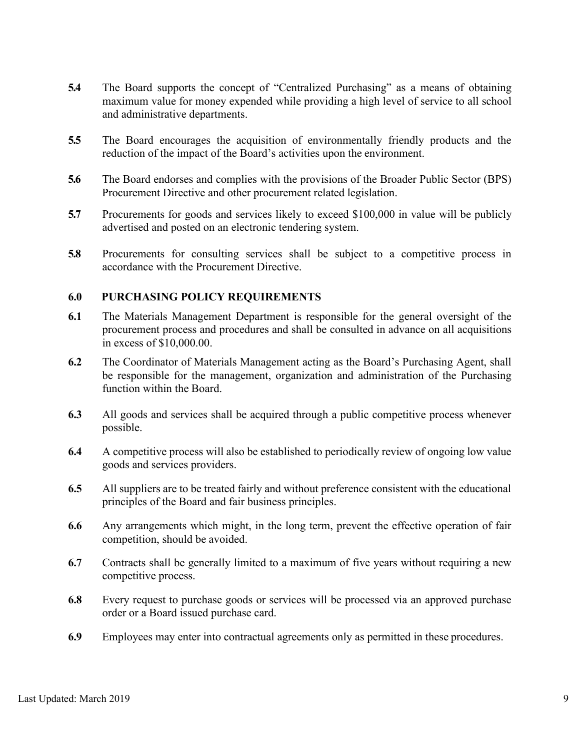**5.4** The Board supports the concept of "Centralized Purchasing" as a means of obtaining maximum value for money expended while providing a high level of service to all school and administrative departments.

**5.5** The Board encourages the acquisition of environmentally friendly products and the reduction of the impact of the Board's activities upon the environment.

**5.6** The Board endorses and complies with the provisions of the Broader Public Sector (BPS) Procurement Directive and other procurement related legislation.

**5.7** Procurements for goods and services likely to exceed $100,000 in value will be publicly advertised and posted on an electronic tendering system.

**5.8** Procurements for consulting services shall be subject to a competitive process in accordance with the Procurement Directive.

## 6.0 PURCHASING POLICY REQUIREMENTS

**6.1** The Materials Management Department is responsible for the general oversight of the procurement process and procedures and shall be consulted in advance on all acquisitions in excess of $10,000.00.

**6.2** The Coordinator of Materials Management acting as the Board's Purchasing Agent, shall be responsible for the management, organization and administration of the Purchasing function within the Board.

**6.3** All goods and services shall be acquired through a public competitive process whenever possible.

**6.4** A competitive process will also be established to periodically review of ongoing low value goods and services providers.

**6.5** All suppliers are to be treated fairly and without preference consistent with the educational principles of the Board and fair business principles.

**6.6** Any arrangements which might, in the long term, prevent the effective operation of fair competition, should be avoided.

**6.7** Contracts shall be generally limited to a maximum of five years without requiring a new competitive process.

**6.8** Every request to purchase goods or services will be processed via an approved purchase order or a Board issued purchase card.

**6.9** Employees may enter into contractual agreements only as permitted in these procedures.

Last Updated: March 2019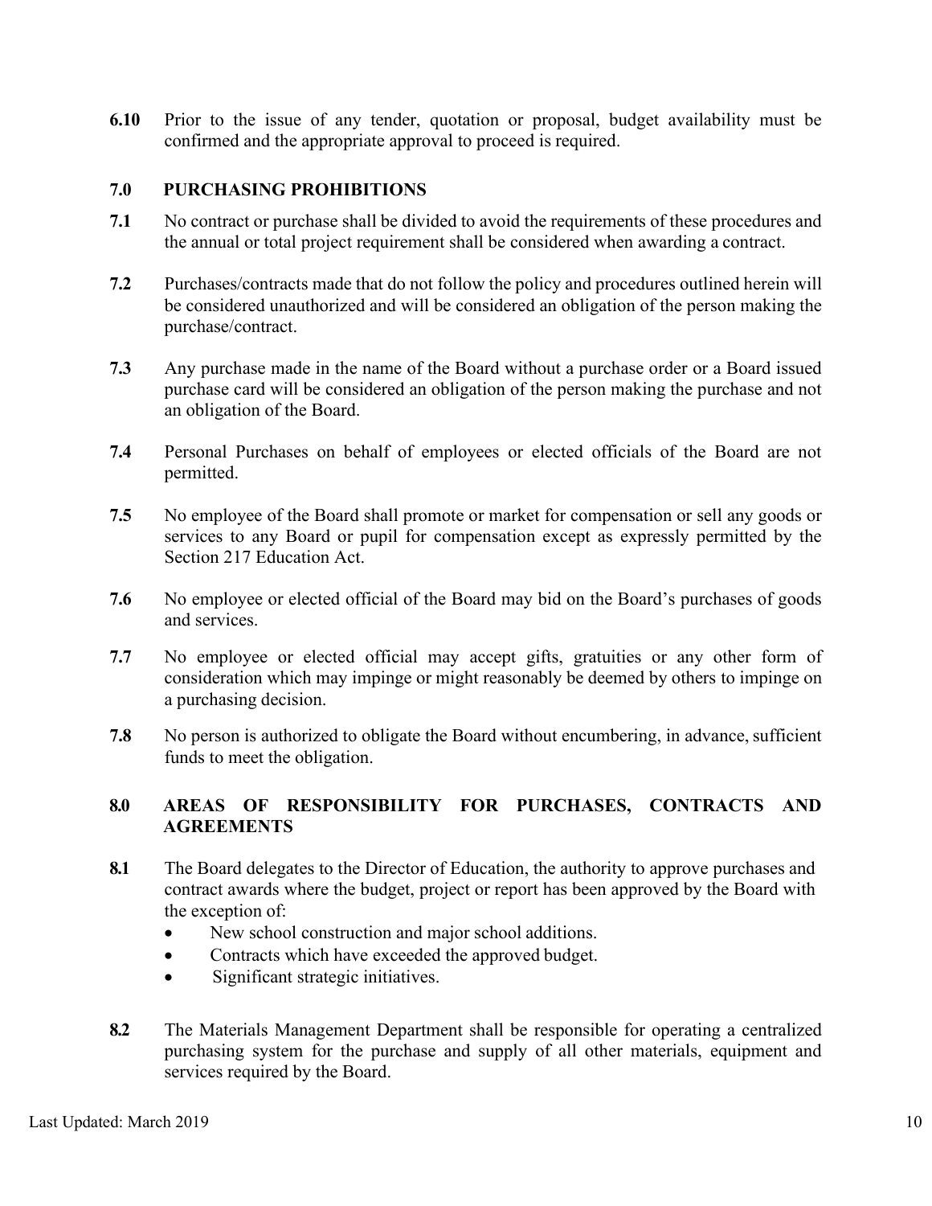**6.10** Prior to the issue of any tender, quotation or proposal, budget availability must be confirmed and the appropriate approval to proceed is required.

## 7.0 PURCHASING PROHIBITIONS

**7.1** No contract or purchase shall be divided to avoid the requirements of these procedures and the annual or total project requirement shall be considered when awarding a contract.

**7.2** Purchases/contracts made that do not follow the policy and procedures outlined herein will be considered unauthorized and will be considered an obligation of the person making the purchase/contract.

**7.3** Any purchase made in the name of the Board without a purchase order or a Board issued purchase card will be considered an obligation of the person making the purchase and not an obligation of the Board.

**7.4** Personal Purchases on behalf of employees or elected officials of the Board are not permitted.

**7.5** No employee of the Board shall promote or market for compensation or sell any goods or services to any Board or pupil for compensation except as expressly permitted by the Section 217 Education Act.

**7.6** No employee or elected official of the Board may bid on the Board's purchases of goods and services.

**7.7** No employee or elected official may accept gifts, gratuities or any other form of consideration which may impinge or might reasonably be deemed by others to impinge on a purchasing decision.

**7.8** No person is authorized to obligate the Board without encumbering, in advance, sufficient funds to meet the obligation.

## 8.0 AREAS OF RESPONSIBILITY FOR PURCHASES, CONTRACTS AND AGREEMENTS

**8.1** The Board delegates to the Director of Education, the authority to approve purchases and contract awards where the budget, project or report has been approved by the Board with the exception of:

- New school construction and major school additions.
- Contracts which have exceeded the approved budget.
- Significant strategic initiatives.

**8.2** The Materials Management Department shall be responsible for operating a centralized purchasing system for the purchase and supply of all other materials, equipment and services required by the Board.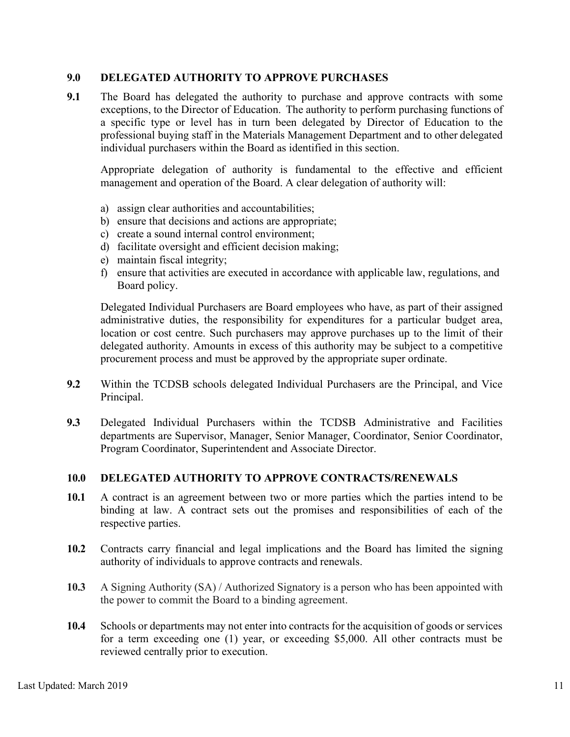## 9.0 DELEGATED AUTHORITY TO APPROVE PURCHASES

**9.1** The Board has delegated the authority to purchase and approve contracts with some exceptions, to the Director of Education. The authority to perform purchasing functions of a specific type or level has in turn been delegated by Director of Education to the professional buying staff in the Materials Management Department and to other delegated individual purchasers within the Board as identified in this section.

Appropriate delegation of authority is fundamental to the effective and efficient management and operation of the Board. A clear delegation of authority will:

a) assign clear authorities and accountabilities;
b) ensure that decisions and actions are appropriate;
c) create a sound internal control environment;
d) facilitate oversight and efficient decision making;
e) maintain fiscal integrity;
f) ensure that activities are executed in accordance with applicable law, regulations, and Board policy.

Delegated Individual Purchasers are Board employees who have, as part of their assigned administrative duties, the responsibility for expenditures for a particular budget area, location or cost centre. Such purchasers may approve purchases up to the limit of their delegated authority. Amounts in excess of this authority may be subject to a competitive procurement process and must be approved by the appropriate super ordinate.

**9.2** Within the TCDSB schools delegated Individual Purchasers are the Principal, and Vice Principal.

**9.3** Delegated Individual Purchasers within the TCDSB Administrative and Facilities departments are Supervisor, Manager, Senior Manager, Coordinator, Senior Coordinator, Program Coordinator, Superintendent and Associate Director.

## 10.0 DELEGATED AUTHORITY TO APPROVE CONTRACTS/RENEWALS

**10.1** A contract is an agreement between two or more parties which the parties intend to be binding at law. A contract sets out the promises and responsibilities of each of the respective parties.

**10.2** Contracts carry financial and legal implications and the Board has limited the signing authority of individuals to approve contracts and renewals.

**10.3** A Signing Authority (SA) / Authorized Signatory is a person who has been appointed with the power to commit the Board to a binding agreement.

**10.4** Schools or departments may not enter into contracts for the acquisition of goods or services for a term exceeding one (1) year, or exceeding $5,000. All other contracts must be reviewed centrally prior to execution.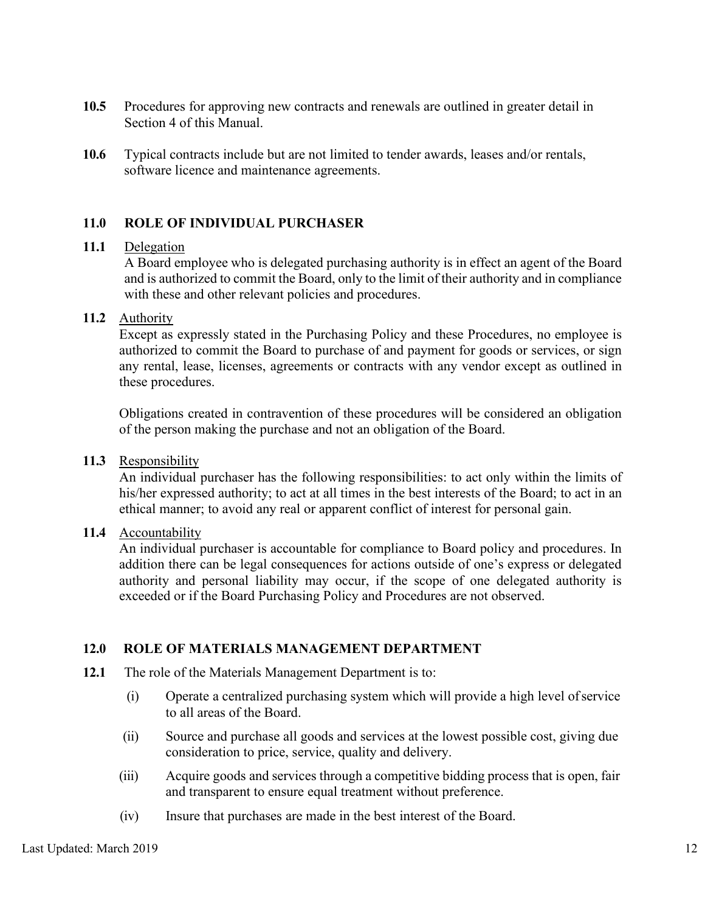**10.5** Procedures for approving new contracts and renewals are outlined in greater detail in Section 4 of this Manual.

**10.6** Typical contracts include but are not limited to tender awards, leases and/or rentals, software licence and maintenance agreements.

## 11.0 ROLE OF INDIVIDUAL PURCHASER

**11.1** Delegation

A Board employee who is delegated purchasing authority is in effect an agent of the Board and is authorized to commit the Board, only to the limit of their authority and in compliance with these and other relevant policies and procedures.

**11.2** Authority

Except as expressly stated in the Purchasing Policy and these Procedures, no employee is authorized to commit the Board to purchase of and payment for goods or services, or sign any rental, lease, licenses, agreements or contracts with any vendor except as outlined in these procedures.

Obligations created in contravention of these procedures will be considered an obligation of the person making the purchase and not an obligation of the Board.

**11.3** Responsibility

An individual purchaser has the following responsibilities: to act only within the limits of his/her expressed authority; to act at all times in the best interests of the Board; to act in an ethical manner; to avoid any real or apparent conflict of interest for personal gain.

**11.4** Accountability

An individual purchaser is accountable for compliance to Board policy and procedures. In addition there can be legal consequences for actions outside of one's express or delegated authority and personal liability may occur, if the scope of one delegated authority is exceeded or if the Board Purchasing Policy and Procedures are not observed.

## 12.0 ROLE OF MATERIALS MANAGEMENT DEPARTMENT

**12.1** The role of the Materials Management Department is to:

(i) Operate a centralized purchasing system which will provide a high level of service to all areas of the Board.

(ii) Source and purchase all goods and services at the lowest possible cost, giving due consideration to price, service, quality and delivery.

(iii) Acquire goods and services through a competitive bidding process that is open, fair and transparent to ensure equal treatment without preference.

(iv) Insure that purchases are made in the best interest of the Board.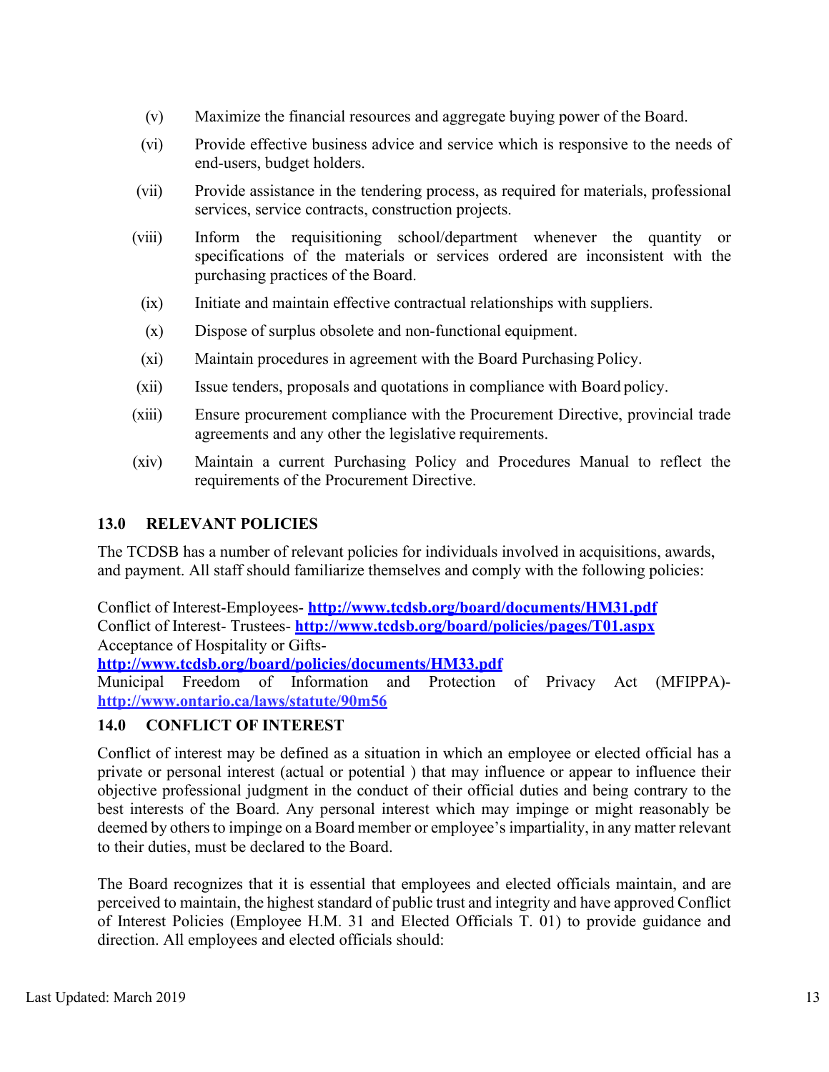(v) Maximize the financial resources and aggregate buying power of the Board.

(vi) Provide effective business advice and service which is responsive to the needs of end-users, budget holders.

(vii) Provide assistance in the tendering process, as required for materials, professional services, service contracts, construction projects.

(viii) Inform the requisitioning school/department whenever the quantity or specifications of the materials or services ordered are inconsistent with the purchasing practices of the Board.

(ix) Initiate and maintain effective contractual relationships with suppliers.

(x) Dispose of surplus obsolete and non-functional equipment.

(xi) Maintain procedures in agreement with the Board Purchasing Policy.

(xii) Issue tenders, proposals and quotations in compliance with Board policy.

(xiii) Ensure procurement compliance with the Procurement Directive, provincial trade agreements and any other the legislative requirements.

(xiv) Maintain a current Purchasing Policy and Procedures Manual to reflect the requirements of the Procurement Directive.

## 13.0 RELEVANT POLICIES

The TCDSB has a number of relevant policies for individuals involved in acquisitions, awards, and payment. All staff should familiarize themselves and comply with the following policies:

Conflict of Interest-Employees- **http://www.tcdsb.org/board/documents/HM31.pdf**
Conflict of Interest- Trustees- **http://www.tcdsb.org/board/policies/pages/T01.aspx**
Acceptance of Hospitality or Gifts-
**http://www.tcdsb.org/board/policies/documents/HM33.pdf**
Municipal Freedom of Information and Protection of Privacy Act (MFIPPA)- **http://www.ontario.ca/laws/statute/90m56**

## 14.0 CONFLICT OF INTEREST

Conflict of interest may be defined as a situation in which an employee or elected official has a private or personal interest (actual or potential ) that may influence or appear to influence their objective professional judgment in the conduct of their official duties and being contrary to the best interests of the Board. Any personal interest which may impinge or might reasonably be deemed by others to impinge on a Board member or employee's impartiality, in any matter relevant to their duties, must be declared to the Board.

The Board recognizes that it is essential that employees and elected officials maintain, and are perceived to maintain, the highest standard of public trust and integrity and have approved Conflict of Interest Policies (Employee H.M. 31 and Elected Officials T. 01) to provide guidance and direction. All employees and elected officials should: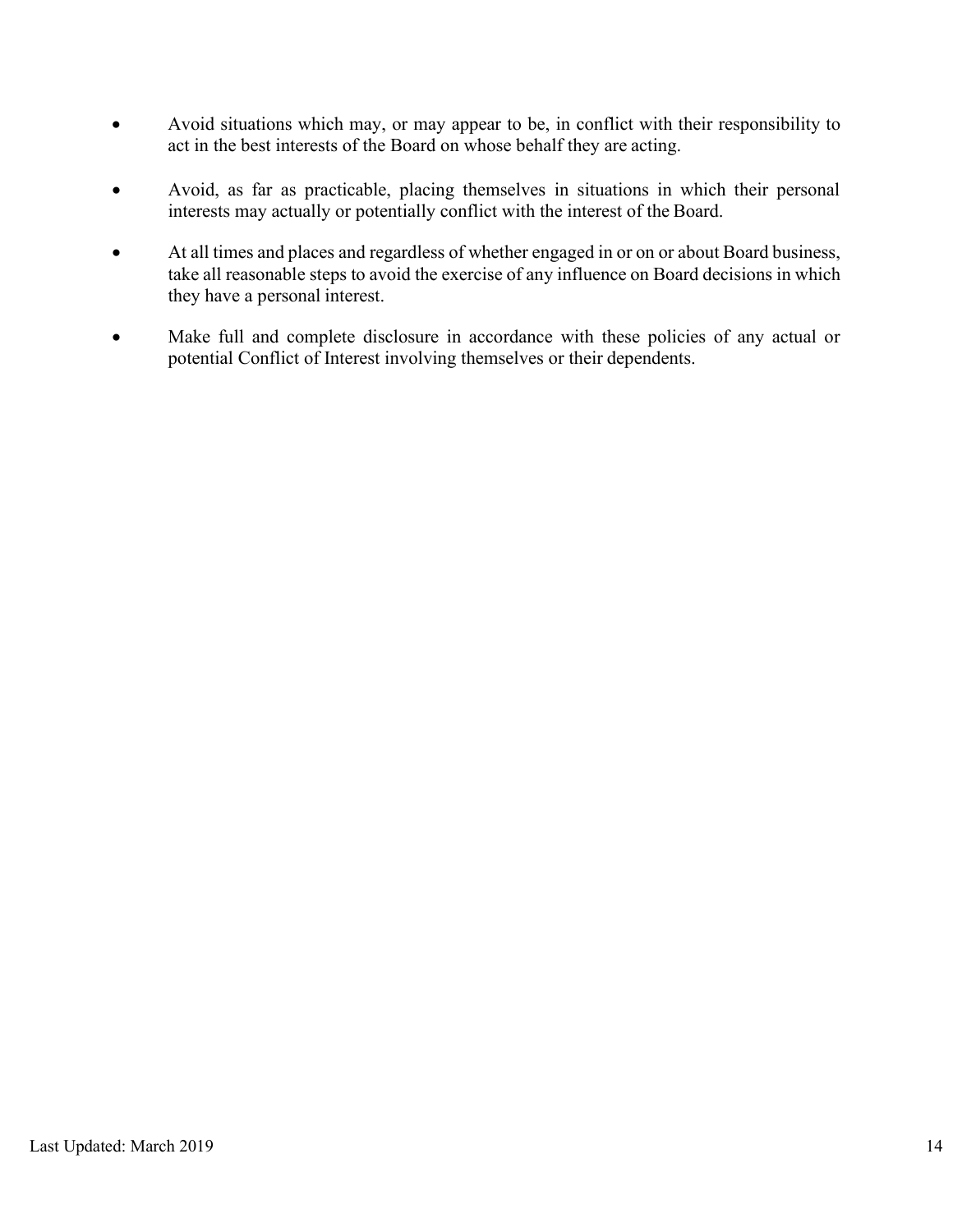- Avoid situations which may, or may appear to be, in conflict with their responsibility to act in the best interests of the Board on whose behalf they are acting.

- Avoid, as far as practicable, placing themselves in situations in which their personal interests may actually or potentially conflict with the interest of the Board.

- At all times and places and regardless of whether engaged in or on or about Board business, take all reasonable steps to avoid the exercise of any influence on Board decisions in which they have a personal interest.

- Make full and complete disclosure in accordance with these policies of any actual or potential Conflict of Interest involving themselves or their dependents.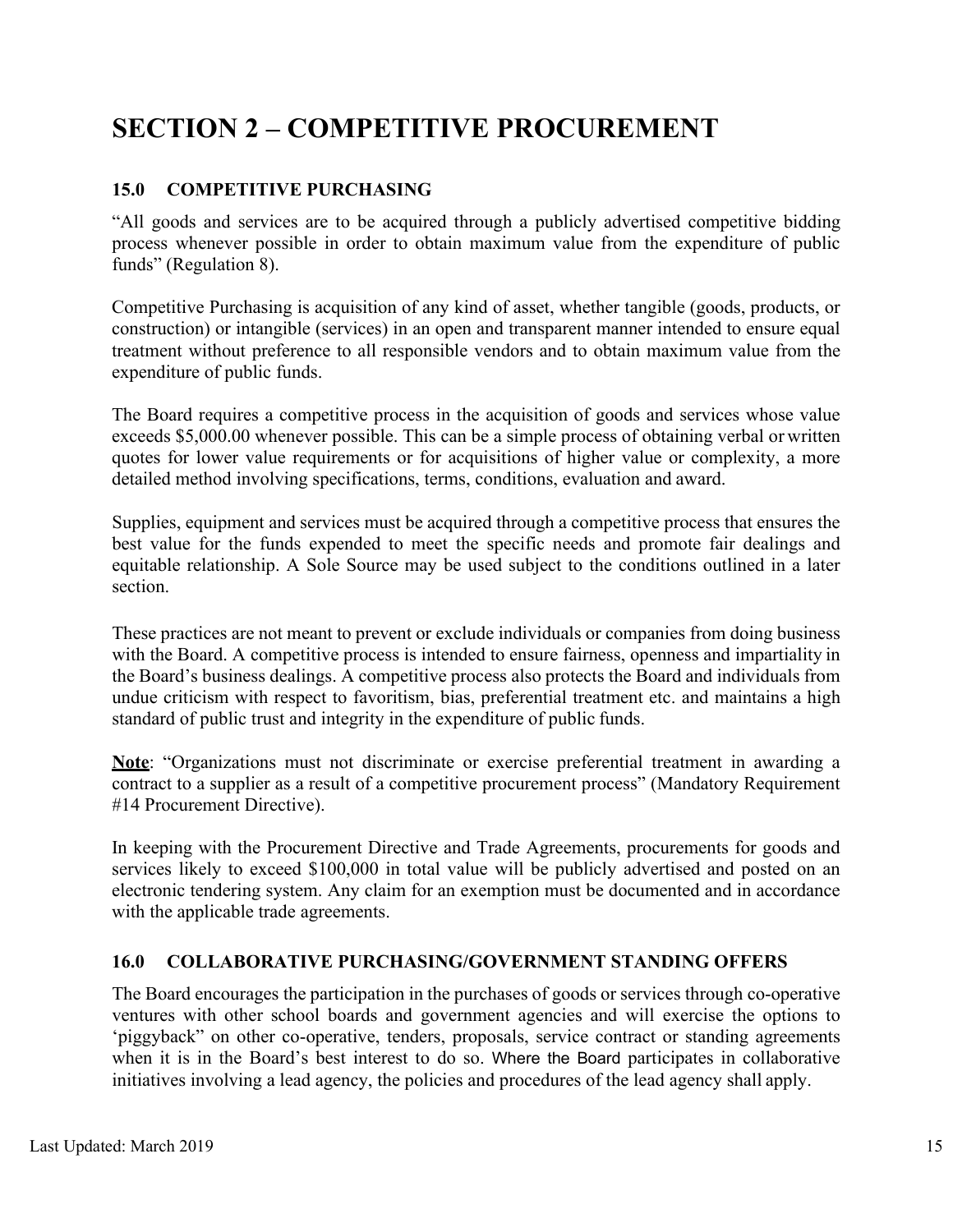# SECTION 2 – COMPETITIVE PROCUREMENT

## 15.0 COMPETITIVE PURCHASING

"All goods and services are to be acquired through a publicly advertised competitive bidding process whenever possible in order to obtain maximum value from the expenditure of public funds" (Regulation 8).

Competitive Purchasing is acquisition of any kind of asset, whether tangible (goods, products, or construction) or intangible (services) in an open and transparent manner intended to ensure equal treatment without preference to all responsible vendors and to obtain maximum value from the expenditure of public funds.

The Board requires a competitive process in the acquisition of goods and services whose value exceeds $5,000.00 whenever possible. This can be a simple process of obtaining verbal or written quotes for lower value requirements or for acquisitions of higher value or complexity, a more detailed method involving specifications, terms, conditions, evaluation and award.

Supplies, equipment and services must be acquired through a competitive process that ensures the best value for the funds expended to meet the specific needs and promote fair dealings and equitable relationship. A Sole Source may be used subject to the conditions outlined in a later section.

These practices are not meant to prevent or exclude individuals or companies from doing business with the Board. A competitive process is intended to ensure fairness, openness and impartiality in the Board's business dealings. A competitive process also protects the Board and individuals from undue criticism with respect to favoritism, bias, preferential treatment etc. and maintains a high standard of public trust and integrity in the expenditure of public funds.

**Note**: "Organizations must not discriminate or exercise preferential treatment in awarding a contract to a supplier as a result of a competitive procurement process" (Mandatory Requirement #14 Procurement Directive).

In keeping with the Procurement Directive and Trade Agreements, procurements for goods and services likely to exceed $100,000 in total value will be publicly advertised and posted on an electronic tendering system. Any claim for an exemption must be documented and in accordance with the applicable trade agreements.

## 16.0 COLLABORATIVE PURCHASING/GOVERNMENT STANDING OFFERS

The Board encourages the participation in the purchases of goods or services through co-operative ventures with other school boards and government agencies and will exercise the options to 'piggyback" on other co-operative, tenders, proposals, service contract or standing agreements when it is in the Board's best interest to do so. Where the Board participates in collaborative initiatives involving a lead agency, the policies and procedures of the lead agency shall apply.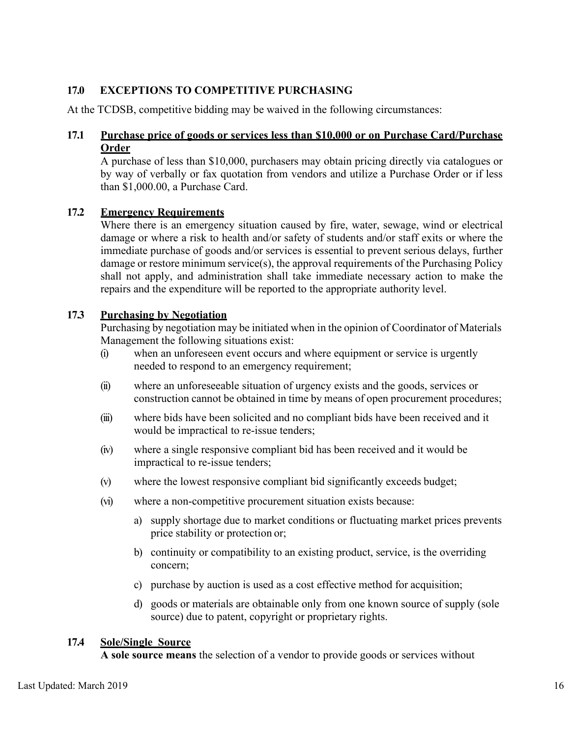## 17.0 EXCEPTIONS TO COMPETITIVE PURCHASING

At the TCDSB, competitive bidding may be waived in the following circumstances:

### 17.1 Purchase price of goods or services less than $10,000 or on Purchase Card/Purchase Order

A purchase of less than $10,000, purchasers may obtain pricing directly via catalogues or by way of verbally or fax quotation from vendors and utilize a Purchase Order or if less than $1,000.00, a Purchase Card.

### 17.2 Emergency Requirements

Where there is an emergency situation caused by fire, water, sewage, wind or electrical damage or where a risk to health and/or safety of students and/or staff exits or where the immediate purchase of goods and/or services is essential to prevent serious delays, further damage or restore minimum service(s), the approval requirements of the Purchasing Policy shall not apply, and administration shall take immediate necessary action to make the repairs and the expenditure will be reported to the appropriate authority level.

### 17.3 Purchasing by Negotiation

Purchasing by negotiation may be initiated when in the opinion of Coordinator of Materials Management the following situations exist:

(i) when an unforeseen event occurs and where equipment or service is urgently needed to respond to an emergency requirement;

(ii) where an unforeseeable situation of urgency exists and the goods, services or construction cannot be obtained in time by means of open procurement procedures;

(iii) where bids have been solicited and no compliant bids have been received and it would be impractical to re-issue tenders;

(iv) where a single responsive compliant bid has been received and it would be impractical to re-issue tenders;

(v) where the lowest responsive compliant bid significantly exceeds budget;

(vi) where a non-competitive procurement situation exists because:

a) supply shortage due to market conditions or fluctuating market prices prevents price stability or protection or;

b) continuity or compatibility to an existing product, service, is the overriding concern;

c) purchase by auction is used as a cost effective method for acquisition;

d) goods or materials are obtainable only from one known source of supply (sole source) due to patent, copyright or proprietary rights.

### 17.4 Sole/Single Source

**A sole source means** the selection of a vendor to provide goods or services without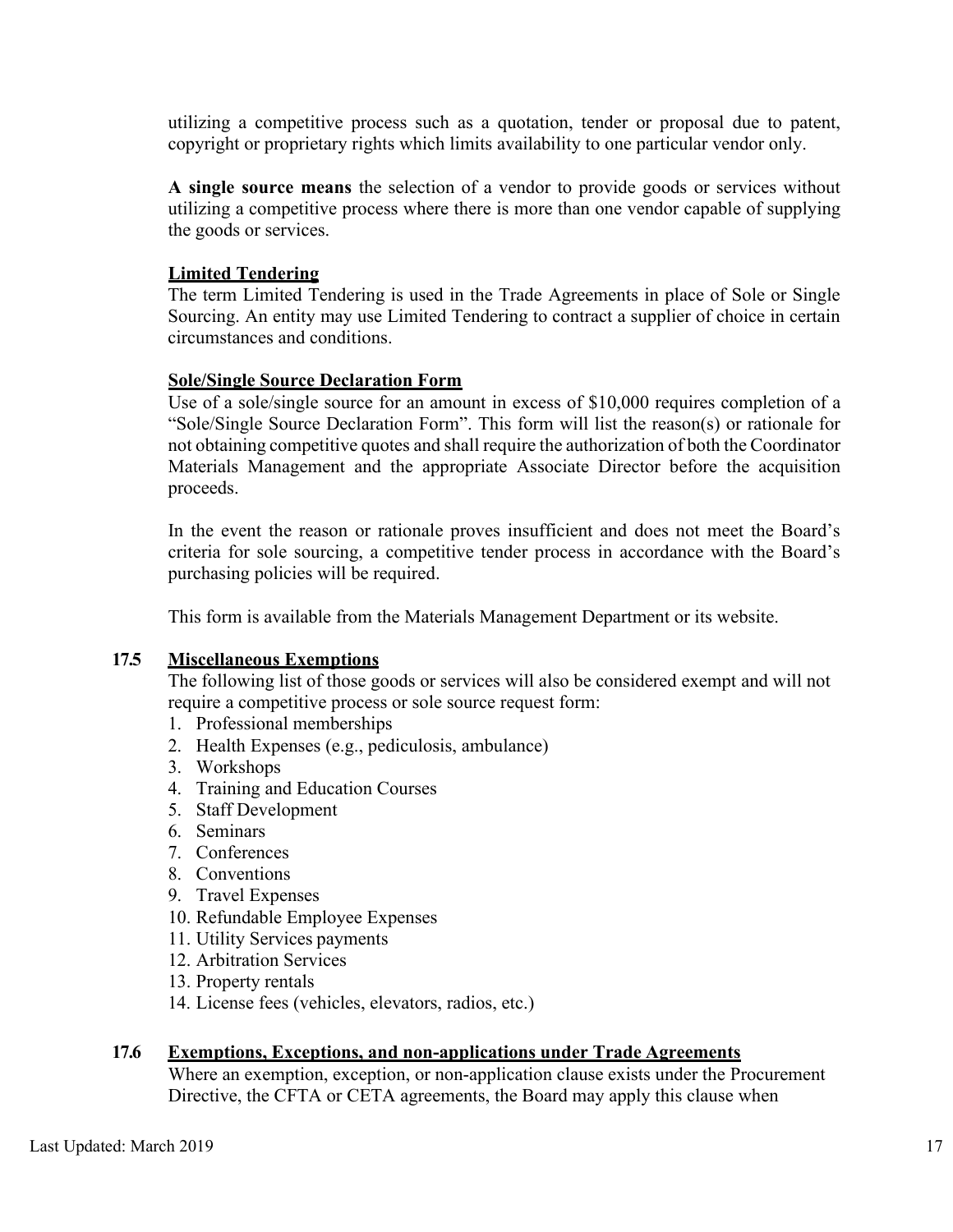utilizing a competitive process such as a quotation, tender or proposal due to patent, copyright or proprietary rights which limits availability to one particular vendor only.

**A single source means** the selection of a vendor to provide goods or services without utilizing a competitive process where there is more than one vendor capable of supplying the goods or services.

**Limited Tendering**

The term Limited Tendering is used in the Trade Agreements in place of Sole or Single Sourcing. An entity may use Limited Tendering to contract a supplier of choice in certain circumstances and conditions.

**Sole/Single Source Declaration Form**

Use of a sole/single source for an amount in excess of $10,000 requires completion of a "Sole/Single Source Declaration Form". This form will list the reason(s) or rationale for not obtaining competitive quotes and shall require the authorization of both the Coordinator Materials Management and the appropriate Associate Director before the acquisition proceeds.

In the event the reason or rationale proves insufficient and does not meet the Board's criteria for sole sourcing, a competitive tender process in accordance with the Board's purchasing policies will be required.

This form is available from the Materials Management Department or its website.

### 17.5 Miscellaneous Exemptions

The following list of those goods or services will also be considered exempt and will not require a competitive process or sole source request form:

1. Professional memberships
2. Health Expenses (e.g., pediculosis, ambulance)
3. Workshops
4. Training and Education Courses
5. Staff Development
6. Seminars
7. Conferences
8. Conventions
9. Travel Expenses
10. Refundable Employee Expenses
11. Utility Services payments
12. Arbitration Services
13. Property rentals
14. License fees (vehicles, elevators, radios, etc.)

### 17.6 Exemptions, Exceptions, and non-applications under Trade Agreements

Where an exemption, exception, or non-application clause exists under the Procurement Directive, the CFTA or CETA agreements, the Board may apply this clause when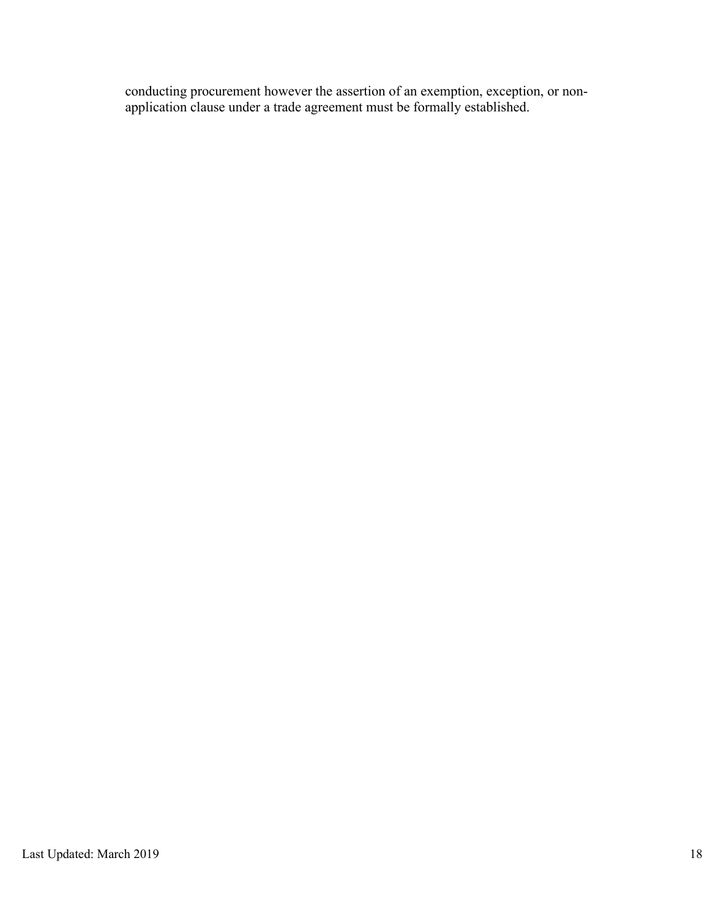conducting procurement however the assertion of an exemption, exception, or non-application clause under a trade agreement must be formally established.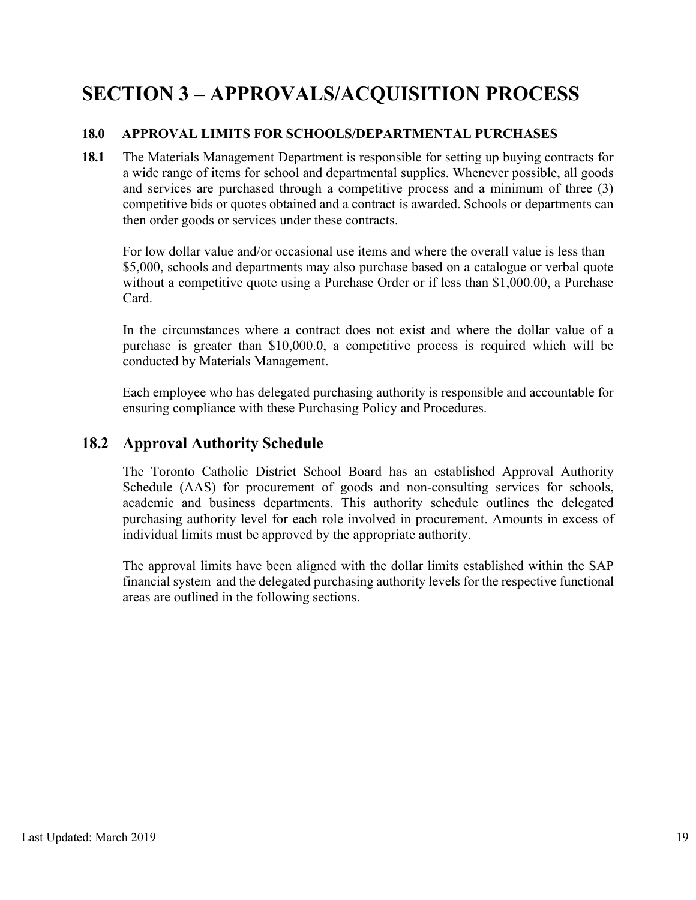# SECTION 3 – APPROVALS/ACQUISITION PROCESS

### 18.0 APPROVAL LIMITS FOR SCHOOLS/DEPARTMENTAL PURCHASES

**18.1** The Materials Management Department is responsible for setting up buying contracts for a wide range of items for school and departmental supplies. Whenever possible, all goods and services are purchased through a competitive process and a minimum of three (3) competitive bids or quotes obtained and a contract is awarded. Schools or departments can then order goods or services under these contracts.

For low dollar value and/or occasional use items and where the overall value is less than $5,000, schools and departments may also purchase based on a catalogue or verbal quote without a competitive quote using a Purchase Order or if less than $1,000.00, a Purchase Card.

In the circumstances where a contract does not exist and where the dollar value of a purchase is greater than $10,000.0, a competitive process is required which will be conducted by Materials Management.

Each employee who has delegated purchasing authority is responsible and accountable for ensuring compliance with these Purchasing Policy and Procedures.

## 18.2 Approval Authority Schedule

The Toronto Catholic District School Board has an established Approval Authority Schedule (AAS) for procurement of goods and non-consulting services for schools, academic and business departments. This authority schedule outlines the delegated purchasing authority level for each role involved in procurement. Amounts in excess of individual limits must be approved by the appropriate authority.

The approval limits have been aligned with the dollar limits established within the SAP financial system and the delegated purchasing authority levels for the respective functional areas are outlined in the following sections.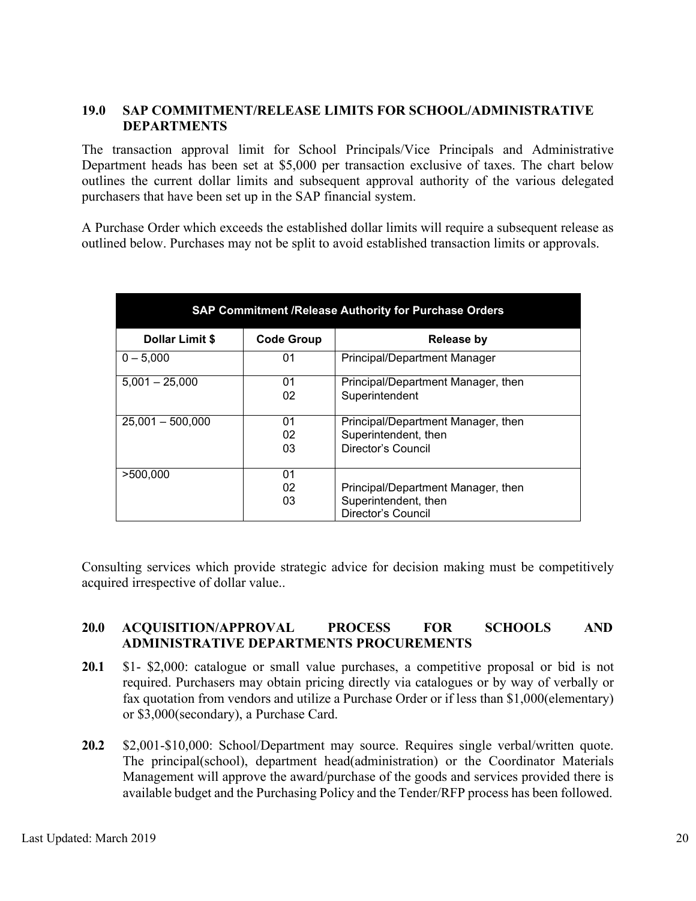## 19.0 SAP COMMITMENT/RELEASE LIMITS FOR SCHOOL/ADMINISTRATIVE DEPARTMENTS

The transaction approval limit for School Principals/Vice Principals and Administrative Department heads has been set at $5,000 per transaction exclusive of taxes. The chart below outlines the current dollar limits and subsequent approval authority of the various delegated purchasers that have been set up in the SAP financial system.

A Purchase Order which exceeds the established dollar limits will require a subsequent release as outlined below. Purchases may not be split to avoid established transaction limits or approvals.

| SAP Commitment /Release Authority for Purchase Orders | | |
|---|---|---|
| **Dollar Limit $** | **Code Group** | **Release by** |
| 0 – 5,000 | 01 | Principal/Department Manager |
| 5,001 – 25,000 | 01<br>02 | Principal/Department Manager, then<br>Superintendent |
| 25,001 – 500,000 | 01<br>02<br>03 | Principal/Department Manager, then<br>Superintendent, then<br>Director's Council |
| >500,000 | 01<br>02<br>03 | Principal/Department Manager, then<br>Superintendent, then<br>Director's Council |

Consulting services which provide strategic advice for decision making must be competitively acquired irrespective of dollar value..

## 20.0 ACQUISITION/APPROVAL PROCESS FOR SCHOOLS AND ADMINISTRATIVE DEPARTMENTS PROCUREMENTS

**20.1** $1- $2,000: catalogue or small value purchases, a competitive proposal or bid is not required. Purchasers may obtain pricing directly via catalogues or by way of verbally or fax quotation from vendors and utilize a Purchase Order or if less than $1,000(elementary) or $3,000(secondary), a Purchase Card.

**20.2** $2,001-$10,000: School/Department may source. Requires single verbal/written quote. The principal(school), department head(administration) or the Coordinator Materials Management will approve the award/purchase of the goods and services provided there is available budget and the Purchasing Policy and the Tender/RFP process has been followed.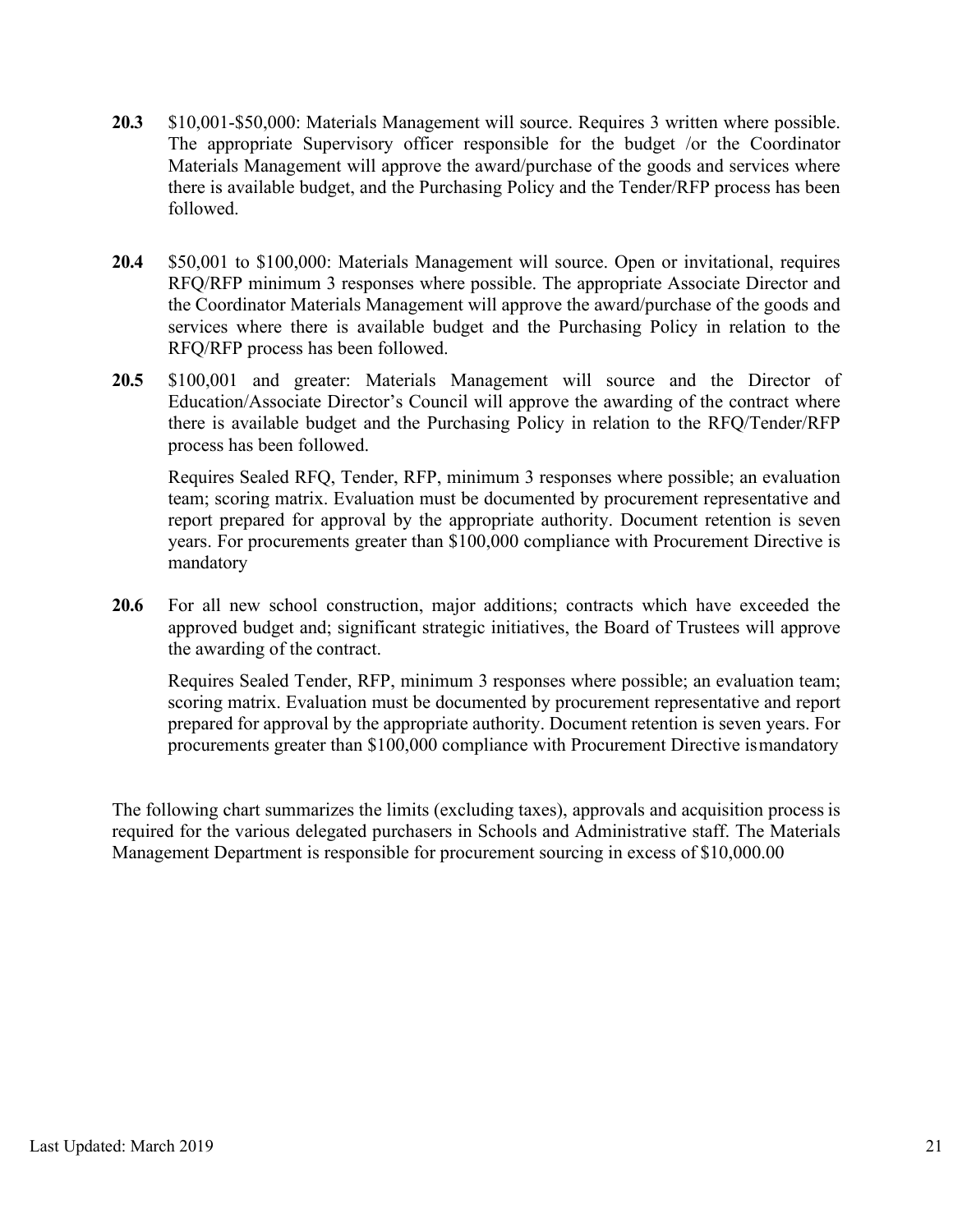**20.3** $10,001-$50,000: Materials Management will source. Requires 3 written where possible. The appropriate Supervisory officer responsible for the budget /or the Coordinator Materials Management will approve the award/purchase of the goods and services where there is available budget, and the Purchasing Policy and the Tender/RFP process has been followed.

**20.4** $50,001 to $100,000: Materials Management will source. Open or invitational, requires RFQ/RFP minimum 3 responses where possible. The appropriate Associate Director and the Coordinator Materials Management will approve the award/purchase of the goods and services where there is available budget and the Purchasing Policy in relation to the RFQ/RFP process has been followed.

**20.5** $100,001 and greater: Materials Management will source and the Director of Education/Associate Director's Council will approve the awarding of the contract where there is available budget and the Purchasing Policy in relation to the RFQ/Tender/RFP process has been followed.

Requires Sealed RFQ, Tender, RFP, minimum 3 responses where possible; an evaluation team; scoring matrix. Evaluation must be documented by procurement representative and report prepared for approval by the appropriate authority. Document retention is seven years. For procurements greater than $100,000 compliance with Procurement Directive is mandatory

**20.6** For all new school construction, major additions; contracts which have exceeded the approved budget and; significant strategic initiatives, the Board of Trustees will approve the awarding of the contract.

Requires Sealed Tender, RFP, minimum 3 responses where possible; an evaluation team; scoring matrix. Evaluation must be documented by procurement representative and report prepared for approval by the appropriate authority. Document retention is seven years. For procurements greater than $100,000 compliance with Procurement Directive is mandatory

The following chart summarizes the limits (excluding taxes), approvals and acquisition process is required for the various delegated purchasers in Schools and Administrative staff. The Materials Management Department is responsible for procurement sourcing in excess of $10,000.00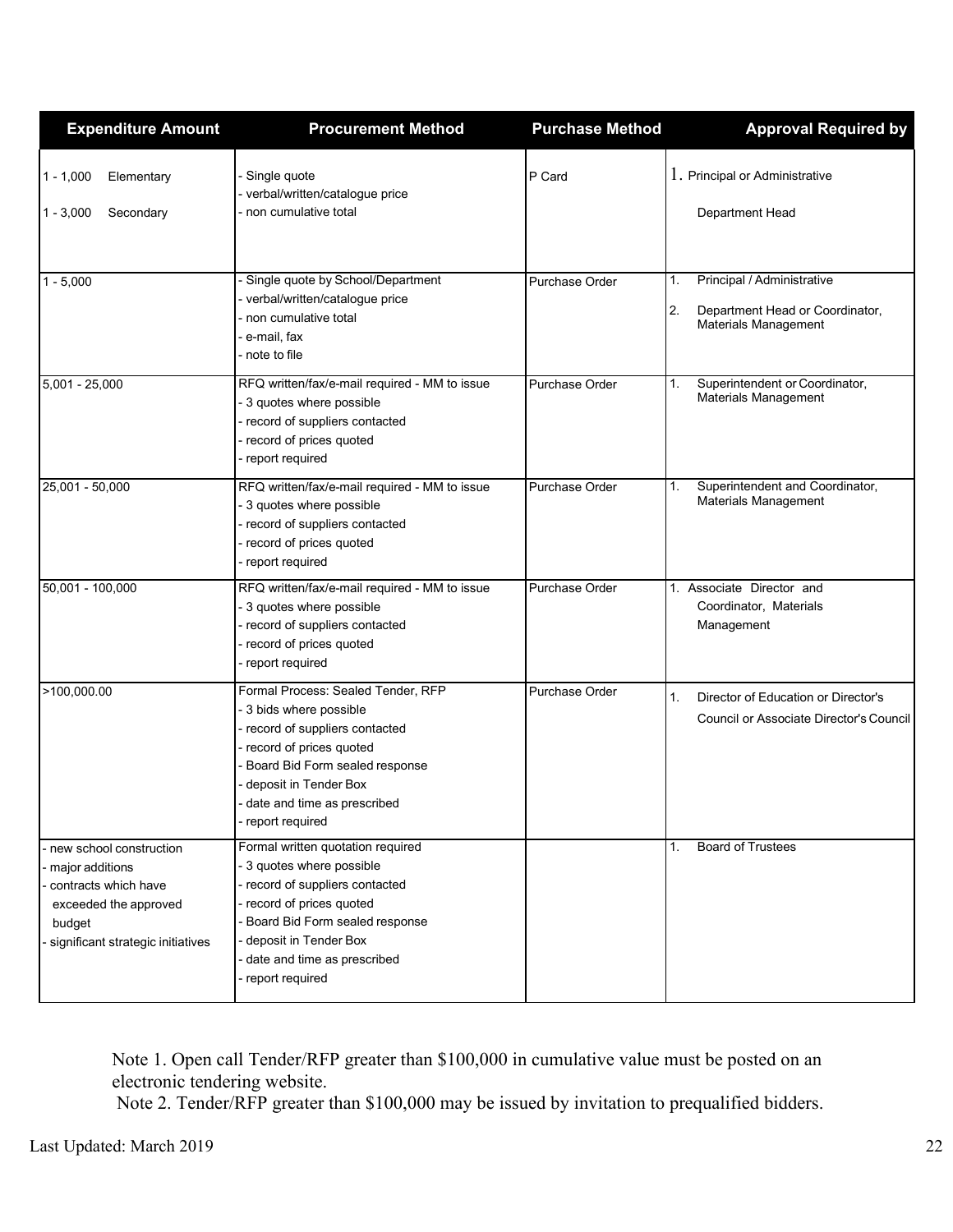| Expenditure Amount | Procurement Method | Purchase Method | Approval Required by |
|---|---|---|---|
| 1 - 1,000 Elementary<br><br>1 - 3,000 Secondary | - Single quote<br>- verbal/written/catalogue price<br>- non cumulative total | P Card | 1. Principal or Administrative Department Head |
| 1 - 5,000 | - Single quote by School/Department<br>- verbal/written/catalogue price<br>- non cumulative total<br>- e-mail, fax<br>- note to file | Purchase Order | 1. Principal / Administrative<br>2. Department Head or Coordinator, Materials Management |
| 5,001 - 25,000 | RFQ written/fax/e-mail required - MM to issue<br>- 3 quotes where possible<br>- record of suppliers contacted<br>- record of prices quoted<br>- report required | Purchase Order | 1. Superintendent or Coordinator, Materials Management |
| 25,001 - 50,000 | RFQ written/fax/e-mail required - MM to issue<br>- 3 quotes where possible<br>- record of suppliers contacted<br>- record of prices quoted<br>- report required | Purchase Order | 1. Superintendent and Coordinator, Materials Management |
| 50,001 - 100,000 | RFQ written/fax/e-mail required - MM to issue<br>- 3 quotes where possible<br>- record of suppliers contacted<br>- record of prices quoted<br>- report required | Purchase Order | 1. Associate Director and Coordinator, Materials Management |
| >100,000.00 | Formal Process: Sealed Tender, RFP<br>- 3 bids where possible<br>- record of suppliers contacted<br>- record of prices quoted<br>- Board Bid Form sealed response<br>- deposit in Tender Box<br>- date and time as prescribed<br>- report required | Purchase Order | 1. Director of Education or Director's Council or Associate Director's Council |
| - new school construction<br>- major additions<br>- contracts which have exceeded the approved budget<br>- significant strategic initiatives | Formal written quotation required<br>- 3 quotes where possible<br>- record of suppliers contacted<br>- record of prices quoted<br>- Board Bid Form sealed response<br>- deposit in Tender Box<br>- date and time as prescribed<br>- report required | | 1. Board of Trustees |

Note 1. Open call Tender/RFP greater than $100,000 in cumulative value must be posted on an electronic tendering website.

Note 2. Tender/RFP greater than $100,000 may be issued by invitation to prequalified bidders.

Last Updated: March 2019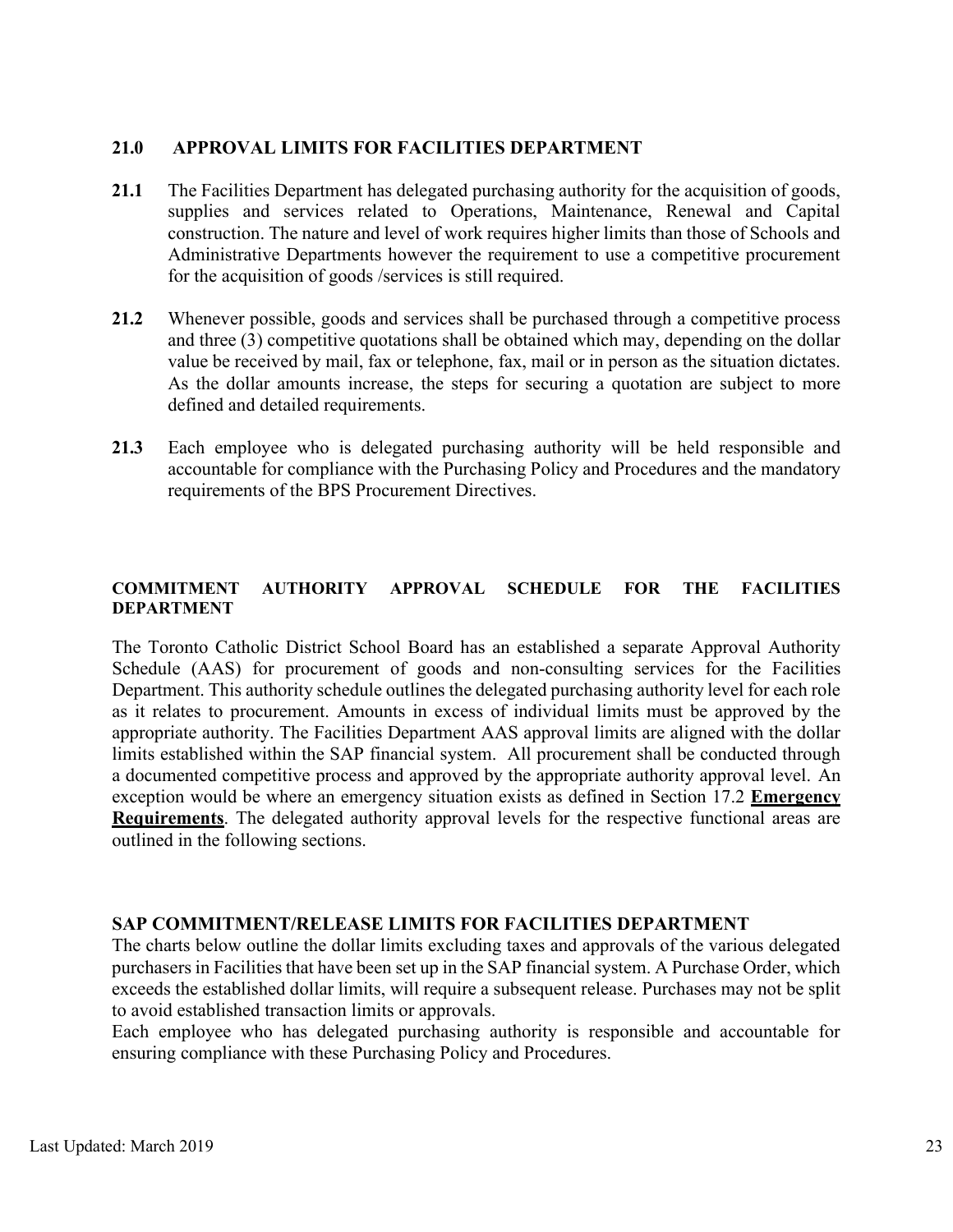## 21.0 APPROVAL LIMITS FOR FACILITIES DEPARTMENT

**21.1** The Facilities Department has delegated purchasing authority for the acquisition of goods, supplies and services related to Operations, Maintenance, Renewal and Capital construction. The nature and level of work requires higher limits than those of Schools and Administrative Departments however the requirement to use a competitive procurement for the acquisition of goods /services is still required.

**21.2** Whenever possible, goods and services shall be purchased through a competitive process and three (3) competitive quotations shall be obtained which may, depending on the dollar value be received by mail, fax or telephone, fax, mail or in person as the situation dictates. As the dollar amounts increase, the steps for securing a quotation are subject to more defined and detailed requirements.

**21.3** Each employee who is delegated purchasing authority will be held responsible and accountable for compliance with the Purchasing Policy and Procedures and the mandatory requirements of the BPS Procurement Directives.

### COMMITMENT AUTHORITY APPROVAL SCHEDULE FOR THE FACILITIES DEPARTMENT

The Toronto Catholic District School Board has an established a separate Approval Authority Schedule (AAS) for procurement of goods and non-consulting services for the Facilities Department. This authority schedule outlines the delegated purchasing authority level for each role as it relates to procurement. Amounts in excess of individual limits must be approved by the appropriate authority. The Facilities Department AAS approval limits are aligned with the dollar limits established within the SAP financial system. All procurement shall be conducted through a documented competitive process and approved by the appropriate authority approval level. An exception would be where an emergency situation exists as defined in Section 17.2 **Emergency Requirements**. The delegated authority approval levels for the respective functional areas are outlined in the following sections.

### SAP COMMITMENT/RELEASE LIMITS FOR FACILITIES DEPARTMENT

The charts below outline the dollar limits excluding taxes and approvals of the various delegated purchasers in Facilities that have been set up in the SAP financial system. A Purchase Order, which exceeds the established dollar limits, will require a subsequent release. Purchases may not be split to avoid established transaction limits or approvals.

Each employee who has delegated purchasing authority is responsible and accountable for ensuring compliance with these Purchasing Policy and Procedures.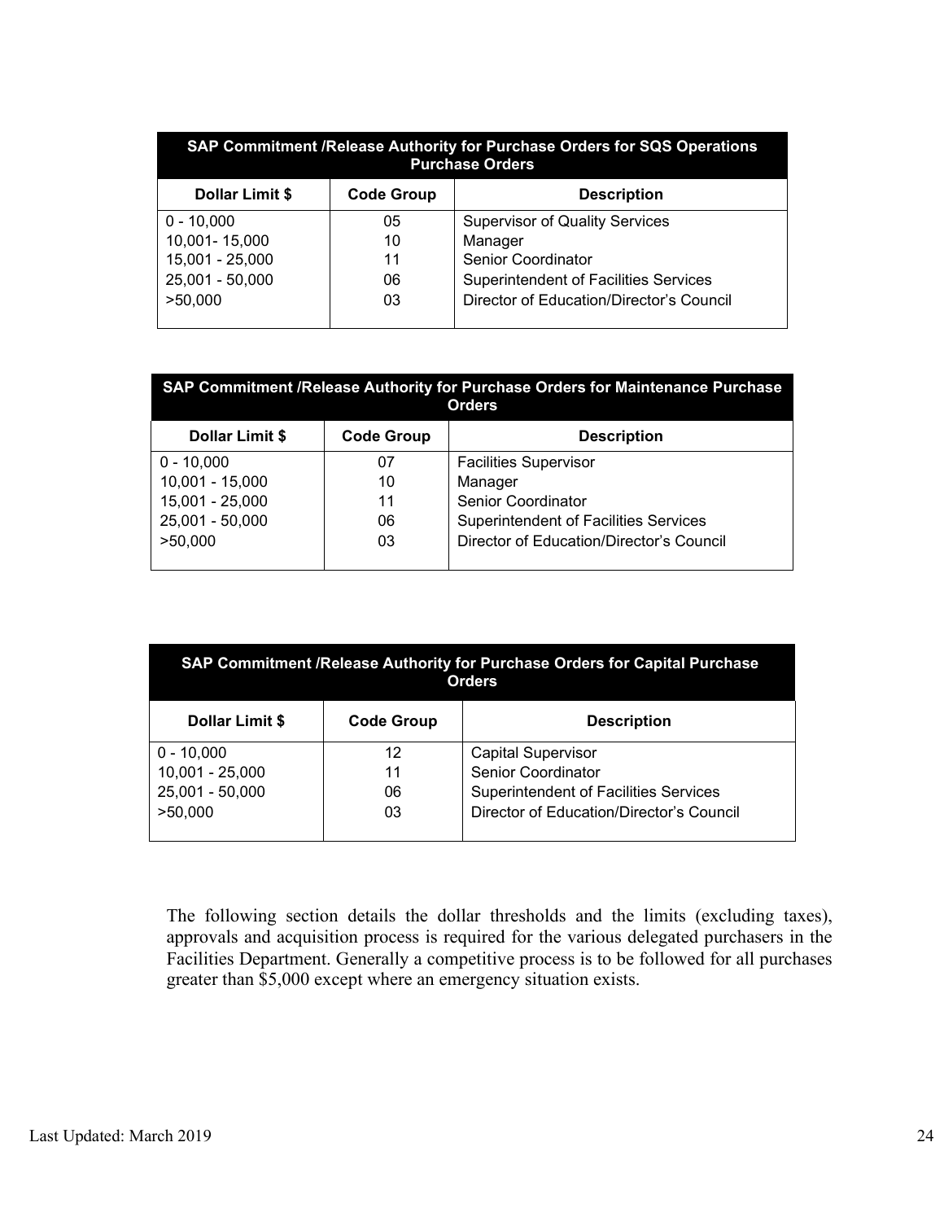| SAP Commitment /Release Authority for Purchase Orders for SQS Operations Purchase Orders | | |
|---|---|---|
| **Dollar Limit $** | **Code Group** | **Description** |
| 0 - 10,000 | 05 | Supervisor of Quality Services |
| 10,001- 15,000 | 10 | Manager |
| 15,001 - 25,000 | 11 | Senior Coordinator |
| 25,001 - 50,000 | 06 | Superintendent of Facilities Services |
| >50,000 | 03 | Director of Education/Director's Council |

| SAP Commitment /Release Authority for Purchase Orders for Maintenance Purchase Orders | | |
|---|---|---|
| **Dollar Limit $** | **Code Group** | **Description** |
| 0 - 10,000 | 07 | Facilities Supervisor |
| 10,001 - 15,000 | 10 | Manager |
| 15,001 - 25,000 | 11 | Senior Coordinator |
| 25,001 - 50,000 | 06 | Superintendent of Facilities Services |
| >50,000 | 03 | Director of Education/Director's Council |

| SAP Commitment /Release Authority for Purchase Orders for Capital Purchase Orders | | |
|---|---|---|
| **Dollar Limit $** | **Code Group** | **Description** |
| 0 - 10,000 | 12 | Capital Supervisor |
| 10,001 - 25,000 | 11 | Senior Coordinator |
| 25,001 - 50,000 | 06 | Superintendent of Facilities Services |
| >50,000 | 03 | Director of Education/Director's Council |

The following section details the dollar thresholds and the limits (excluding taxes), approvals and acquisition process is required for the various delegated purchasers in the Facilities Department. Generally a competitive process is to be followed for all purchases greater than $5,000 except where an emergency situation exists.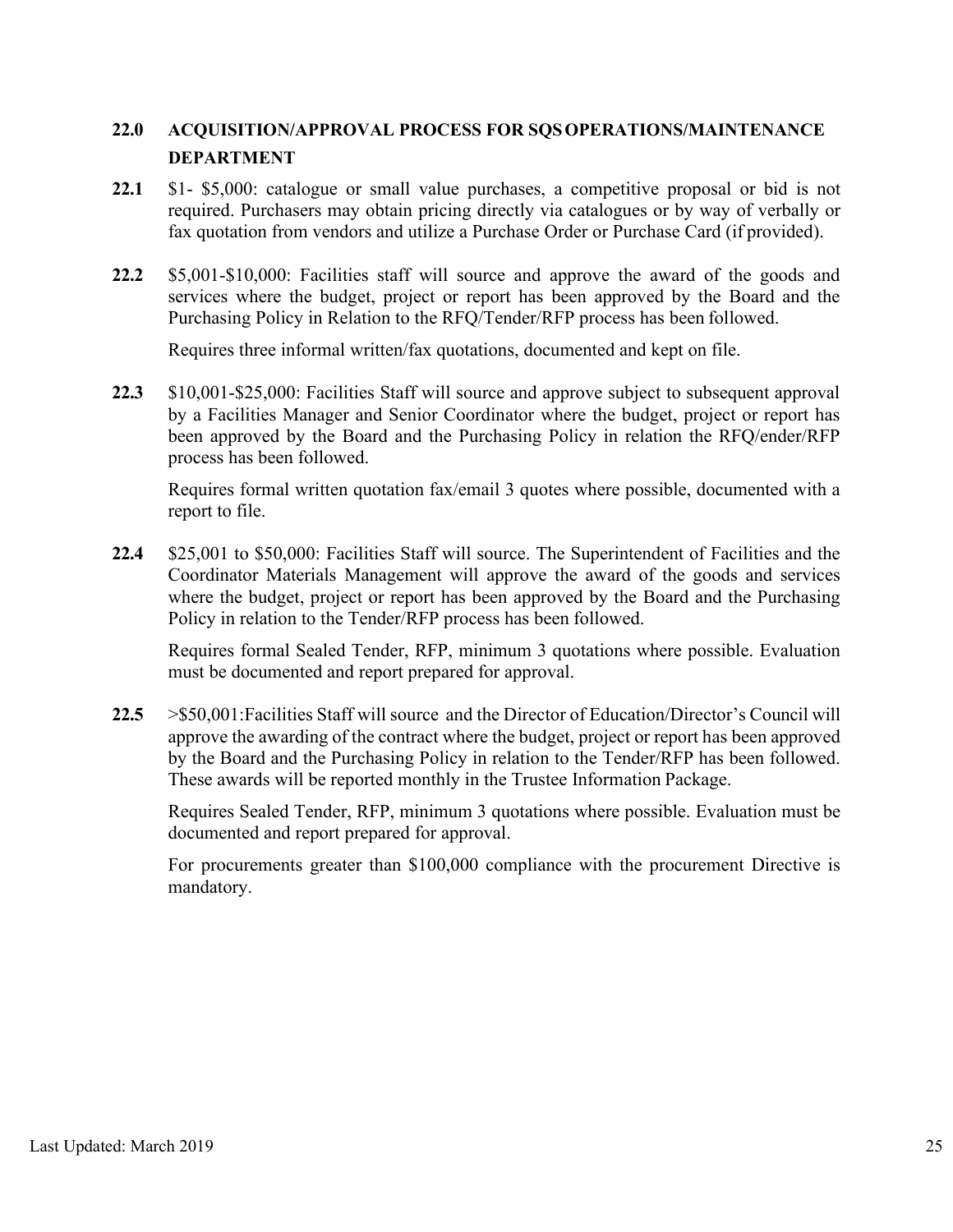## 22.0 ACQUISITION/APPROVAL PROCESS FOR SQS OPERATIONS/MAINTENANCE DEPARTMENT

**22.1** $1- $5,000: catalogue or small value purchases, a competitive proposal or bid is not required. Purchasers may obtain pricing directly via catalogues or by way of verbally or fax quotation from vendors and utilize a Purchase Order or Purchase Card (if provided).

**22.2** $5,001-$10,000: Facilities staff will source and approve the award of the goods and services where the budget, project or report has been approved by the Board and the Purchasing Policy in Relation to the RFQ/Tender/RFP process has been followed.

Requires three informal written/fax quotations, documented and kept on file.

**22.3** $10,001-$25,000: Facilities Staff will source and approve subject to subsequent approval by a Facilities Manager and Senior Coordinator where the budget, project or report has been approved by the Board and the Purchasing Policy in relation the RFQ/ender/RFP process has been followed.

Requires formal written quotation fax/email 3 quotes where possible, documented with a report to file.

**22.4** $25,001 to $50,000: Facilities Staff will source. The Superintendent of Facilities and the Coordinator Materials Management will approve the award of the goods and services where the budget, project or report has been approved by the Board and the Purchasing Policy in relation to the Tender/RFP process has been followed.

Requires formal Sealed Tender, RFP, minimum 3 quotations where possible. Evaluation must be documented and report prepared for approval.

**22.5** >$50,001:Facilities Staff will source and the Director of Education/Director's Council will approve the awarding of the contract where the budget, project or report has been approved by the Board and the Purchasing Policy in relation to the Tender/RFP has been followed. These awards will be reported monthly in the Trustee Information Package.

Requires Sealed Tender, RFP, minimum 3 quotations where possible. Evaluation must be documented and report prepared for approval.

For procurements greater than $100,000 compliance with the procurement Directive is mandatory.

Last Updated: March 2019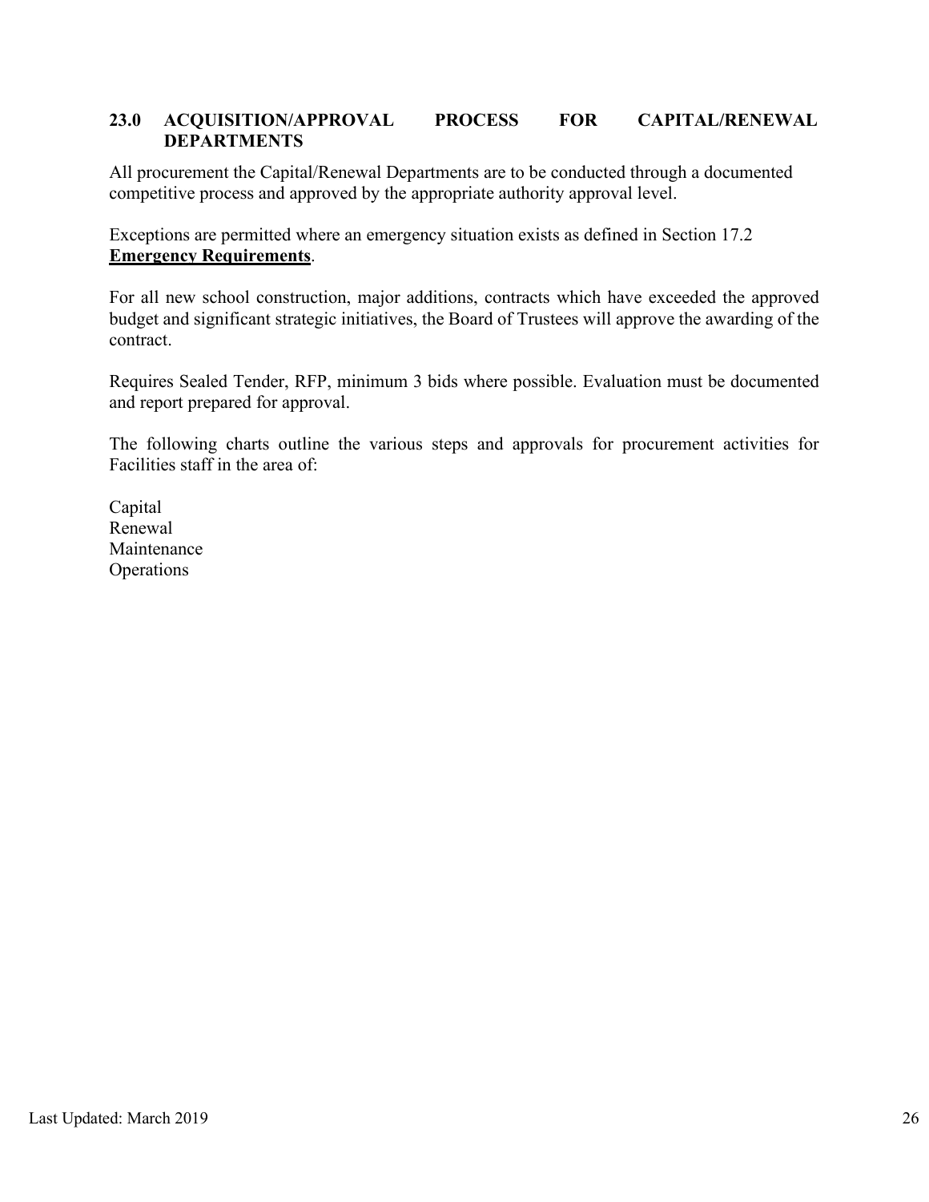## 23.0 ACQUISITION/APPROVAL PROCESS FOR CAPITAL/RENEWAL DEPARTMENTS

All procurement the Capital/Renewal Departments are to be conducted through a documented competitive process and approved by the appropriate authority approval level.

Exceptions are permitted where an emergency situation exists as defined in Section 17.2 **Emergency Requirements**.

For all new school construction, major additions, contracts which have exceeded the approved budget and significant strategic initiatives, the Board of Trustees will approve the awarding of the contract.

Requires Sealed Tender, RFP, minimum 3 bids where possible. Evaluation must be documented and report prepared for approval.

The following charts outline the various steps and approvals for procurement activities for Facilities staff in the area of:

Capital
Renewal
Maintenance
Operations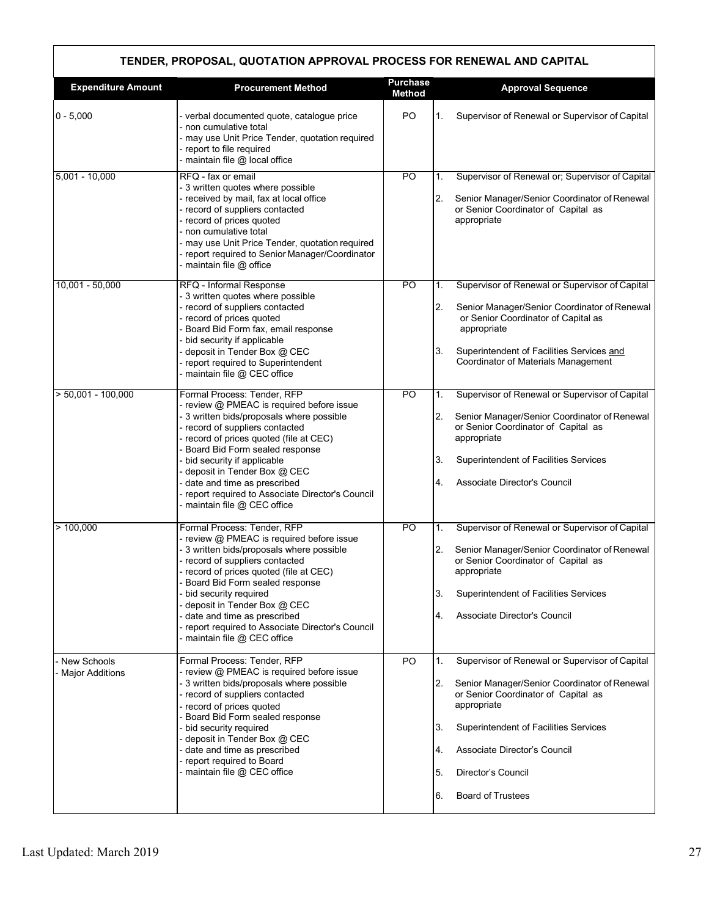## TENDER, PROPOSAL, QUOTATION APPROVAL PROCESS FOR RENEWAL AND CAPITAL

| Expenditure Amount | Procurement Method | Purchase Method | Approval Sequence |
|---|---|---|---|
| 0 - 5,000 | - verbal documented quote, catalogue price<br>- non cumulative total<br>- may use Unit Price Tender, quotation required<br>- report to file required<br>- maintain file @ local office | PO | 1. Supervisor of Renewal or Supervisor of Capital |
| 5,001 - 10,000 | RFQ - fax or email<br>- 3 written quotes where possible<br>- received by mail, fax at local office<br>- record of suppliers contacted<br>- record of prices quoted<br>- non cumulative total<br>- may use Unit Price Tender, quotation required<br>- report required to Senior Manager/Coordinator<br>- maintain file @ office | PO | 1. Supervisor of Renewal or; Supervisor of Capital<br>2. Senior Manager/Senior Coordinator of Renewal or Senior Coordinator of Capital as appropriate |
| 10,001 - 50,000 | RFQ - Informal Response<br>- 3 written quotes where possible<br>- record of suppliers contacted<br>- record of prices quoted<br>- Board Bid Form fax, email response<br>- bid security if applicable<br>- deposit in Tender Box @ CEC<br>- report required to Superintendent<br>- maintain file @ CEC office | PO | 1. Supervisor of Renewal or Supervisor of Capital<br>2. Senior Manager/Senior Coordinator of Renewal or Senior Coordinator of Capital as appropriate<br>3. Superintendent of Facilities Services <u>and</u> Coordinator of Materials Management |
| > 50,001 - 100,000 | Formal Process: Tender, RFP<br>- review @ PMEAC is required before issue<br>- 3 written bids/proposals where possible<br>- record of suppliers contacted<br>- record of prices quoted (file at CEC)<br>- Board Bid Form sealed response<br>- bid security if applicable<br>- deposit in Tender Box @ CEC<br>- date and time as prescribed<br>- report required to Associate Director's Council<br>- maintain file @ CEC office | PO | 1. Supervisor of Renewal or Supervisor of Capital<br>2. Senior Manager/Senior Coordinator of Renewal or Senior Coordinator of Capital as appropriate<br>3. Superintendent of Facilities Services<br>4. Associate Director's Council |
| > 100,000 | Formal Process: Tender, RFP<br>- review @ PMEAC is required before issue<br>- 3 written bids/proposals where possible<br>- record of suppliers contacted<br>- record of prices quoted (file at CEC)<br>- Board Bid Form sealed response<br>- bid security required<br>- deposit in Tender Box @ CEC<br>- date and time as prescribed<br>- report required to Associate Director's Council<br>- maintain file @ CEC office | PO | 1. Supervisor of Renewal or Supervisor of Capital<br>2. Senior Manager/Senior Coordinator of Renewal or Senior Coordinator of Capital as appropriate<br>3. Superintendent of Facilities Services<br>4. Associate Director's Council |
| - New Schools<br>- Major Additions | Formal Process: Tender, RFP<br>- review @ PMEAC is required before issue<br>- 3 written bids/proposals where possible<br>- record of suppliers contacted<br>- record of prices quoted<br>- Board Bid Form sealed response<br>- bid security required<br>- deposit in Tender Box @ CEC<br>- date and time as prescribed<br>- report required to Board<br>- maintain file @ CEC office | PO | 1. Supervisor of Renewal or Supervisor of Capital<br>2. Senior Manager/Senior Coordinator of Renewal or Senior Coordinator of Capital as appropriate<br>3. Superintendent of Facilities Services<br>4. Associate Director's Council<br>5. Director's Council<br>6. Board of Trustees |

Last Updated: March 2019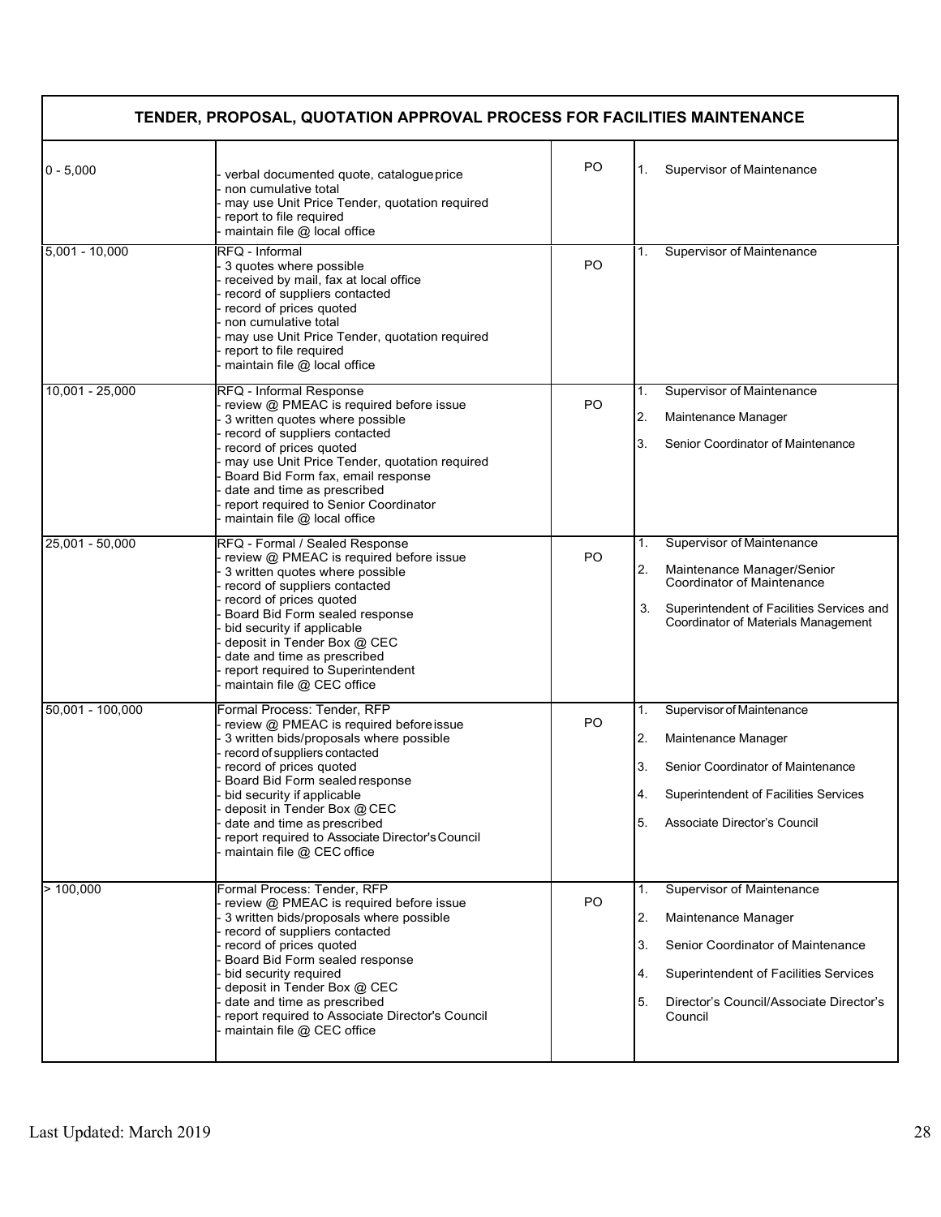| TENDER, PROPOSAL, QUOTATION APPROVAL PROCESS FOR FACILITIES MAINTENANCE | | | |
|---|---|---|---|
| 0 - 5,000 | - verbal documented quote, catalogue price<br>- non cumulative total<br>- may use Unit Price Tender, quotation required<br>- report to file required<br>- maintain file @ local office | PO | 1. Supervisor of Maintenance |
| 5,001 - 10,000 | RFQ - Informal<br>- 3 quotes where possible<br>- received by mail, fax at local office<br>- record of suppliers contacted<br>- record of prices quoted<br>- non cumulative total<br>- may use Unit Price Tender, quotation required<br>- report to file required<br>- maintain file @ local office | PO | 1. Supervisor of Maintenance |
| 10,001 - 25,000 | RFQ - Informal Response<br>- review @ PMEAC is required before issue<br>- 3 written quotes where possible<br>- record of suppliers contacted<br>- record of prices quoted<br>- may use Unit Price Tender, quotation required<br>- Board Bid Form fax, email response<br>- date and time as prescribed<br>- report required to Senior Coordinator<br>- maintain file @ local office | PO | 1. Supervisor of Maintenance<br>2. Maintenance Manager<br>3. Senior Coordinator of Maintenance |
| 25,001 - 50,000 | RFQ - Formal / Sealed Response<br>- review @ PMEAC is required before issue<br>- 3 written quotes where possible<br>- record of suppliers contacted<br>- record of prices quoted<br>- Board Bid Form sealed response<br>- bid security if applicable<br>- deposit in Tender Box @ CEC<br>- date and time as prescribed<br>- report required to Superintendent<br>- maintain file @ CEC office | PO | 1. Supervisor of Maintenance<br>2. Maintenance Manager/Senior Coordinator of Maintenance<br>3. Superintendent of Facilities Services and Coordinator of Materials Management |
| 50,001 - 100,000 | Formal Process: Tender, RFP<br>- review @ PMEAC is required before issue<br>- 3 written bids/proposals where possible<br>- record of suppliers contacted<br>- record of prices quoted<br>- Board Bid Form sealed response<br>- bid security if applicable<br>- deposit in Tender Box @ CEC<br>- date and time as prescribed<br>- report required to Associate Director's Council<br>- maintain file @ CEC office | PO | 1. Supervisor of Maintenance<br>2. Maintenance Manager<br>3. Senior Coordinator of Maintenance<br>4. Superintendent of Facilities Services<br>5. Associate Director's Council |
| > 100,000 | Formal Process: Tender, RFP<br>- review @ PMEAC is required before issue<br>- 3 written bids/proposals where possible<br>- record of suppliers contacted<br>- record of prices quoted<br>- Board Bid Form sealed response<br>- bid security required<br>- deposit in Tender Box @ CEC<br>- date and time as prescribed<br>- report required to Associate Director's Council<br>- maintain file @ CEC office | PO | 1. Supervisor of Maintenance<br>2. Maintenance Manager<br>3. Senior Coordinator of Maintenance<br>4. Superintendent of Facilities Services<br>5. Director's Council/Associate Director's Council |

Last Updated: March 2019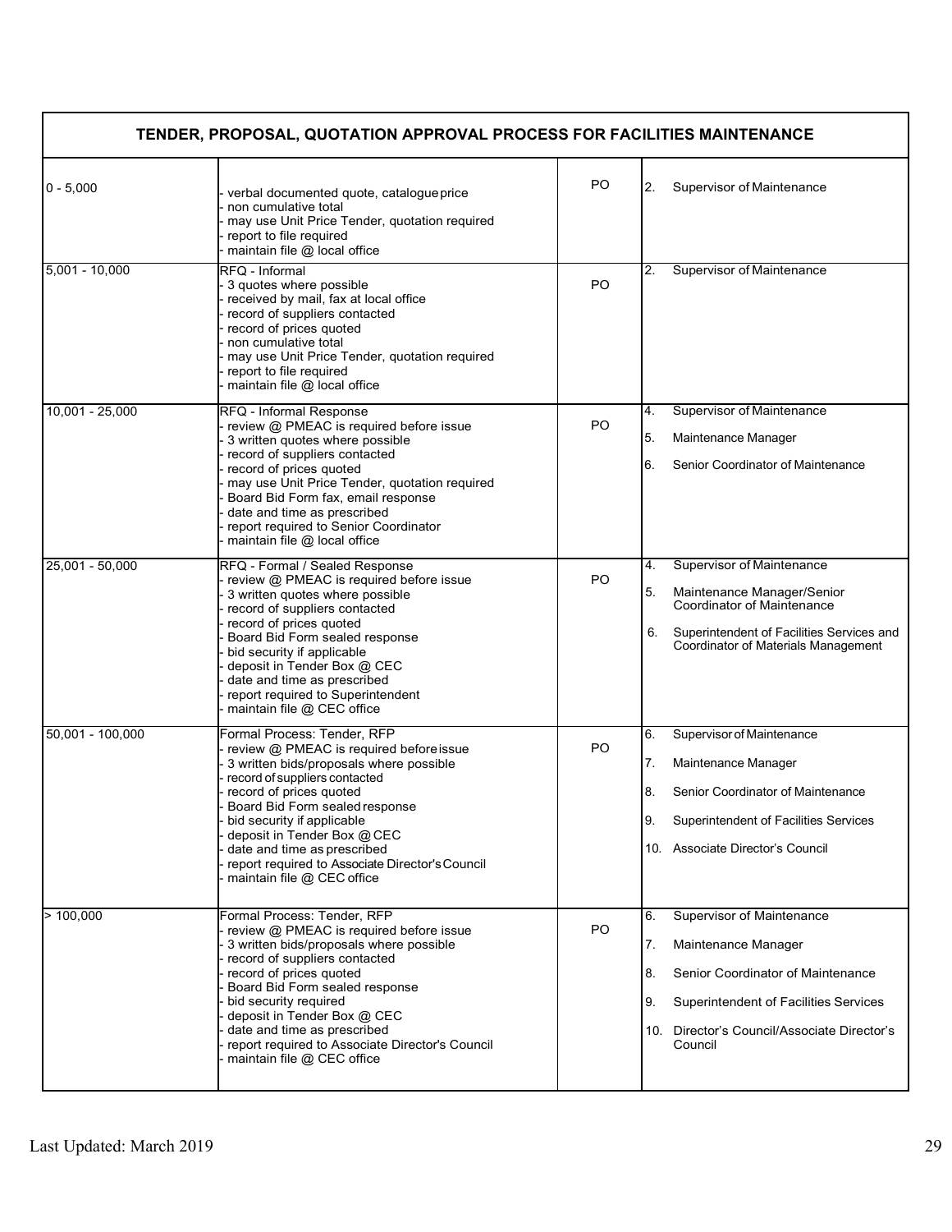| TENDER, PROPOSAL, QUOTATION APPROVAL PROCESS FOR FACILITIES MAINTENANCE | | | |
|---|---|---|---|
| 0 - 5,000 | - verbal documented quote, catalogue price<br>- non cumulative total<br>- may use Unit Price Tender, quotation required<br>- report to file required<br>- maintain file @ local office | PO | 2. Supervisor of Maintenance |
| 5,001 - 10,000 | RFQ - Informal<br>- 3 quotes where possible<br>- received by mail, fax at local office<br>- record of suppliers contacted<br>- record of prices quoted<br>- non cumulative total<br>- may use Unit Price Tender, quotation required<br>- report to file required<br>- maintain file @ local office | PO | 2. Supervisor of Maintenance |
| 10,001 - 25,000 | RFQ - Informal Response<br>- review @ PMEAC is required before issue<br>- 3 written quotes where possible<br>- record of suppliers contacted<br>- record of prices quoted<br>- may use Unit Price Tender, quotation required<br>- Board Bid Form fax, email response<br>- date and time as prescribed<br>- report required to Senior Coordinator<br>- maintain file @ local office | PO | 4. Supervisor of Maintenance<br>5. Maintenance Manager<br>6. Senior Coordinator of Maintenance |
| 25,001 - 50,000 | RFQ - Formal / Sealed Response<br>- review @ PMEAC is required before issue<br>- 3 written quotes where possible<br>- record of suppliers contacted<br>- record of prices quoted<br>- Board Bid Form sealed response<br>- bid security if applicable<br>- deposit in Tender Box @ CEC<br>- date and time as prescribed<br>- report required to Superintendent<br>- maintain file @ CEC office | PO | 4. Supervisor of Maintenance<br>5. Maintenance Manager/Senior Coordinator of Maintenance<br>6. Superintendent of Facilities Services and Coordinator of Materials Management |
| 50,001 - 100,000 | Formal Process: Tender, RFP<br>- review @ PMEAC is required before issue<br>- 3 written bids/proposals where possible<br>- record of suppliers contacted<br>- record of prices quoted<br>- Board Bid Form sealed response<br>- bid security if applicable<br>- deposit in Tender Box @ CEC<br>- date and time as prescribed<br>- report required to Associate Director's Council<br>- maintain file @ CEC office | PO | 6. Supervisor of Maintenance<br>7. Maintenance Manager<br>8. Senior Coordinator of Maintenance<br>9. Superintendent of Facilities Services<br>10. Associate Director's Council |
| > 100,000 | Formal Process: Tender, RFP<br>- review @ PMEAC is required before issue<br>- 3 written bids/proposals where possible<br>- record of suppliers contacted<br>- record of prices quoted<br>- Board Bid Form sealed response<br>- bid security required<br>- deposit in Tender Box @ CEC<br>- date and time as prescribed<br>- report required to Associate Director's Council<br>- maintain file @ CEC office | PO | 6. Supervisor of Maintenance<br>7. Maintenance Manager<br>8. Senior Coordinator of Maintenance<br>9. Superintendent of Facilities Services<br>10. Director's Council/Associate Director's Council |

Last Updated: March 2019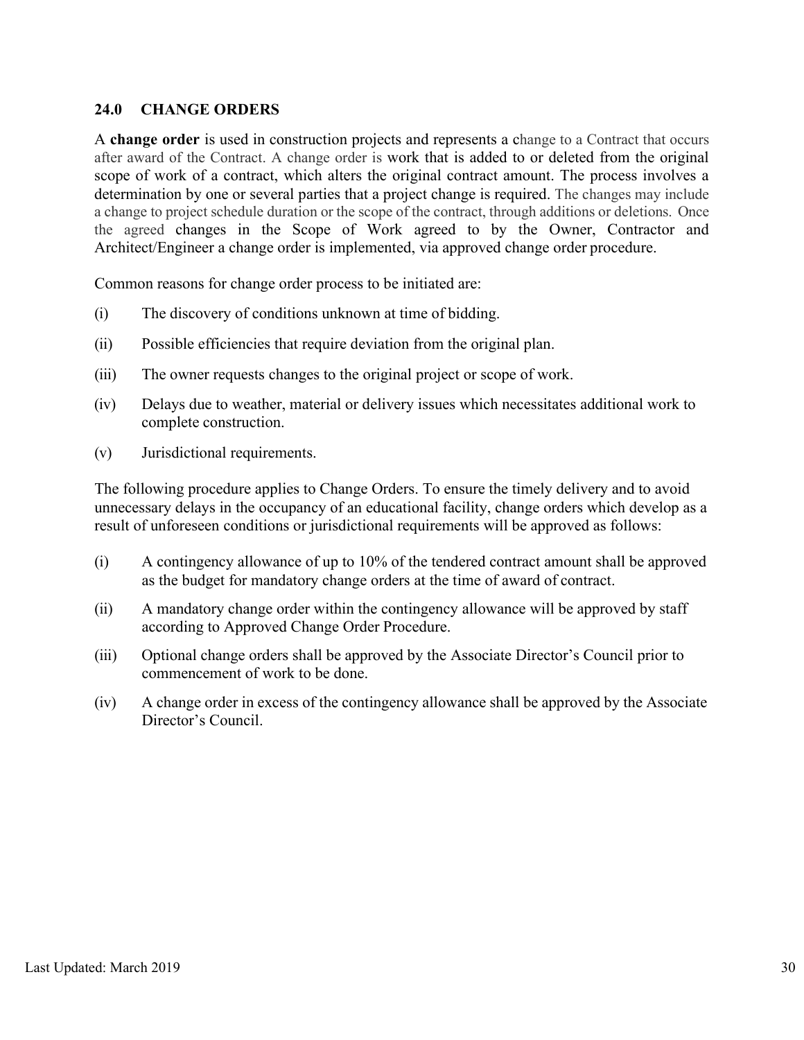## 24.0 CHANGE ORDERS

A **change order** is used in construction projects and represents a change to a Contract that occurs after award of the Contract. A change order is work that is added to or deleted from the original scope of work of a contract, which alters the original contract amount. The process involves a determination by one or several parties that a project change is required. The changes may include a change to project schedule duration or the scope of the contract, through additions or deletions. Once the agreed changes in the Scope of Work agreed to by the Owner, Contractor and Architect/Engineer a change order is implemented, via approved change order procedure.

Common reasons for change order process to be initiated are:

(i) The discovery of conditions unknown at time of bidding.

(ii) Possible efficiencies that require deviation from the original plan.

(iii) The owner requests changes to the original project or scope of work.

(iv) Delays due to weather, material or delivery issues which necessitates additional work to complete construction.

(v) Jurisdictional requirements.

The following procedure applies to Change Orders. To ensure the timely delivery and to avoid unnecessary delays in the occupancy of an educational facility, change orders which develop as a result of unforeseen conditions or jurisdictional requirements will be approved as follows:

(i) A contingency allowance of up to 10% of the tendered contract amount shall be approved as the budget for mandatory change orders at the time of award of contract.

(ii) A mandatory change order within the contingency allowance will be approved by staff according to Approved Change Order Procedure.

(iii) Optional change orders shall be approved by the Associate Director's Council prior to commencement of work to be done.

(iv) A change order in excess of the contingency allowance shall be approved by the Associate Director's Council.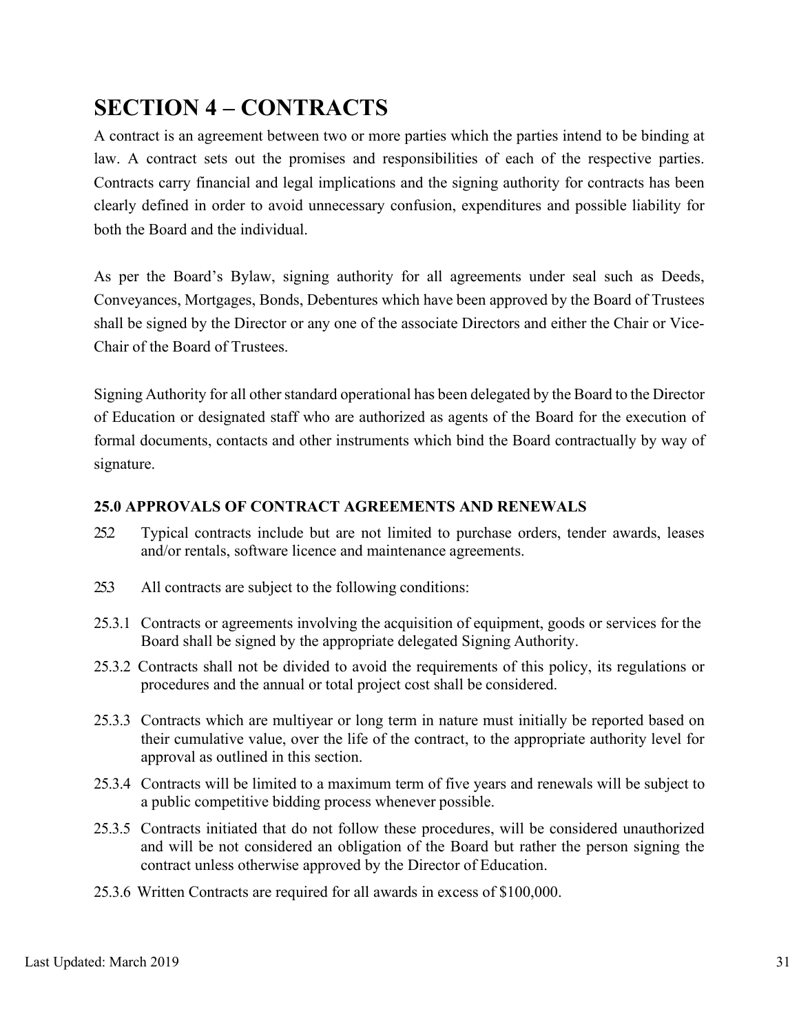# SECTION 4 – CONTRACTS

A contract is an agreement between two or more parties which the parties intend to be binding at law. A contract sets out the promises and responsibilities of each of the respective parties. Contracts carry financial and legal implications and the signing authority for contracts has been clearly defined in order to avoid unnecessary confusion, expenditures and possible liability for both the Board and the individual.

As per the Board's Bylaw, signing authority for all agreements under seal such as Deeds, Conveyances, Mortgages, Bonds, Debentures which have been approved by the Board of Trustees shall be signed by the Director or any one of the associate Directors and either the Chair or Vice-Chair of the Board of Trustees.

Signing Authority for all other standard operational has been delegated by the Board to the Director of Education or designated staff who are authorized as agents of the Board for the execution of formal documents, contacts and other instruments which bind the Board contractually by way of signature.

### 25.0 APPROVALS OF CONTRACT AGREEMENTS AND RENEWALS

25.2 Typical contracts include but are not limited to purchase orders, tender awards, leases and/or rentals, software licence and maintenance agreements.

25.3 All contracts are subject to the following conditions:

25.3.1 Contracts or agreements involving the acquisition of equipment, goods or services for the Board shall be signed by the appropriate delegated Signing Authority.

25.3.2 Contracts shall not be divided to avoid the requirements of this policy, its regulations or procedures and the annual or total project cost shall be considered.

25.3.3 Contracts which are multiyear or long term in nature must initially be reported based on their cumulative value, over the life of the contract, to the appropriate authority level for approval as outlined in this section.

25.3.4 Contracts will be limited to a maximum term of five years and renewals will be subject to a public competitive bidding process whenever possible.

25.3.5 Contracts initiated that do not follow these procedures, will be considered unauthorized and will be not considered an obligation of the Board but rather the person signing the contract unless otherwise approved by the Director of Education.

25.3.6 Written Contracts are required for all awards in excess of $100,000.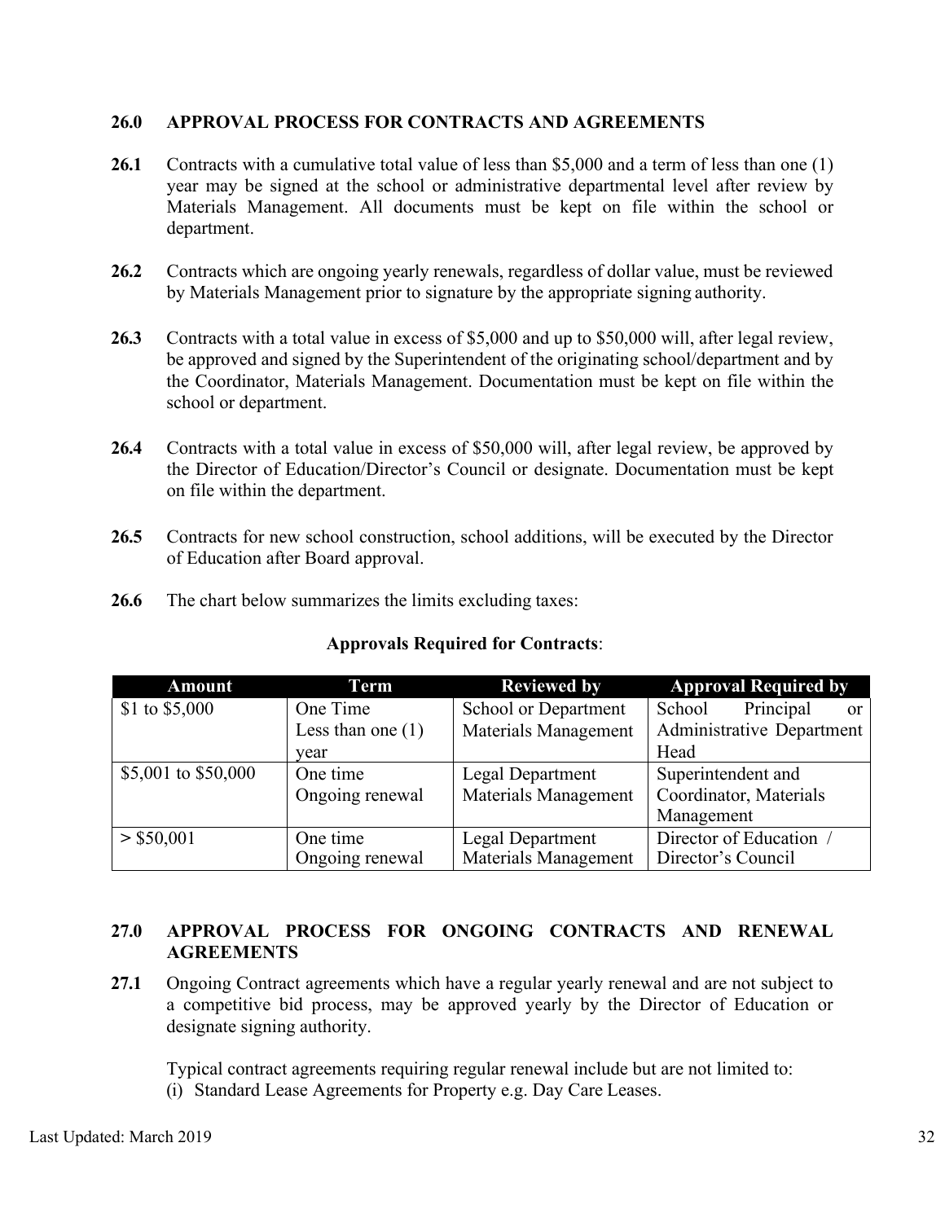## 26.0 APPROVAL PROCESS FOR CONTRACTS AND AGREEMENTS

**26.1** Contracts with a cumulative total value of less than $5,000 and a term of less than one (1) year may be signed at the school or administrative departmental level after review by Materials Management. All documents must be kept on file within the school or department.

**26.2** Contracts which are ongoing yearly renewals, regardless of dollar value, must be reviewed by Materials Management prior to signature by the appropriate signing authority.

**26.3** Contracts with a total value in excess of $5,000 and up to $50,000 will, after legal review, be approved and signed by the Superintendent of the originating school/department and by the Coordinator, Materials Management. Documentation must be kept on file within the school or department.

**26.4** Contracts with a total value in excess of $50,000 will, after legal review, be approved by the Director of Education/Director's Council or designate. Documentation must be kept on file within the department.

**26.5** Contracts for new school construction, school additions, will be executed by the Director of Education after Board approval.

**26.6** The chart below summarizes the limits excluding taxes:

**Approvals Required for Contracts**:

| Amount | Term | Reviewed by | Approval Required by |
|---|---|---|---|
| $1 to $5,000 | One Time<br>Less than one (1) year | School or Department<br>Materials Management | School Principal or Administrative Department Head |
| $5,001 to $50,000 | One time<br>Ongoing renewal | Legal Department<br>Materials Management | Superintendent and Coordinator, Materials Management |
| > $50,001 | One time<br>Ongoing renewal | Legal Department<br>Materials Management | Director of Education / Director's Council |

## 27.0 APPROVAL PROCESS FOR ONGOING CONTRACTS AND RENEWAL AGREEMENTS

**27.1** Ongoing Contract agreements which have a regular yearly renewal and are not subject to a competitive bid process, may be approved yearly by the Director of Education or designate signing authority.

Typical contract agreements requiring regular renewal include but are not limited to:

(i) Standard Lease Agreements for Property e.g. Day Care Leases.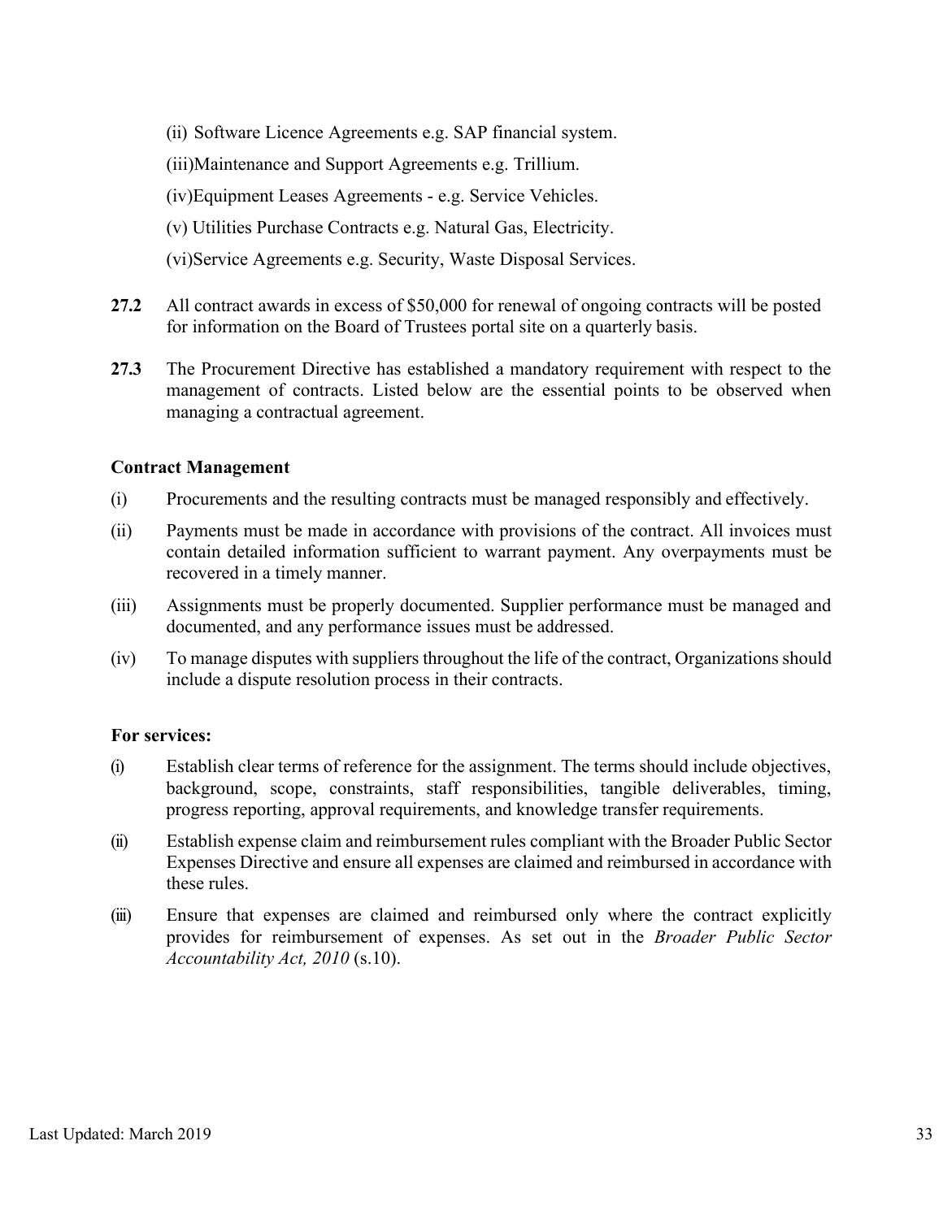(ii) Software Licence Agreements e.g. SAP financial system.

(iii)Maintenance and Support Agreements e.g. Trillium.

(iv)Equipment Leases Agreements - e.g. Service Vehicles.

(v) Utilities Purchase Contracts e.g. Natural Gas, Electricity.

(vi)Service Agreements e.g. Security, Waste Disposal Services.

**27.2** All contract awards in excess of $50,000 for renewal of ongoing contracts will be posted for information on the Board of Trustees portal site on a quarterly basis.

**27.3** The Procurement Directive has established a mandatory requirement with respect to the management of contracts. Listed below are the essential points to be observed when managing a contractual agreement.

**Contract Management**

(i) Procurements and the resulting contracts must be managed responsibly and effectively.

(ii) Payments must be made in accordance with provisions of the contract. All invoices must contain detailed information sufficient to warrant payment. Any overpayments must be recovered in a timely manner.

(iii) Assignments must be properly documented. Supplier performance must be managed and documented, and any performance issues must be addressed.

(iv) To manage disputes with suppliers throughout the life of the contract, Organizations should include a dispute resolution process in their contracts.

**For services:**

(i) Establish clear terms of reference for the assignment. The terms should include objectives, background, scope, constraints, staff responsibilities, tangible deliverables, timing, progress reporting, approval requirements, and knowledge transfer requirements.

(ii) Establish expense claim and reimbursement rules compliant with the Broader Public Sector Expenses Directive and ensure all expenses are claimed and reimbursed in accordance with these rules.

(iii) Ensure that expenses are claimed and reimbursed only where the contract explicitly provides for reimbursement of expenses. As set out in the *Broader Public Sector Accountability Act, 2010* (s.10).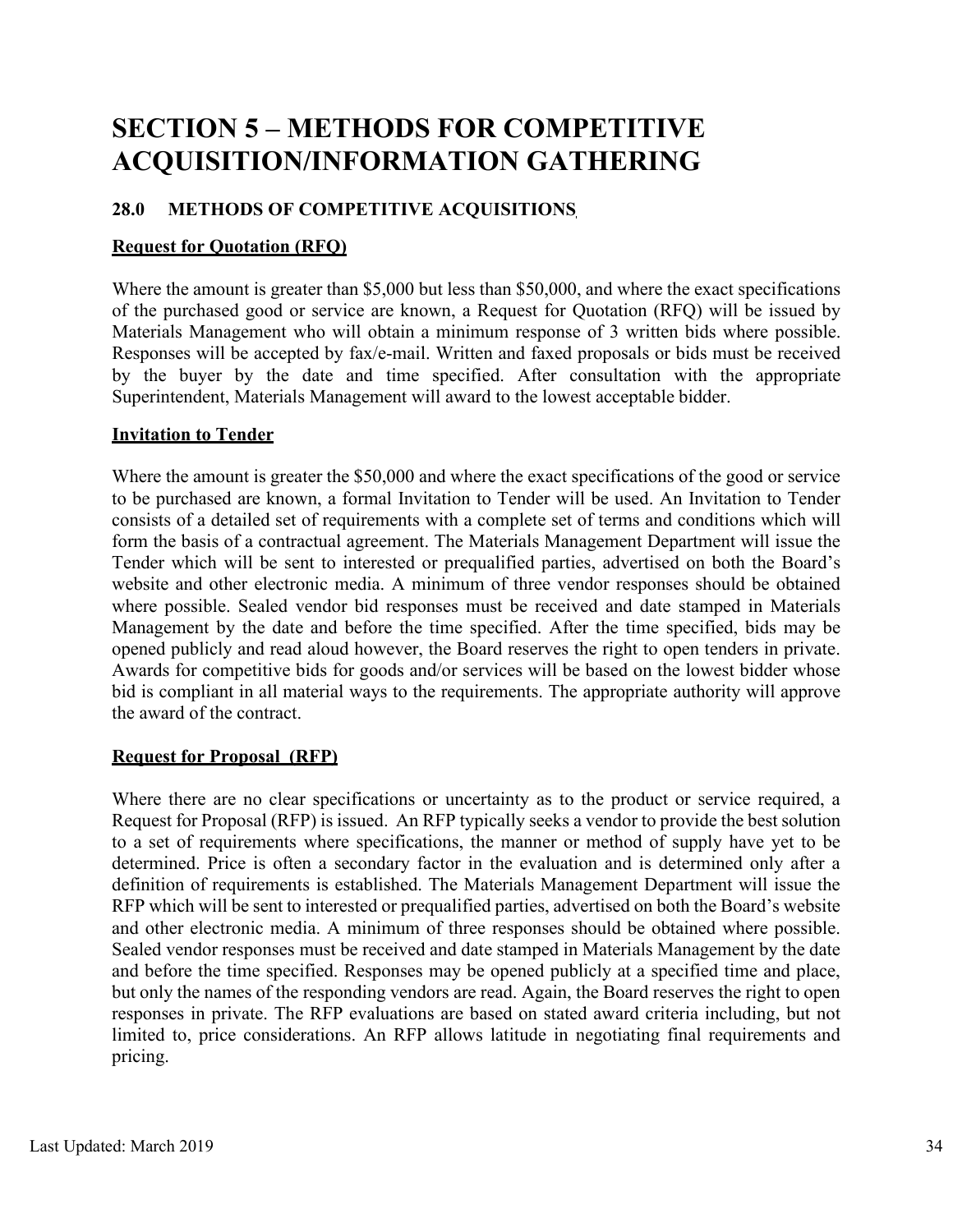# SECTION 5 – METHODS FOR COMPETITIVE ACQUISITION/INFORMATION GATHERING

## 28.0 METHODS OF COMPETITIVE ACQUISITIONS

**Request for Quotation (RFQ)**

Where the amount is greater than $5,000 but less than $50,000, and where the exact specifications of the purchased good or service are known, a Request for Quotation (RFQ) will be issued by Materials Management who will obtain a minimum response of 3 written bids where possible. Responses will be accepted by fax/e-mail. Written and faxed proposals or bids must be received by the buyer by the date and time specified. After consultation with the appropriate Superintendent, Materials Management will award to the lowest acceptable bidder.

**Invitation to Tender**

Where the amount is greater the $50,000 and where the exact specifications of the good or service to be purchased are known, a formal Invitation to Tender will be used. An Invitation to Tender consists of a detailed set of requirements with a complete set of terms and conditions which will form the basis of a contractual agreement. The Materials Management Department will issue the Tender which will be sent to interested or prequalified parties, advertised on both the Board's website and other electronic media. A minimum of three vendor responses should be obtained where possible. Sealed vendor bid responses must be received and date stamped in Materials Management by the date and before the time specified. After the time specified, bids may be opened publicly and read aloud however, the Board reserves the right to open tenders in private. Awards for competitive bids for goods and/or services will be based on the lowest bidder whose bid is compliant in all material ways to the requirements. The appropriate authority will approve the award of the contract.

**Request for Proposal (RFP)**

Where there are no clear specifications or uncertainty as to the product or service required, a Request for Proposal (RFP) is issued. An RFP typically seeks a vendor to provide the best solution to a set of requirements where specifications, the manner or method of supply have yet to be determined. Price is often a secondary factor in the evaluation and is determined only after a definition of requirements is established. The Materials Management Department will issue the RFP which will be sent to interested or prequalified parties, advertised on both the Board's website and other electronic media. A minimum of three responses should be obtained where possible. Sealed vendor responses must be received and date stamped in Materials Management by the date and before the time specified. Responses may be opened publicly at a specified time and place, but only the names of the responding vendors are read. Again, the Board reserves the right to open responses in private. The RFP evaluations are based on stated award criteria including, but not limited to, price considerations. An RFP allows latitude in negotiating final requirements and pricing.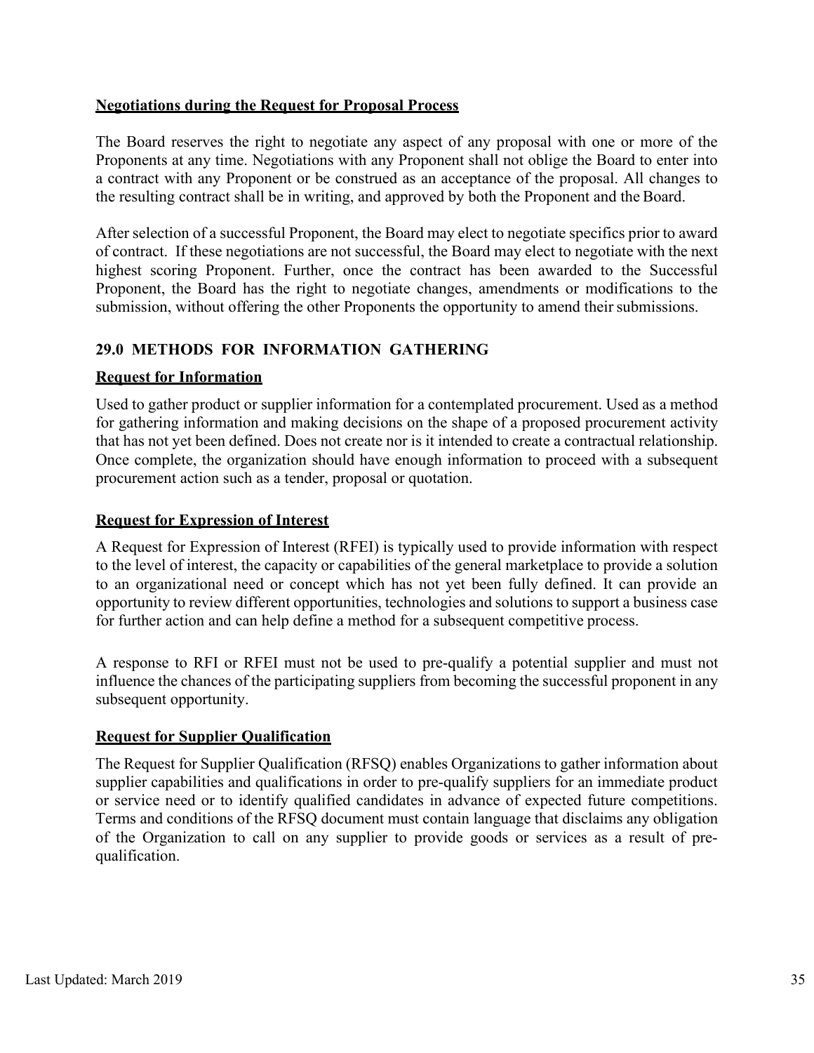**Negotiations during the Request for Proposal Process**

The Board reserves the right to negotiate any aspect of any proposal with one or more of the Proponents at any time. Negotiations with any Proponent shall not oblige the Board to enter into a contract with any Proponent or be construed as an acceptance of the proposal. All changes to the resulting contract shall be in writing, and approved by both the Proponent and the Board.

After selection of a successful Proponent, the Board may elect to negotiate specifics prior to award of contract. If these negotiations are not successful, the Board may elect to negotiate with the next highest scoring Proponent. Further, once the contract has been awarded to the Successful Proponent, the Board has the right to negotiate changes, amendments or modifications to the submission, without offering the other Proponents the opportunity to amend their submissions.

## 29.0 METHODS FOR INFORMATION GATHERING

**Request for Information**

Used to gather product or supplier information for a contemplated procurement. Used as a method for gathering information and making decisions on the shape of a proposed procurement activity that has not yet been defined. Does not create nor is it intended to create a contractual relationship. Once complete, the organization should have enough information to proceed with a subsequent procurement action such as a tender, proposal or quotation.

**Request for Expression of Interest**

A Request for Expression of Interest (RFEI) is typically used to provide information with respect to the level of interest, the capacity or capabilities of the general marketplace to provide a solution to an organizational need or concept which has not yet been fully defined. It can provide an opportunity to review different opportunities, technologies and solutions to support a business case for further action and can help define a method for a subsequent competitive process.

A response to RFI or RFEI must not be used to pre-qualify a potential supplier and must not influence the chances of the participating suppliers from becoming the successful proponent in any subsequent opportunity.

**Request for Supplier Qualification**

The Request for Supplier Qualification (RFSQ) enables Organizations to gather information about supplier capabilities and qualifications in order to pre-qualify suppliers for an immediate product or service need or to identify qualified candidates in advance of expected future competitions. Terms and conditions of the RFSQ document must contain language that disclaims any obligation of the Organization to call on any supplier to provide goods or services as a result of pre-qualification.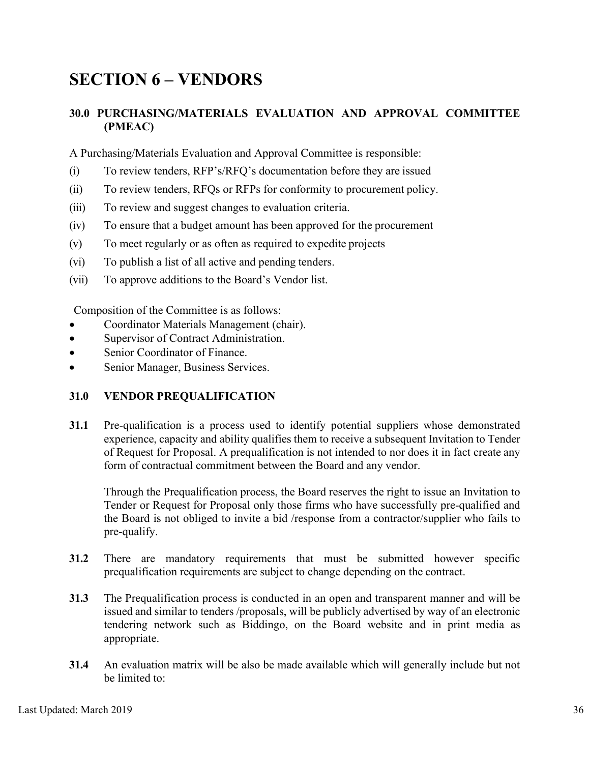# SECTION 6 – VENDORS

## 30.0 PURCHASING/MATERIALS EVALUATION AND APPROVAL COMMITTEE (PMEAC)

A Purchasing/Materials Evaluation and Approval Committee is responsible:

(i) To review tenders, RFP's/RFQ's documentation before they are issued

(ii) To review tenders, RFQs or RFPs for conformity to procurement policy.

(iii) To review and suggest changes to evaluation criteria.

(iv) To ensure that a budget amount has been approved for the procurement

(v) To meet regularly or as often as required to expedite projects

(vi) To publish a list of all active and pending tenders.

(vii) To approve additions to the Board's Vendor list.

Composition of the Committee is as follows:

- Coordinator Materials Management (chair).
- Supervisor of Contract Administration.
- Senior Coordinator of Finance.
- Senior Manager, Business Services.

## 31.0 VENDOR PREQUALIFICATION

**31.1** Pre-qualification is a process used to identify potential suppliers whose demonstrated experience, capacity and ability qualifies them to receive a subsequent Invitation to Tender of Request for Proposal. A prequalification is not intended to nor does it in fact create any form of contractual commitment between the Board and any vendor.

Through the Prequalification process, the Board reserves the right to issue an Invitation to Tender or Request for Proposal only those firms who have successfully pre-qualified and the Board is not obliged to invite a bid /response from a contractor/supplier who fails to pre-qualify.

**31.2** There are mandatory requirements that must be submitted however specific prequalification requirements are subject to change depending on the contract.

**31.3** The Prequalification process is conducted in an open and transparent manner and will be issued and similar to tenders /proposals, will be publicly advertised by way of an electronic tendering network such as Biddingo, on the Board website and in print media as appropriate.

**31.4** An evaluation matrix will be also be made available which will generally include but not be limited to: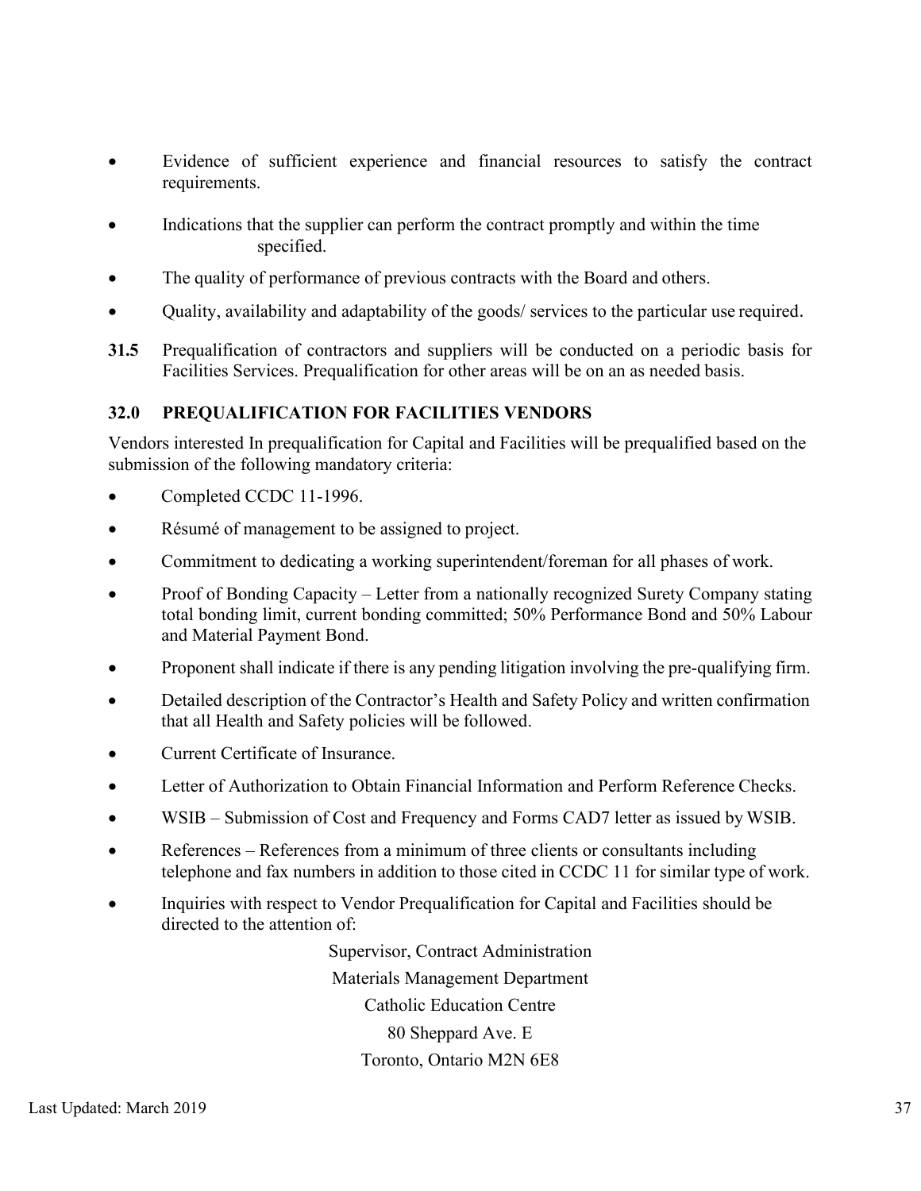- Evidence of sufficient experience and financial resources to satisfy the contract requirements.
- Indications that the supplier can perform the contract promptly and within the time specified.
- The quality of performance of previous contracts with the Board and others.
- Quality, availability and adaptability of the goods/ services to the particular use required.

**31.5** Prequalification of contractors and suppliers will be conducted on a periodic basis for Facilities Services. Prequalification for other areas will be on an as needed basis.

### 32.0 PREQUALIFICATION FOR FACILITIES VENDORS

Vendors interested In prequalification for Capital and Facilities will be prequalified based on the submission of the following mandatory criteria:

- Completed CCDC 11-1996.
- Résumé of management to be assigned to project.
- Commitment to dedicating a working superintendent/foreman for all phases of work.
- Proof of Bonding Capacity – Letter from a nationally recognized Surety Company stating total bonding limit, current bonding committed; 50% Performance Bond and 50% Labour and Material Payment Bond.
- Proponent shall indicate if there is any pending litigation involving the pre-qualifying firm.
- Detailed description of the Contractor's Health and Safety Policy and written confirmation that all Health and Safety policies will be followed.
- Current Certificate of Insurance.
- Letter of Authorization to Obtain Financial Information and Perform Reference Checks.
- WSIB – Submission of Cost and Frequency and Forms CAD7 letter as issued by WSIB.
- References – References from a minimum of three clients or consultants including telephone and fax numbers in addition to those cited in CCDC 11 for similar type of work.
- Inquiries with respect to Vendor Prequalification for Capital and Facilities should be directed to the attention of:

Supervisor, Contract Administration
Materials Management Department
Catholic Education Centre
80 Sheppard Ave. E
Toronto, Ontario M2N 6E8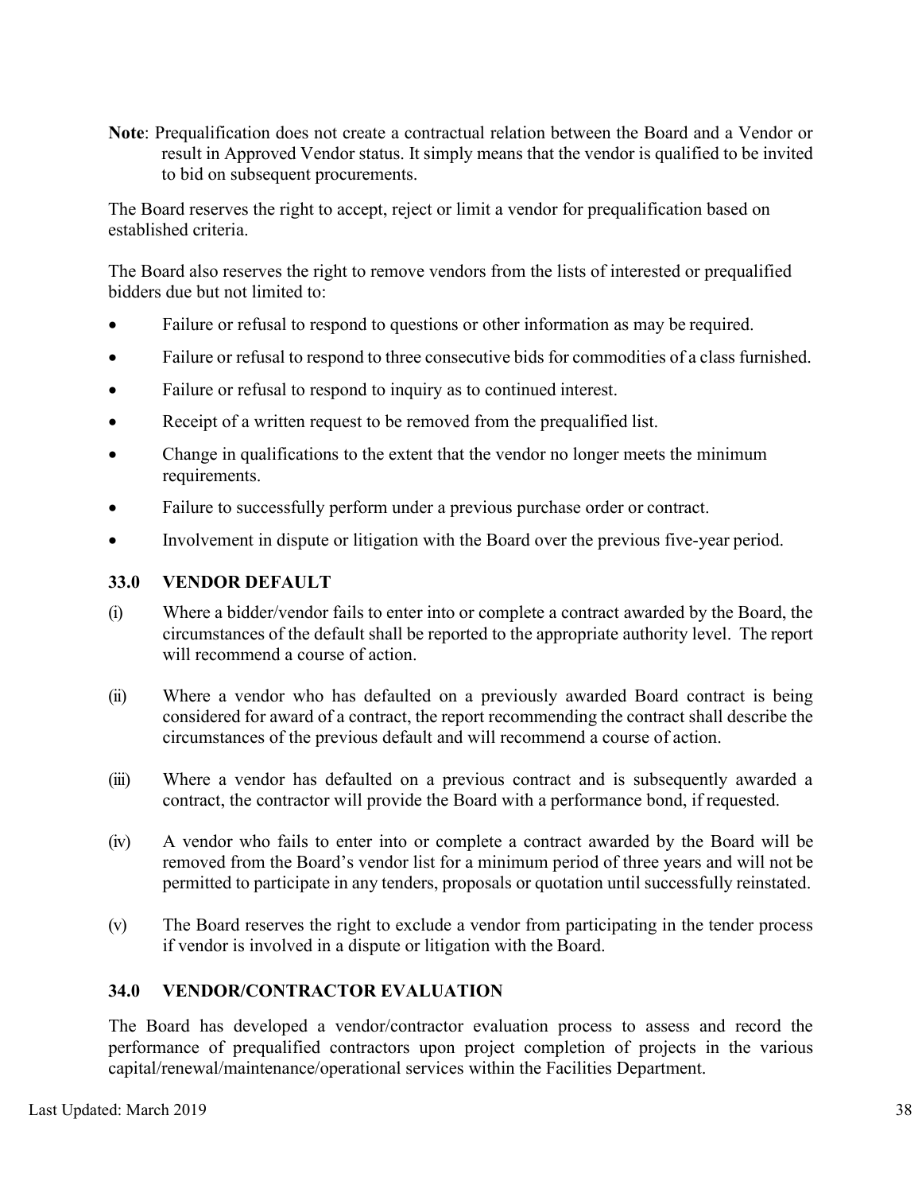**Note**: Prequalification does not create a contractual relation between the Board and a Vendor or result in Approved Vendor status. It simply means that the vendor is qualified to be invited to bid on subsequent procurements.

The Board reserves the right to accept, reject or limit a vendor for prequalification based on established criteria.

The Board also reserves the right to remove vendors from the lists of interested or prequalified bidders due but not limited to:

- Failure or refusal to respond to questions or other information as may be required.
- Failure or refusal to respond to three consecutive bids for commodities of a class furnished.
- Failure or refusal to respond to inquiry as to continued interest.
- Receipt of a written request to be removed from the prequalified list.
- Change in qualifications to the extent that the vendor no longer meets the minimum requirements.
- Failure to successfully perform under a previous purchase order or contract.
- Involvement in dispute or litigation with the Board over the previous five-year period.

## 33.0 VENDOR DEFAULT

(i) Where a bidder/vendor fails to enter into or complete a contract awarded by the Board, the circumstances of the default shall be reported to the appropriate authority level. The report will recommend a course of action.

(ii) Where a vendor who has defaulted on a previously awarded Board contract is being considered for award of a contract, the report recommending the contract shall describe the circumstances of the previous default and will recommend a course of action.

(iii) Where a vendor has defaulted on a previous contract and is subsequently awarded a contract, the contractor will provide the Board with a performance bond, if requested.

(iv) A vendor who fails to enter into or complete a contract awarded by the Board will be removed from the Board's vendor list for a minimum period of three years and will not be permitted to participate in any tenders, proposals or quotation until successfully reinstated.

(v) The Board reserves the right to exclude a vendor from participating in the tender process if vendor is involved in a dispute or litigation with the Board.

## 34.0 VENDOR/CONTRACTOR EVALUATION

The Board has developed a vendor/contractor evaluation process to assess and record the performance of prequalified contractors upon project completion of projects in the various capital/renewal/maintenance/operational services within the Facilities Department.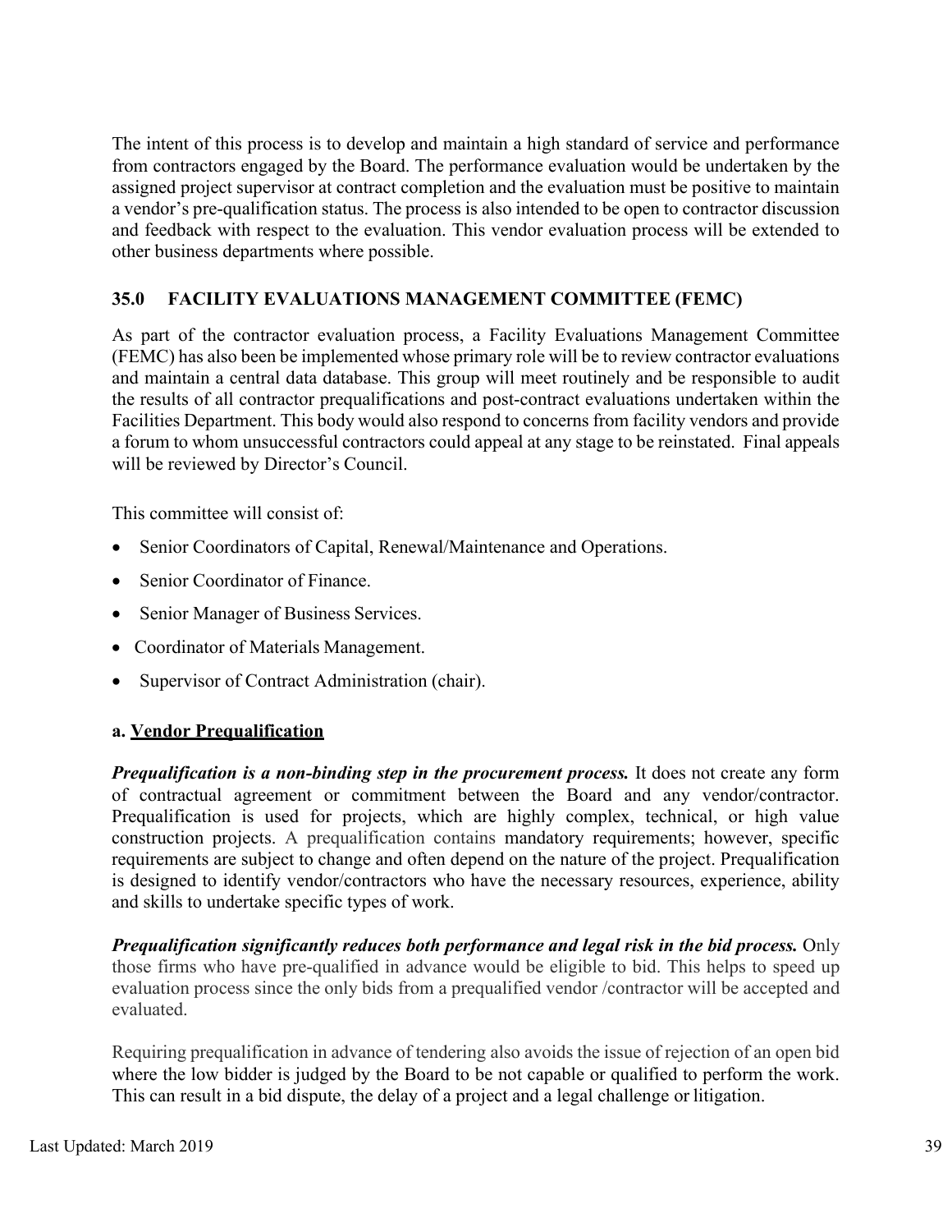The intent of this process is to develop and maintain a high standard of service and performance from contractors engaged by the Board. The performance evaluation would be undertaken by the assigned project supervisor at contract completion and the evaluation must be positive to maintain a vendor's pre-qualification status. The process is also intended to be open to contractor discussion and feedback with respect to the evaluation. This vendor evaluation process will be extended to other business departments where possible.

## 35.0 FACILITY EVALUATIONS MANAGEMENT COMMITTEE (FEMC)

As part of the contractor evaluation process, a Facility Evaluations Management Committee (FEMC) has also been be implemented whose primary role will be to review contractor evaluations and maintain a central data database. This group will meet routinely and be responsible to audit the results of all contractor prequalifications and post-contract evaluations undertaken within the Facilities Department. This body would also respond to concerns from facility vendors and provide a forum to whom unsuccessful contractors could appeal at any stage to be reinstated. Final appeals will be reviewed by Director's Council.

This committee will consist of:

- Senior Coordinators of Capital, Renewal/Maintenance and Operations.
- Senior Coordinator of Finance.
- Senior Manager of Business Services.
- Coordinator of Materials Management.
- Supervisor of Contract Administration (chair).

### a. <u>Vendor Prequalification</u>

***Prequalification is a non-binding step in the procurement process.*** It does not create any form of contractual agreement or commitment between the Board and any vendor/contractor. Prequalification is used for projects, which are highly complex, technical, or high value construction projects. A prequalification contains mandatory requirements; however, specific requirements are subject to change and often depend on the nature of the project. Prequalification is designed to identify vendor/contractors who have the necessary resources, experience, ability and skills to undertake specific types of work.

***Prequalification significantly reduces both performance and legal risk in the bid process.*** Only those firms who have pre-qualified in advance would be eligible to bid. This helps to speed up evaluation process since the only bids from a prequalified vendor /contractor will be accepted and evaluated.

Requiring prequalification in advance of tendering also avoids the issue of rejection of an open bid where the low bidder is judged by the Board to be not capable or qualified to perform the work. This can result in a bid dispute, the delay of a project and a legal challenge or litigation.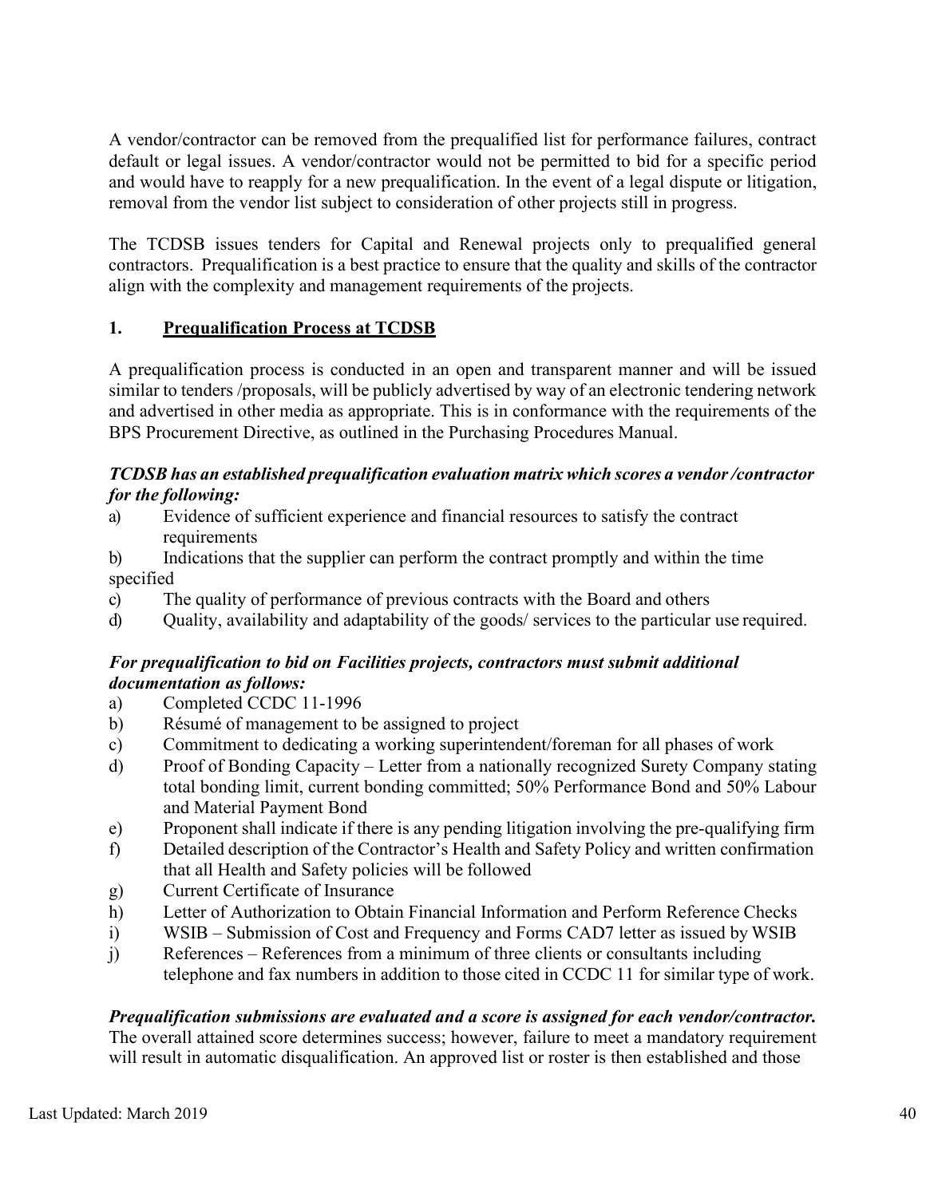A vendor/contractor can be removed from the prequalified list for performance failures, contract default or legal issues. A vendor/contractor would not be permitted to bid for a specific period and would have to reapply for a new prequalification. In the event of a legal dispute or litigation, removal from the vendor list subject to consideration of other projects still in progress.

The TCDSB issues tenders for Capital and Renewal projects only to prequalified general contractors. Prequalification is a best practice to ensure that the quality and skills of the contractor align with the complexity and management requirements of the projects.

## 1. Prequalification Process at TCDSB

A prequalification process is conducted in an open and transparent manner and will be issued similar to tenders /proposals, will be publicly advertised by way of an electronic tendering network and advertised in other media as appropriate. This is in conformance with the requirements of the BPS Procurement Directive, as outlined in the Purchasing Procedures Manual.

***TCDSB has an established prequalification evaluation matrix which scores a vendor /contractor for the following:***

a) Evidence of sufficient experience and financial resources to satisfy the contract requirements
b) Indications that the supplier can perform the contract promptly and within the time specified
c) The quality of performance of previous contracts with the Board and others
d) Quality, availability and adaptability of the goods/ services to the particular use required.

***For prequalification to bid on Facilities projects, contractors must submit additional documentation as follows:***

a) Completed CCDC 11-1996
b) Résumé of management to be assigned to project
c) Commitment to dedicating a working superintendent/foreman for all phases of work
d) Proof of Bonding Capacity – Letter from a nationally recognized Surety Company stating total bonding limit, current bonding committed; 50% Performance Bond and 50% Labour and Material Payment Bond
e) Proponent shall indicate if there is any pending litigation involving the pre-qualifying firm
f) Detailed description of the Contractor's Health and Safety Policy and written confirmation that all Health and Safety policies will be followed
g) Current Certificate of Insurance
h) Letter of Authorization to Obtain Financial Information and Perform Reference Checks
i) WSIB – Submission of Cost and Frequency and Forms CAD7 letter as issued by WSIB
j) References – References from a minimum of three clients or consultants including telephone and fax numbers in addition to those cited in CCDC 11 for similar type of work.

***Prequalification submissions are evaluated and a score is assigned for each vendor/contractor.*** The overall attained score determines success; however, failure to meet a mandatory requirement will result in automatic disqualification. An approved list or roster is then established and those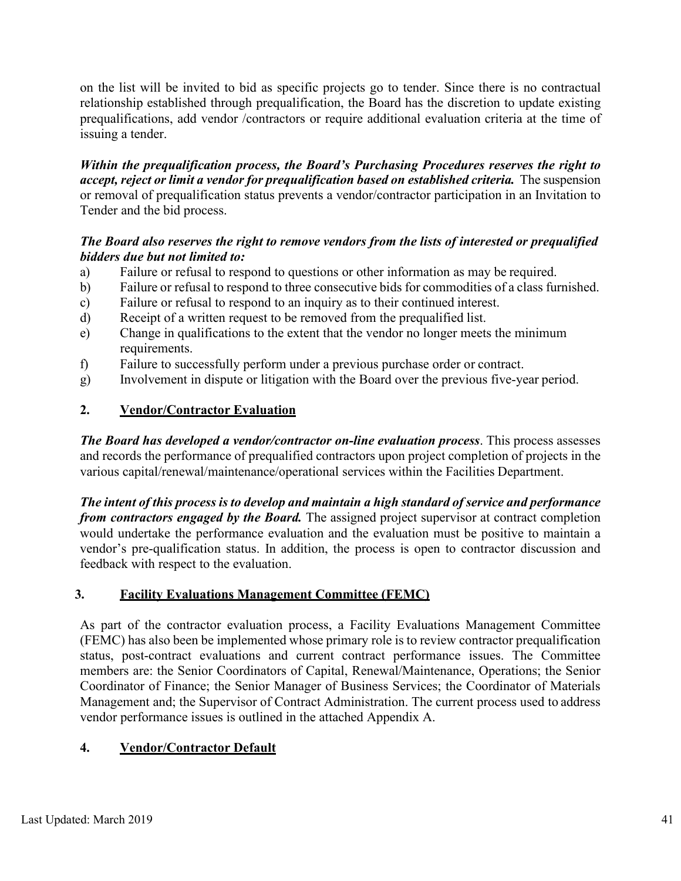on the list will be invited to bid as specific projects go to tender. Since there is no contractual relationship established through prequalification, the Board has the discretion to update existing prequalifications, add vendor /contractors or require additional evaluation criteria at the time of issuing a tender.

***Within the prequalification process, the Board's Purchasing Procedures reserves the right to accept, reject or limit a vendor for prequalification based on established criteria.*** The suspension or removal of prequalification status prevents a vendor/contractor participation in an Invitation to Tender and the bid process.

***The Board also reserves the right to remove vendors from the lists of interested or prequalified bidders due but not limited to:***

a) Failure or refusal to respond to questions or other information as may be required.
b) Failure or refusal to respond to three consecutive bids for commodities of a class furnished.
c) Failure or refusal to respond to an inquiry as to their continued interest.
d) Receipt of a written request to be removed from the prequalified list.
e) Change in qualifications to the extent that the vendor no longer meets the minimum requirements.
f) Failure to successfully perform under a previous purchase order or contract.
g) Involvement in dispute or litigation with the Board over the previous five-year period.

## 2. Vendor/Contractor Evaluation

***The Board has developed a vendor/contractor on-line evaluation process***. This process assesses and records the performance of prequalified contractors upon project completion of projects in the various capital/renewal/maintenance/operational services within the Facilities Department.

***The intent of this process is to develop and maintain a high standard of service and performance from contractors engaged by the Board.*** The assigned project supervisor at contract completion would undertake the performance evaluation and the evaluation must be positive to maintain a vendor's pre-qualification status. In addition, the process is open to contractor discussion and feedback with respect to the evaluation.

## 3. Facility Evaluations Management Committee (FEMC)

As part of the contractor evaluation process, a Facility Evaluations Management Committee (FEMC) has also been be implemented whose primary role is to review contractor prequalification status, post-contract evaluations and current contract performance issues. The Committee members are: the Senior Coordinators of Capital, Renewal/Maintenance, Operations; the Senior Coordinator of Finance; the Senior Manager of Business Services; the Coordinator of Materials Management and; the Supervisor of Contract Administration. The current process used to address vendor performance issues is outlined in the attached Appendix A.

## 4. Vendor/Contractor Default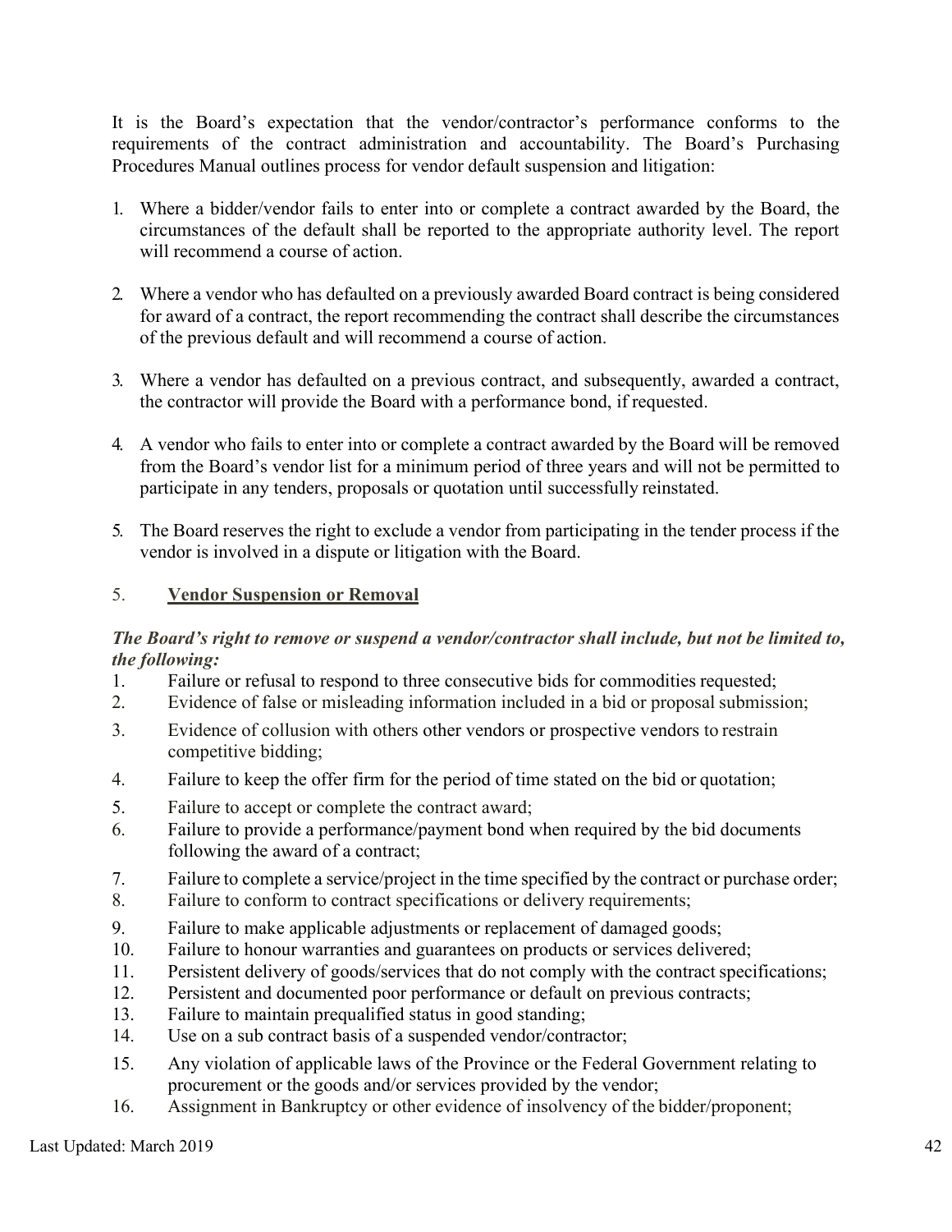It is the Board's expectation that the vendor/contractor's performance conforms to the requirements of the contract administration and accountability. The Board's Purchasing Procedures Manual outlines process for vendor default suspension and litigation:

1. Where a bidder/vendor fails to enter into or complete a contract awarded by the Board, the circumstances of the default shall be reported to the appropriate authority level. The report will recommend a course of action.

2. Where a vendor who has defaulted on a previously awarded Board contract is being considered for award of a contract, the report recommending the contract shall describe the circumstances of the previous default and will recommend a course of action.

3. Where a vendor has defaulted on a previous contract, and subsequently, awarded a contract, the contractor will provide the Board with a performance bond, if requested.

4. A vendor who fails to enter into or complete a contract awarded by the Board will be removed from the Board's vendor list for a minimum period of three years and will not be permitted to participate in any tenders, proposals or quotation until successfully reinstated.

5. The Board reserves the right to exclude a vendor from participating in the tender process if the vendor is involved in a dispute or litigation with the Board.

## 5. **Vendor Suspension or Removal**

***The Board's right to remove or suspend a vendor/contractor shall include, but not be limited to, the following:***

1. Failure or refusal to respond to three consecutive bids for commodities requested;
2. Evidence of false or misleading information included in a bid or proposal submission;
3. Evidence of collusion with others other vendors or prospective vendors to restrain competitive bidding;
4. Failure to keep the offer firm for the period of time stated on the bid or quotation;
5. Failure to accept or complete the contract award;
6. Failure to provide a performance/payment bond when required by the bid documents following the award of a contract;
7. Failure to complete a service/project in the time specified by the contract or purchase order;
8. Failure to conform to contract specifications or delivery requirements;
9. Failure to make applicable adjustments or replacement of damaged goods;
10. Failure to honour warranties and guarantees on products or services delivered;
11. Persistent delivery of goods/services that do not comply with the contract specifications;
12. Persistent and documented poor performance or default on previous contracts;
13. Failure to maintain prequalified status in good standing;
14. Use on a sub contract basis of a suspended vendor/contractor;
15. Any violation of applicable laws of the Province or the Federal Government relating to procurement or the goods and/or services provided by the vendor;
16. Assignment in Bankruptcy or other evidence of insolvency of the bidder/proponent;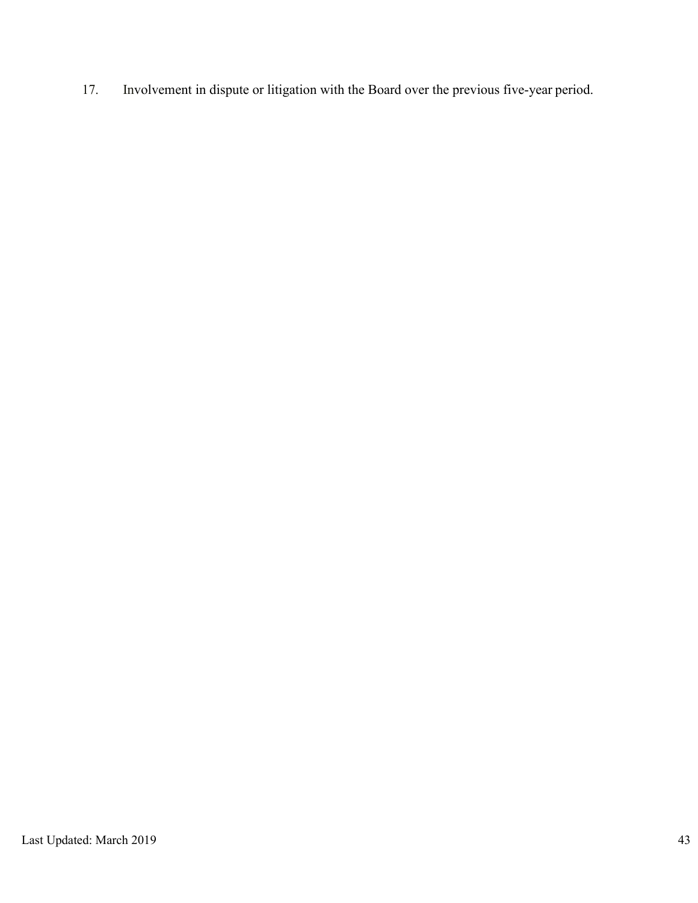17. Involvement in dispute or litigation with the Board over the previous five-year period.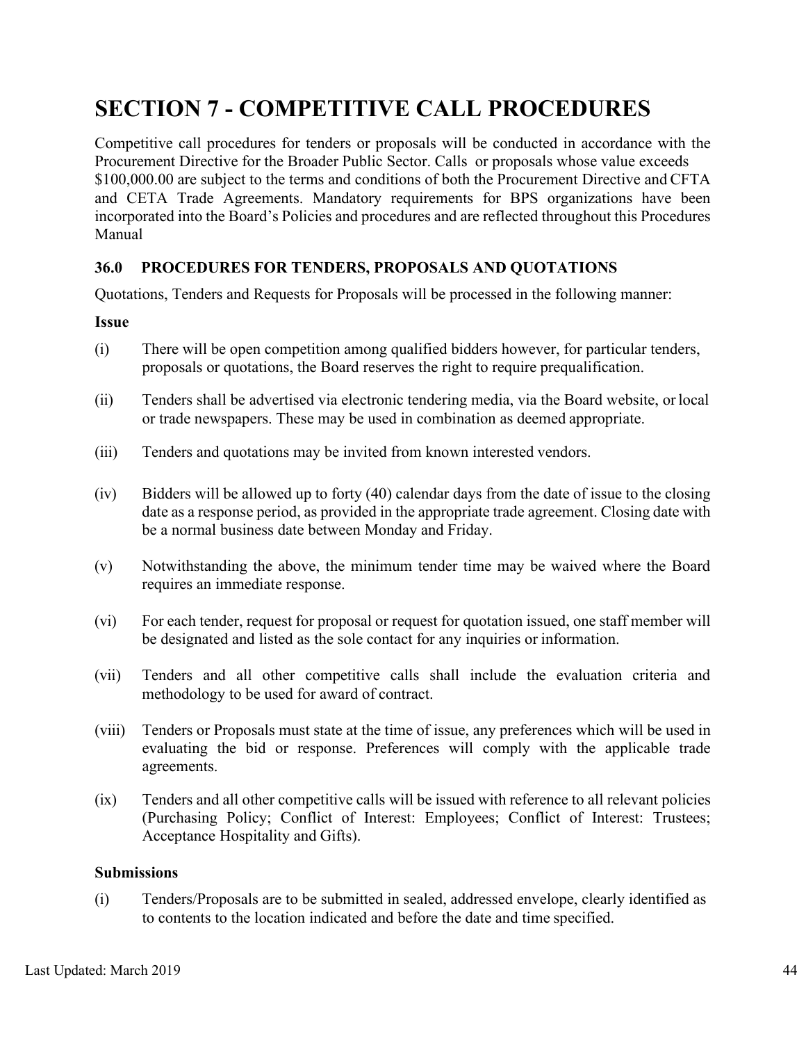# SECTION 7 - COMPETITIVE CALL PROCEDURES

Competitive call procedures for tenders or proposals will be conducted in accordance with the Procurement Directive for the Broader Public Sector. Calls or proposals whose value exceeds $100,000.00 are subject to the terms and conditions of both the Procurement Directive and CFTA and CETA Trade Agreements. Mandatory requirements for BPS organizations have been incorporated into the Board's Policies and procedures and are reflected throughout this Procedures Manual

### 36.0 PROCEDURES FOR TENDERS, PROPOSALS AND QUOTATIONS

Quotations, Tenders and Requests for Proposals will be processed in the following manner:

**Issue**

(i) There will be open competition among qualified bidders however, for particular tenders, proposals or quotations, the Board reserves the right to require prequalification.

(ii) Tenders shall be advertised via electronic tendering media, via the Board website, or local or trade newspapers. These may be used in combination as deemed appropriate.

(iii) Tenders and quotations may be invited from known interested vendors.

(iv) Bidders will be allowed up to forty (40) calendar days from the date of issue to the closing date as a response period, as provided in the appropriate trade agreement. Closing date with be a normal business date between Monday and Friday.

(v) Notwithstanding the above, the minimum tender time may be waived where the Board requires an immediate response.

(vi) For each tender, request for proposal or request for quotation issued, one staff member will be designated and listed as the sole contact for any inquiries or information.

(vii) Tenders and all other competitive calls shall include the evaluation criteria and methodology to be used for award of contract.

(viii) Tenders or Proposals must state at the time of issue, any preferences which will be used in evaluating the bid or response. Preferences will comply with the applicable trade agreements.

(ix) Tenders and all other competitive calls will be issued with reference to all relevant policies (Purchasing Policy; Conflict of Interest: Employees; Conflict of Interest: Trustees; Acceptance Hospitality and Gifts).

**Submissions**

(i) Tenders/Proposals are to be submitted in sealed, addressed envelope, clearly identified as to contents to the location indicated and before the date and time specified.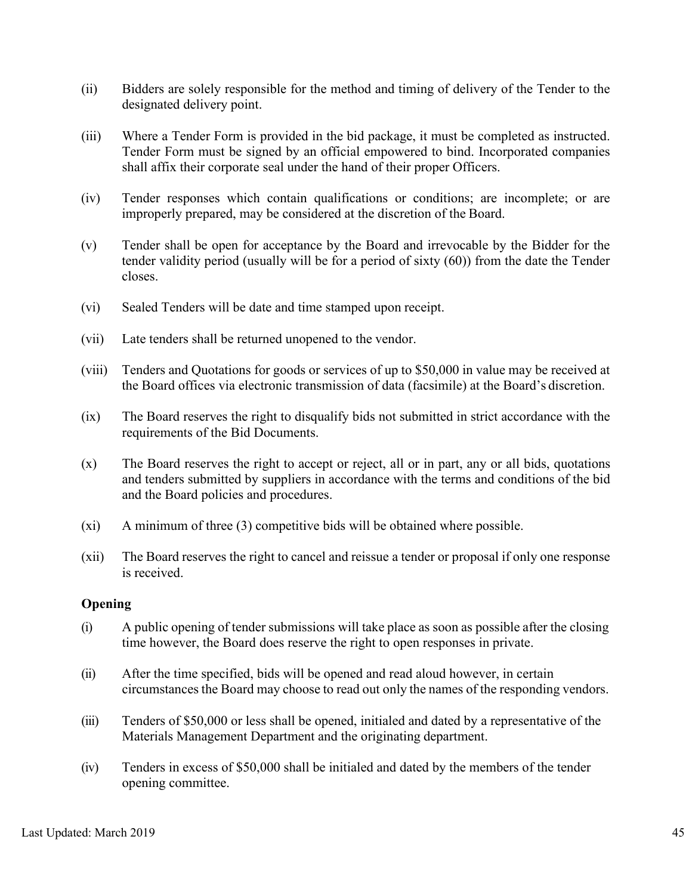(ii) Bidders are solely responsible for the method and timing of delivery of the Tender to the designated delivery point.

(iii) Where a Tender Form is provided in the bid package, it must be completed as instructed. Tender Form must be signed by an official empowered to bind. Incorporated companies shall affix their corporate seal under the hand of their proper Officers.

(iv) Tender responses which contain qualifications or conditions; are incomplete; or are improperly prepared, may be considered at the discretion of the Board.

(v) Tender shall be open for acceptance by the Board and irrevocable by the Bidder for the tender validity period (usually will be for a period of sixty (60)) from the date the Tender closes.

(vi) Sealed Tenders will be date and time stamped upon receipt.

(vii) Late tenders shall be returned unopened to the vendor.

(viii) Tenders and Quotations for goods or services of up to $50,000 in value may be received at the Board offices via electronic transmission of data (facsimile) at the Board's discretion.

(ix) The Board reserves the right to disqualify bids not submitted in strict accordance with the requirements of the Bid Documents.

(x) The Board reserves the right to accept or reject, all or in part, any or all bids, quotations and tenders submitted by suppliers in accordance with the terms and conditions of the bid and the Board policies and procedures.

(xi) A minimum of three (3) competitive bids will be obtained where possible.

(xii) The Board reserves the right to cancel and reissue a tender or proposal if only one response is received.

**Opening**

(i) A public opening of tender submissions will take place as soon as possible after the closing time however, the Board does reserve the right to open responses in private.

(ii) After the time specified, bids will be opened and read aloud however, in certain circumstances the Board may choose to read out only the names of the responding vendors.

(iii) Tenders of $50,000 or less shall be opened, initialed and dated by a representative of the Materials Management Department and the originating department.

(iv) Tenders in excess of $50,000 shall be initialed and dated by the members of the tender opening committee.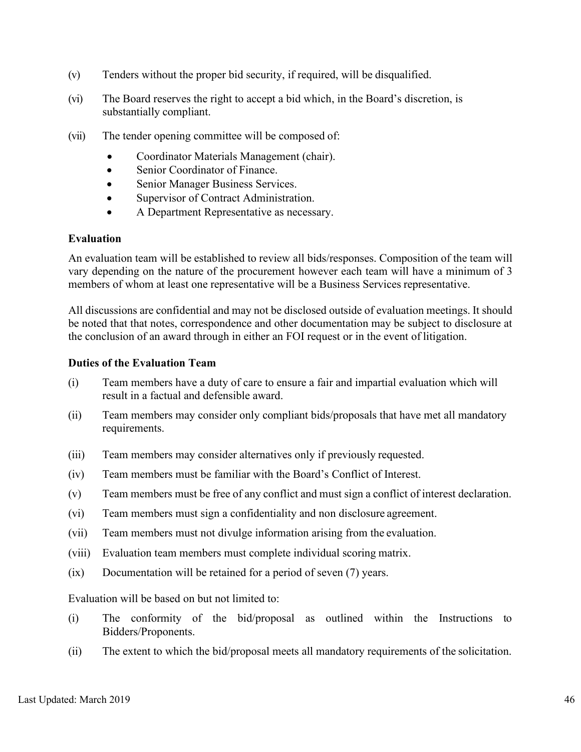(v) Tenders without the proper bid security, if required, will be disqualified.

(vi) The Board reserves the right to accept a bid which, in the Board's discretion, is substantially compliant.

(vii) The tender opening committee will be composed of:

- Coordinator Materials Management (chair).
- Senior Coordinator of Finance.
- Senior Manager Business Services.
- Supervisor of Contract Administration.
- A Department Representative as necessary.

**Evaluation**

An evaluation team will be established to review all bids/responses. Composition of the team will vary depending on the nature of the procurement however each team will have a minimum of 3 members of whom at least one representative will be a Business Services representative.

All discussions are confidential and may not be disclosed outside of evaluation meetings. It should be noted that that notes, correspondence and other documentation may be subject to disclosure at the conclusion of an award through in either an FOI request or in the event of litigation.

**Duties of the Evaluation Team**

(i) Team members have a duty of care to ensure a fair and impartial evaluation which will result in a factual and defensible award.

(ii) Team members may consider only compliant bids/proposals that have met all mandatory requirements.

(iii) Team members may consider alternatives only if previously requested.

(iv) Team members must be familiar with the Board's Conflict of Interest.

(v) Team members must be free of any conflict and must sign a conflict of interest declaration.

(vi) Team members must sign a confidentiality and non disclosure agreement.

(vii) Team members must not divulge information arising from the evaluation.

(viii) Evaluation team members must complete individual scoring matrix.

(ix) Documentation will be retained for a period of seven (7) years.

Evaluation will be based on but not limited to:

(i) The conformity of the bid/proposal as outlined within the Instructions to Bidders/Proponents.

(ii) The extent to which the bid/proposal meets all mandatory requirements of the solicitation.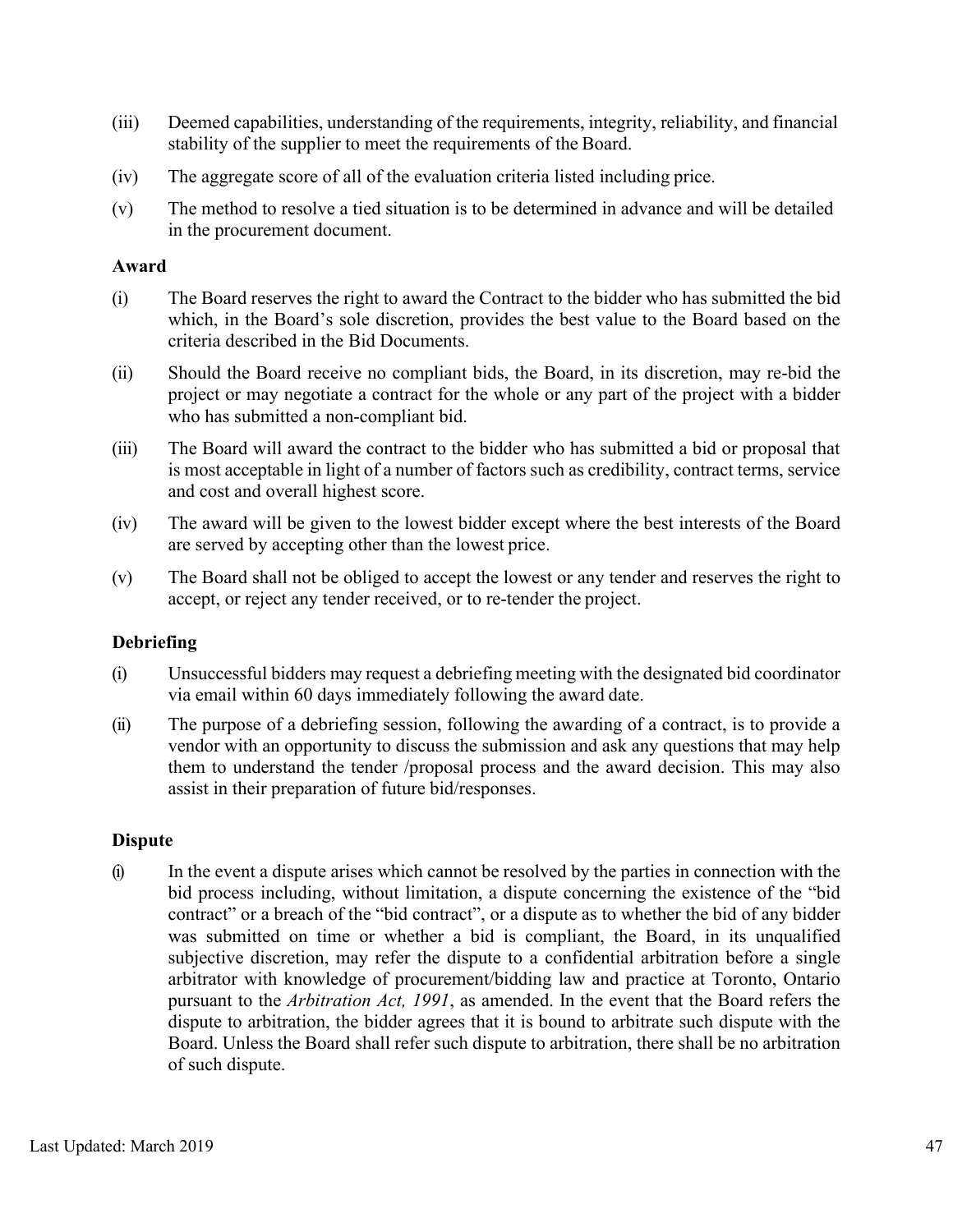(iii) Deemed capabilities, understanding of the requirements, integrity, reliability, and financial stability of the supplier to meet the requirements of the Board.

(iv) The aggregate score of all of the evaluation criteria listed including price.

(v) The method to resolve a tied situation is to be determined in advance and will be detailed in the procurement document.

**Award**

(i) The Board reserves the right to award the Contract to the bidder who has submitted the bid which, in the Board's sole discretion, provides the best value to the Board based on the criteria described in the Bid Documents.

(ii) Should the Board receive no compliant bids, the Board, in its discretion, may re-bid the project or may negotiate a contract for the whole or any part of the project with a bidder who has submitted a non-compliant bid.

(iii) The Board will award the contract to the bidder who has submitted a bid or proposal that is most acceptable in light of a number of factors such as credibility, contract terms, service and cost and overall highest score.

(iv) The award will be given to the lowest bidder except where the best interests of the Board are served by accepting other than the lowest price.

(v) The Board shall not be obliged to accept the lowest or any tender and reserves the right to accept, or reject any tender received, or to re-tender the project.

**Debriefing**

(i) Unsuccessful bidders may request a debriefing meeting with the designated bid coordinator via email within 60 days immediately following the award date.

(ii) The purpose of a debriefing session, following the awarding of a contract, is to provide a vendor with an opportunity to discuss the submission and ask any questions that may help them to understand the tender /proposal process and the award decision. This may also assist in their preparation of future bid/responses.

**Dispute**

(i) In the event a dispute arises which cannot be resolved by the parties in connection with the bid process including, without limitation, a dispute concerning the existence of the "bid contract" or a breach of the "bid contract", or a dispute as to whether the bid of any bidder was submitted on time or whether a bid is compliant, the Board, in its unqualified subjective discretion, may refer the dispute to a confidential arbitration before a single arbitrator with knowledge of procurement/bidding law and practice at Toronto, Ontario pursuant to the *Arbitration Act, 1991*, as amended. In the event that the Board refers the dispute to arbitration, the bidder agrees that it is bound to arbitrate such dispute with the Board. Unless the Board shall refer such dispute to arbitration, there shall be no arbitration of such dispute.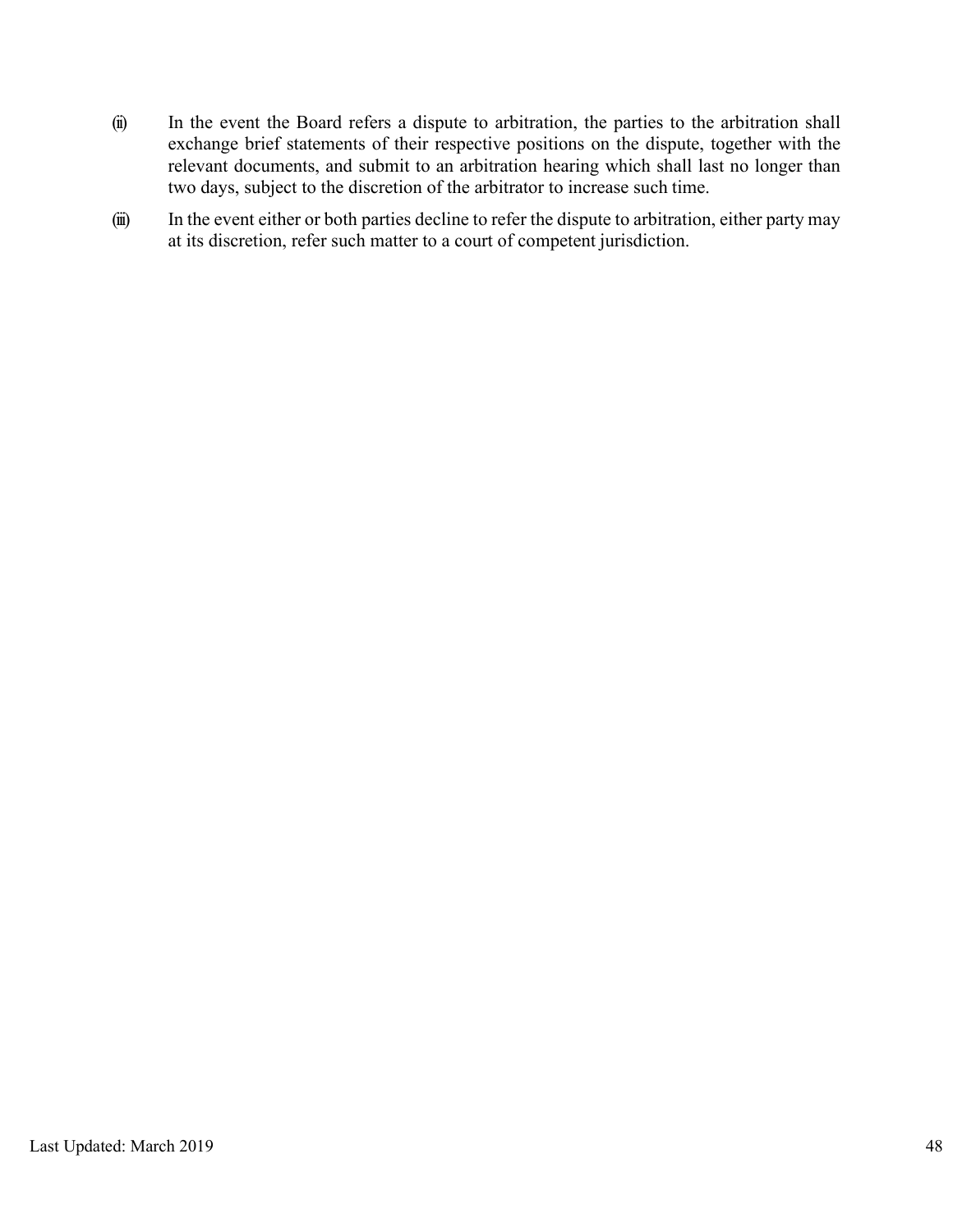(ii) In the event the Board refers a dispute to arbitration, the parties to the arbitration shall exchange brief statements of their respective positions on the dispute, together with the relevant documents, and submit to an arbitration hearing which shall last no longer than two days, subject to the discretion of the arbitrator to increase such time.

(iii) In the event either or both parties decline to refer the dispute to arbitration, either party may at its discretion, refer such matter to a court of competent jurisdiction.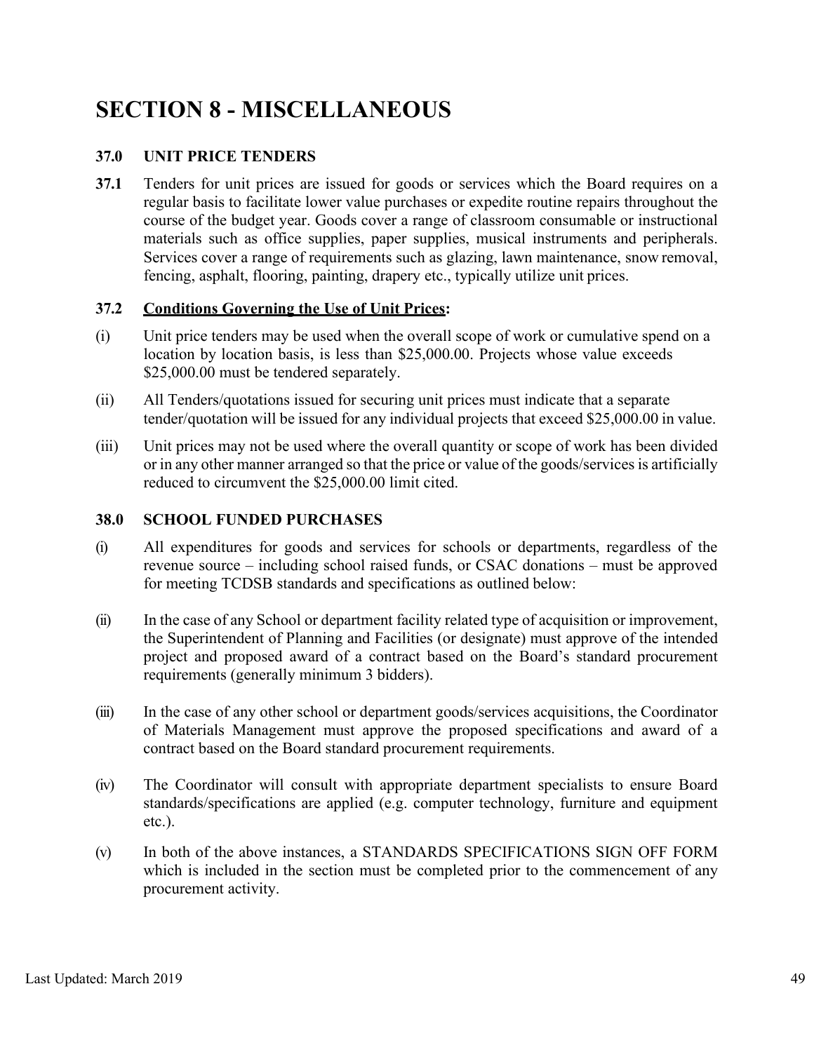# SECTION 8 - MISCELLANEOUS

### 37.0 UNIT PRICE TENDERS

**37.1** Tenders for unit prices are issued for goods or services which the Board requires on a regular basis to facilitate lower value purchases or expedite routine repairs throughout the course of the budget year. Goods cover a range of classroom consumable or instructional materials such as office supplies, paper supplies, musical instruments and peripherals. Services cover a range of requirements such as glazing, lawn maintenance, snow removal, fencing, asphalt, flooring, painting, drapery etc., typically utilize unit prices.

**37.2** **<u>Conditions Governing the Use of Unit Prices</u>:**

(i) Unit price tenders may be used when the overall scope of work or cumulative spend on a location by location basis, is less than $25,000.00. Projects whose value exceeds $25,000.00 must be tendered separately.

(ii) All Tenders/quotations issued for securing unit prices must indicate that a separate tender/quotation will be issued for any individual projects that exceed $25,000.00 in value.

(iii) Unit prices may not be used where the overall quantity or scope of work has been divided or in any other manner arranged so that the price or value of the goods/services is artificially reduced to circumvent the $25,000.00 limit cited.

### 38.0 SCHOOL FUNDED PURCHASES

(i) All expenditures for goods and services for schools or departments, regardless of the revenue source – including school raised funds, or CSAC donations – must be approved for meeting TCDSB standards and specifications as outlined below:

(ii) In the case of any School or department facility related type of acquisition or improvement, the Superintendent of Planning and Facilities (or designate) must approve of the intended project and proposed award of a contract based on the Board's standard procurement requirements (generally minimum 3 bidders).

(iii) In the case of any other school or department goods/services acquisitions, the Coordinator of Materials Management must approve the proposed specifications and award of a contract based on the Board standard procurement requirements.

(iv) The Coordinator will consult with appropriate department specialists to ensure Board standards/specifications are applied (e.g. computer technology, furniture and equipment etc.).

(v) In both of the above instances, a STANDARDS SPECIFICATIONS SIGN OFF FORM which is included in the section must be completed prior to the commencement of any procurement activity.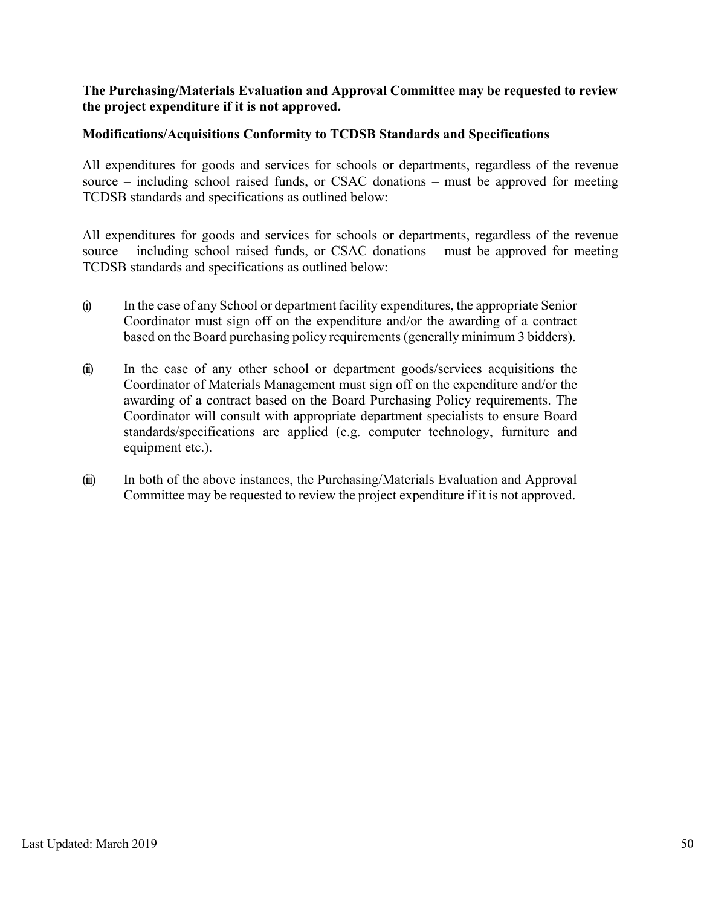**The Purchasing/Materials Evaluation and Approval Committee may be requested to review the project expenditure if it is not approved.**

**Modifications/Acquisitions Conformity to TCDSB Standards and Specifications**

All expenditures for goods and services for schools or departments, regardless of the revenue source – including school raised funds, or CSAC donations – must be approved for meeting TCDSB standards and specifications as outlined below:

All expenditures for goods and services for schools or departments, regardless of the revenue source – including school raised funds, or CSAC donations – must be approved for meeting TCDSB standards and specifications as outlined below:

(i) In the case of any School or department facility expenditures, the appropriate Senior Coordinator must sign off on the expenditure and/or the awarding of a contract based on the Board purchasing policy requirements (generally minimum 3 bidders).

(ii) In the case of any other school or department goods/services acquisitions the Coordinator of Materials Management must sign off on the expenditure and/or the awarding of a contract based on the Board Purchasing Policy requirements. The Coordinator will consult with appropriate department specialists to ensure Board standards/specifications are applied (e.g. computer technology, furniture and equipment etc.).

(iii) In both of the above instances, the Purchasing/Materials Evaluation and Approval Committee may be requested to review the project expenditure if it is not approved.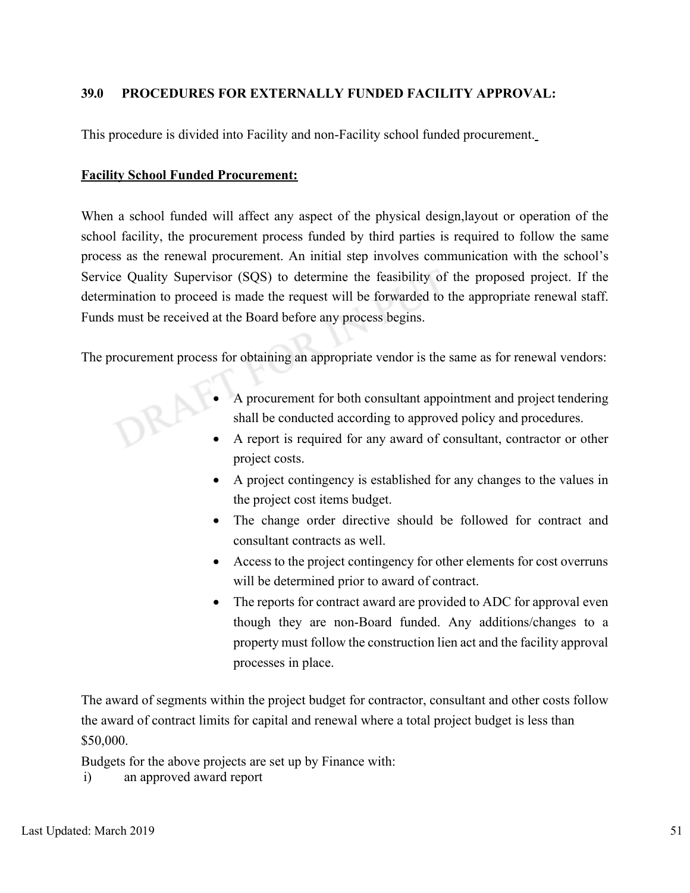## 39.0 PROCEDURES FOR EXTERNALLY FUNDED FACILITY APPROVAL:

This procedure is divided into Facility and non-Facility school funded procurement.

**Facility School Funded Procurement:**

When a school funded will affect any aspect of the physical design,layout or operation of the school facility, the procurement process funded by third parties is required to follow the same process as the renewal procurement. An initial step involves communication with the school's Service Quality Supervisor (SQS) to determine the feasibility of the proposed project. If the determination to proceed is made the request will be forwarded to the appropriate renewal staff. Funds must be received at the Board before any process begins.

The procurement process for obtaining an appropriate vendor is the same as for renewal vendors:

- A procurement for both consultant appointment and project tendering shall be conducted according to approved policy and procedures.
- A report is required for any award of consultant, contractor or other project costs.
- A project contingency is established for any changes to the values in the project cost items budget.
- The change order directive should be followed for contract and consultant contracts as well.
- Access to the project contingency for other elements for cost overruns will be determined prior to award of contract.
- The reports for contract award are provided to ADC for approval even though they are non-Board funded. Any additions/changes to a property must follow the construction lien act and the facility approval processes in place.

The award of segments within the project budget for contractor, consultant and other costs follow the award of contract limits for capital and renewal where a total project budget is less than $50,000.

Budgets for the above projects are set up by Finance with:

i) an approved award report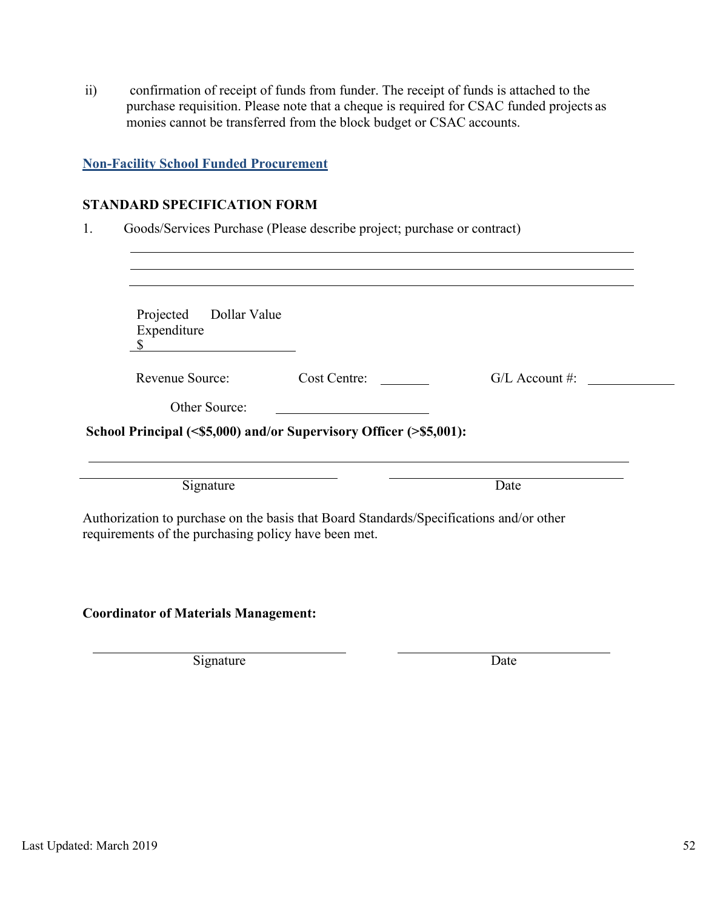ii) confirmation of receipt of funds from funder. The receipt of funds is attached to the purchase requisition. Please note that a cheque is required for CSAC funded projects as monies cannot be transferred from the block budget or CSAC accounts.

**Non-Facility School Funded Procurement**

**STANDARD SPECIFICATION FORM**

1. Goods/Services Purchase (Please describe project; purchase or contract)

\_\_\_\_\_\_\_\_\_\_\_\_\_\_\_\_\_\_\_\_\_\_\_\_\_\_\_\_\_\_\_\_\_\_\_\_\_\_\_\_\_\_\_\_\_\_\_\_\_\_\_\_\_\_\_\_\_\_\_\_

\_\_\_\_\_\_\_\_\_\_\_\_\_\_\_\_\_\_\_\_\_\_\_\_\_\_\_\_\_\_\_\_\_\_\_\_\_\_\_\_\_\_\_\_\_\_\_\_\_\_\_\_\_\_\_\_\_\_\_\_

\_\_\_\_\_\_\_\_\_\_\_\_\_\_\_\_\_\_\_\_\_\_\_\_\_\_\_\_\_\_\_\_\_\_\_\_\_\_\_\_\_\_\_\_\_\_\_\_\_\_\_\_\_\_\_\_\_\_\_\_

Projected Expenditure Dollar Value
$ \_\_\_\_\_\_\_\_\_\_\_\_\_\_\_\_\_\_\_\_

Revenue Source: Cost Centre: \_\_\_\_\_\_\_\_ G/L Account #: \_\_\_\_\_\_\_\_\_\_\_\_

Other Source: \_\_\_\_\_\_\_\_\_\_\_\_\_\_\_\_\_\_\_\_

**School Principal (<$5,000) and/or Supervisory Officer (>$5,001):**

\_\_\_\_\_\_\_\_\_\_\_\_\_\_\_\_\_\_\_\_\_\_\_\_\_\_\_\_\_\_\_\_\_\_\_\_\_\_\_\_\_\_\_\_\_\_\_\_\_\_\_\_\_\_\_\_\_\_\_\_

\_\_\_\_\_\_\_\_\_\_\_\_\_\_\_\_\_\_\_\_\_\_\_\_\_\_\_\_ \_\_\_\_\_\_\_\_\_\_\_\_\_\_\_\_\_\_\_\_\_\_\_\_\_\_\_\_
Signature Date

Authorization to purchase on the basis that Board Standards/Specifications and/or other requirements of the purchasing policy have been met.

**Coordinator of Materials Management:**

\_\_\_\_\_\_\_\_\_\_\_\_\_\_\_\_\_\_\_\_\_\_\_\_\_\_\_\_ \_\_\_\_\_\_\_\_\_\_\_\_\_\_\_\_\_\_\_\_\_\_\_\_\_\_\_\_
Signature Date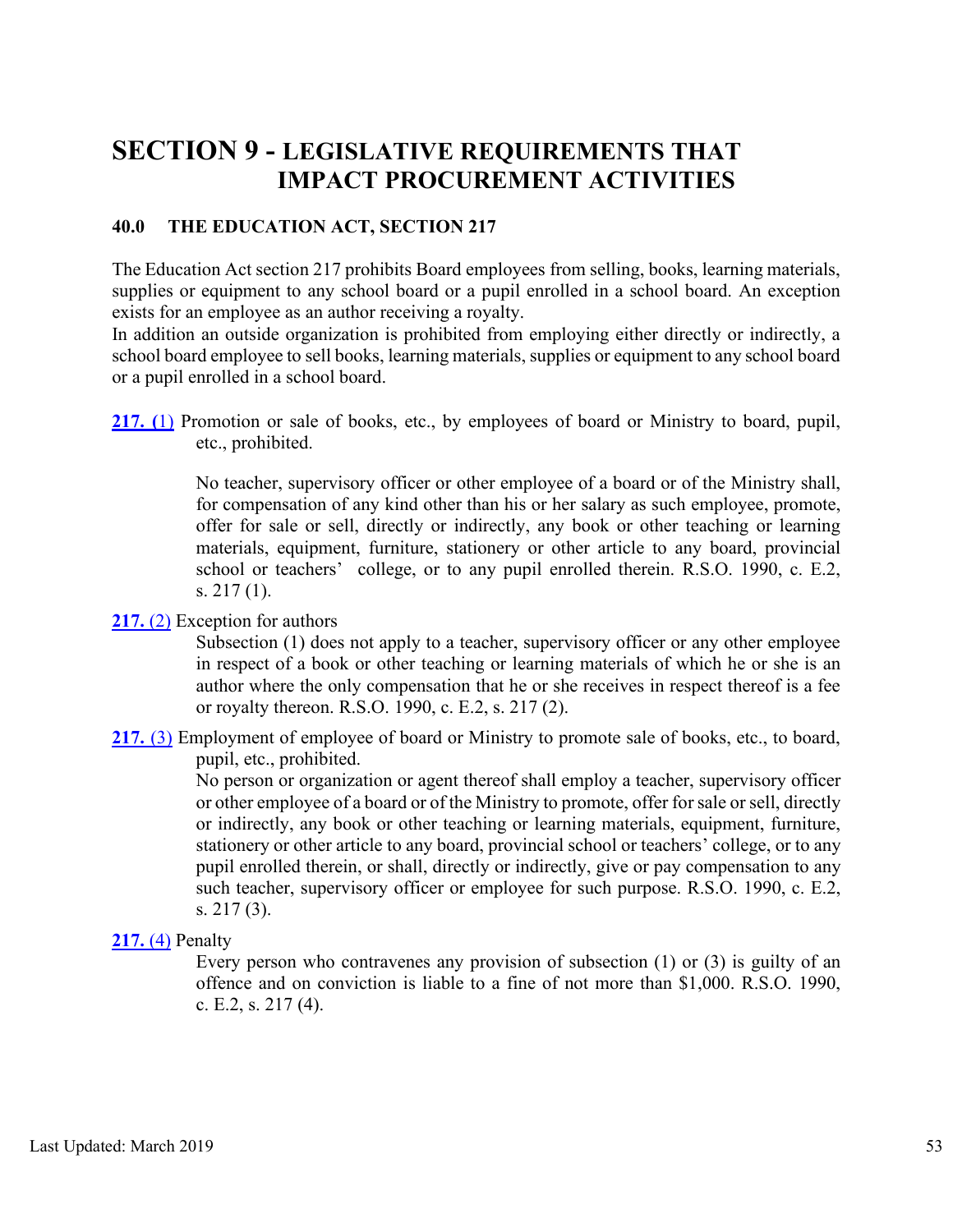# SECTION 9 - LEGISLATIVE REQUIREMENTS THAT IMPACT PROCUREMENT ACTIVITIES

## 40.0 THE EDUCATION ACT, SECTION 217

The Education Act section 217 prohibits Board employees from selling, books, learning materials, supplies or equipment to any school board or a pupil enrolled in a school board. An exception exists for an employee as an author receiving a royalty.

In addition an outside organization is prohibited from employing either directly or indirectly, a school board employee to sell books, learning materials, supplies or equipment to any school board or a pupil enrolled in a school board.

**217. (1)** Promotion or sale of books, etc., by employees of board or Ministry to board, pupil, etc., prohibited.

> No teacher, supervisory officer or other employee of a board or of the Ministry shall, for compensation of any kind other than his or her salary as such employee, promote, offer for sale or sell, directly or indirectly, any book or other teaching or learning materials, equipment, furniture, stationery or other article to any board, provincial school or teachers' college, or to any pupil enrolled therein. R.S.O. 1990, c. E.2, s. 217 (1).

**217.** (2) Exception for authors

> Subsection (1) does not apply to a teacher, supervisory officer or any other employee in respect of a book or other teaching or learning materials of which he or she is an author where the only compensation that he or she receives in respect thereof is a fee or royalty thereon. R.S.O. 1990, c. E.2, s. 217 (2).

**217.** (3) Employment of employee of board or Ministry to promote sale of books, etc., to board, pupil, etc., prohibited.

> No person or organization or agent thereof shall employ a teacher, supervisory officer or other employee of a board or of the Ministry to promote, offer for sale or sell, directly or indirectly, any book or other teaching or learning materials, equipment, furniture, stationery or other article to any board, provincial school or teachers' college, or to any pupil enrolled therein, or shall, directly or indirectly, give or pay compensation to any such teacher, supervisory officer or employee for such purpose. R.S.O. 1990, c. E.2, s. 217 (3).

**217.** (4) Penalty

> Every person who contravenes any provision of subsection (1) or (3) is guilty of an offence and on conviction is liable to a fine of not more than $1,000. R.S.O. 1990, c. E.2, s. 217 (4).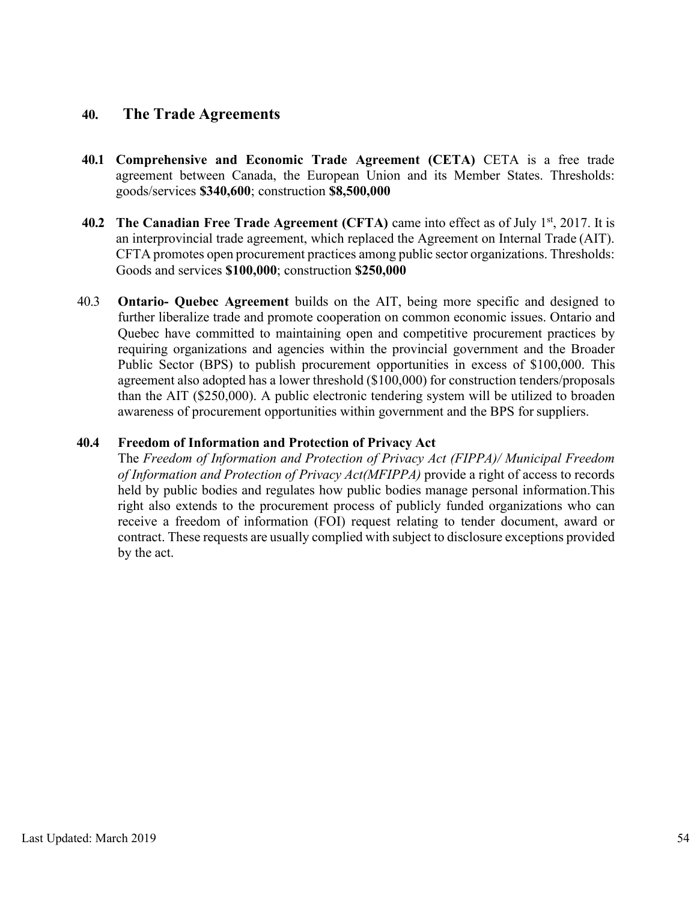## 40. The Trade Agreements

**40.1 Comprehensive and Economic Trade Agreement (CETA)** CETA is a free trade agreement between Canada, the European Union and its Member States. Thresholds: goods/services **$340,600**; construction **$8,500,000**

**40.2 The Canadian Free Trade Agreement (CFTA)** came into effect as of July 1st, 2017. It is an interprovincial trade agreement, which replaced the Agreement on Internal Trade (AIT). CFTA promotes open procurement practices among public sector organizations. Thresholds: Goods and services **$100,000**; construction **$250,000**

40.3 **Ontario- Quebec Agreement** builds on the AIT, being more specific and designed to further liberalize trade and promote cooperation on common economic issues. Ontario and Quebec have committed to maintaining open and competitive procurement practices by requiring organizations and agencies within the provincial government and the Broader Public Sector (BPS) to publish procurement opportunities in excess of $100,000. This agreement also adopted has a lower threshold ($100,000) for construction tenders/proposals than the AIT ($250,000). A public electronic tendering system will be utilized to broaden awareness of procurement opportunities within government and the BPS for suppliers.

**40.4 Freedom of Information and Protection of Privacy Act**

The *Freedom of Information and Protection of Privacy Act (FIPPA)/ Municipal Freedom of Information and Protection of Privacy Act(MFIPPA)* provide a right of access to records held by public bodies and regulates how public bodies manage personal information.This right also extends to the procurement process of publicly funded organizations who can receive a freedom of information (FOI) request relating to tender document, award or contract. These requests are usually complied with subject to disclosure exceptions provided by the act.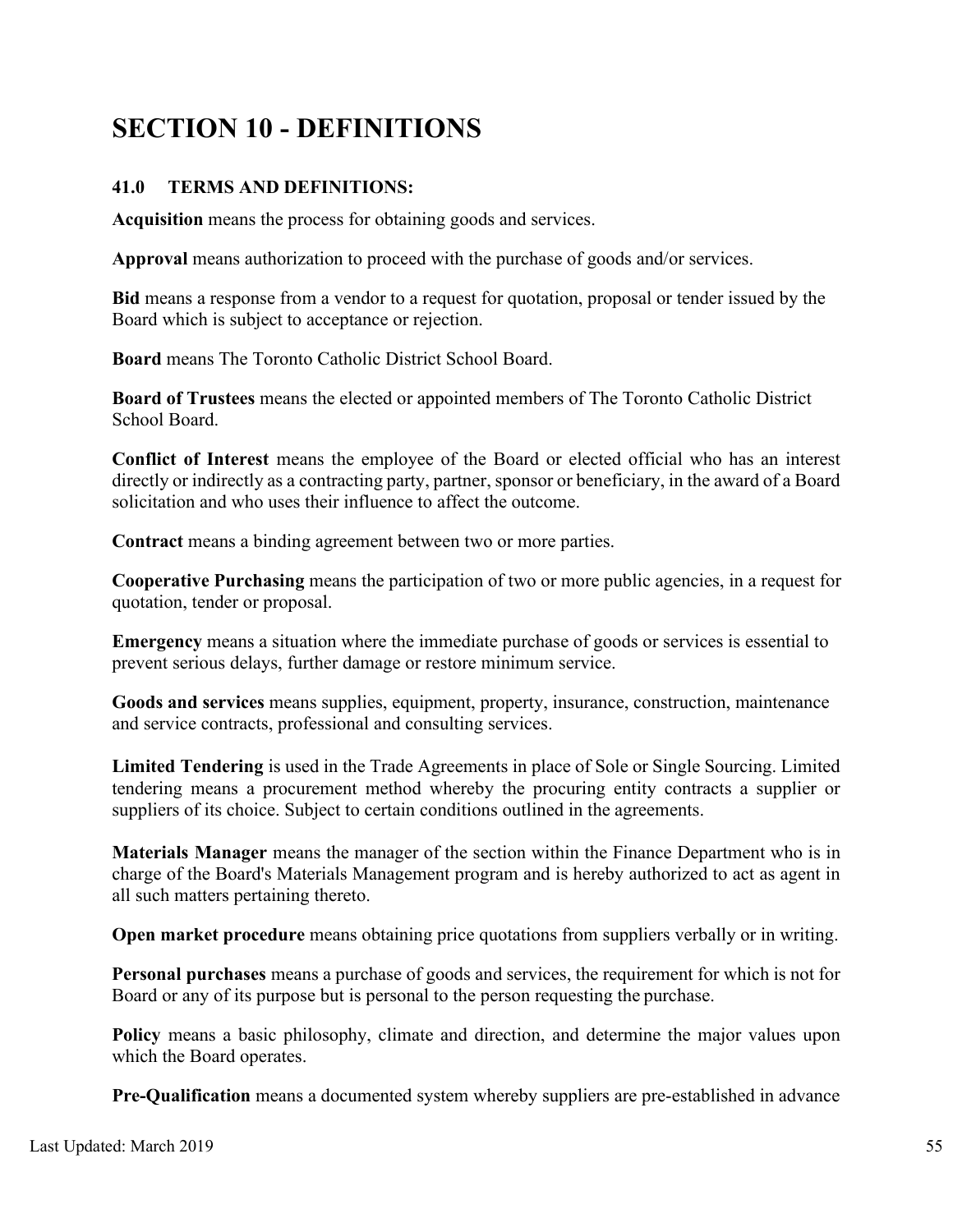# SECTION 10 - DEFINITIONS

## 41.0 TERMS AND DEFINITIONS:

**Acquisition** means the process for obtaining goods and services.

**Approval** means authorization to proceed with the purchase of goods and/or services.

**Bid** means a response from a vendor to a request for quotation, proposal or tender issued by the Board which is subject to acceptance or rejection.

**Board** means The Toronto Catholic District School Board.

**Board of Trustees** means the elected or appointed members of The Toronto Catholic District School Board.

**Conflict of Interest** means the employee of the Board or elected official who has an interest directly or indirectly as a contracting party, partner, sponsor or beneficiary, in the award of a Board solicitation and who uses their influence to affect the outcome.

**Contract** means a binding agreement between two or more parties.

**Cooperative Purchasing** means the participation of two or more public agencies, in a request for quotation, tender or proposal.

**Emergency** means a situation where the immediate purchase of goods or services is essential to prevent serious delays, further damage or restore minimum service.

**Goods and services** means supplies, equipment, property, insurance, construction, maintenance and service contracts, professional and consulting services.

**Limited Tendering** is used in the Trade Agreements in place of Sole or Single Sourcing. Limited tendering means a procurement method whereby the procuring entity contracts a supplier or suppliers of its choice. Subject to certain conditions outlined in the agreements.

**Materials Manager** means the manager of the section within the Finance Department who is in charge of the Board's Materials Management program and is hereby authorized to act as agent in all such matters pertaining thereto.

**Open market procedure** means obtaining price quotations from suppliers verbally or in writing.

**Personal purchases** means a purchase of goods and services, the requirement for which is not for Board or any of its purpose but is personal to the person requesting the purchase.

**Policy** means a basic philosophy, climate and direction, and determine the major values upon which the Board operates.

**Pre-Qualification** means a documented system whereby suppliers are pre-established in advance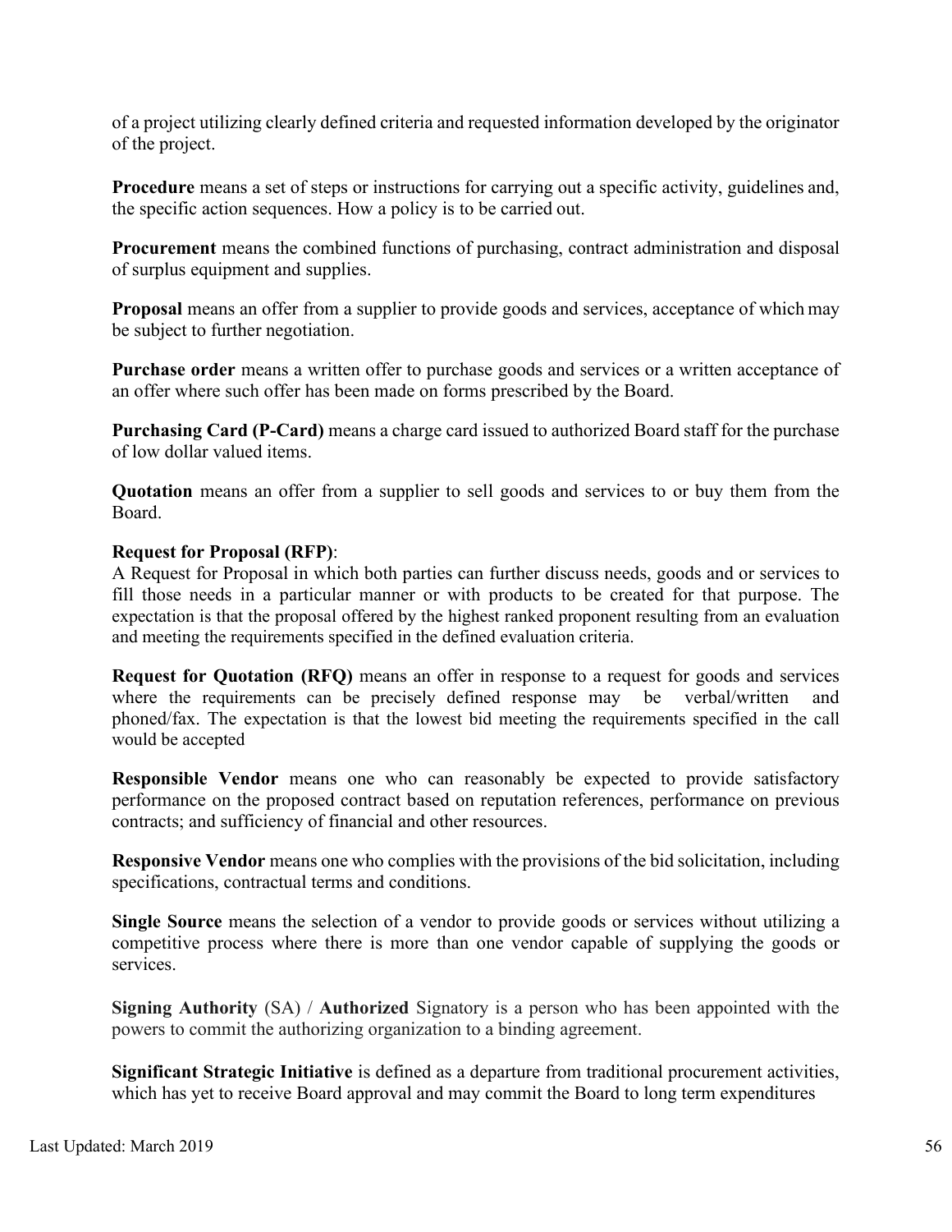of a project utilizing clearly defined criteria and requested information developed by the originator of the project.

**Procedure** means a set of steps or instructions for carrying out a specific activity, guidelines and, the specific action sequences. How a policy is to be carried out.

**Procurement** means the combined functions of purchasing, contract administration and disposal of surplus equipment and supplies.

**Proposal** means an offer from a supplier to provide goods and services, acceptance of which may be subject to further negotiation.

**Purchase order** means a written offer to purchase goods and services or a written acceptance of an offer where such offer has been made on forms prescribed by the Board.

**Purchasing Card (P-Card)** means a charge card issued to authorized Board staff for the purchase of low dollar valued items.

**Quotation** means an offer from a supplier to sell goods and services to or buy them from the Board.

**Request for Proposal (RFP)**:
A Request for Proposal in which both parties can further discuss needs, goods and or services to fill those needs in a particular manner or with products to be created for that purpose. The expectation is that the proposal offered by the highest ranked proponent resulting from an evaluation and meeting the requirements specified in the defined evaluation criteria.

**Request for Quotation (RFQ)** means an offer in response to a request for goods and services where the requirements can be precisely defined response may be verbal/written and phoned/fax. The expectation is that the lowest bid meeting the requirements specified in the call would be accepted

**Responsible Vendor** means one who can reasonably be expected to provide satisfactory performance on the proposed contract based on reputation references, performance on previous contracts; and sufficiency of financial and other resources.

**Responsive Vendor** means one who complies with the provisions of the bid solicitation, including specifications, contractual terms and conditions.

**Single Source** means the selection of a vendor to provide goods or services without utilizing a competitive process where there is more than one vendor capable of supplying the goods or services.

**Signing Authority** (SA) / **Authorized** Signatory is a person who has been appointed with the powers to commit the authorizing organization to a binding agreement.

**Significant Strategic Initiative** is defined as a departure from traditional procurement activities, which has yet to receive Board approval and may commit the Board to long term expenditures

Last Updated: March 2019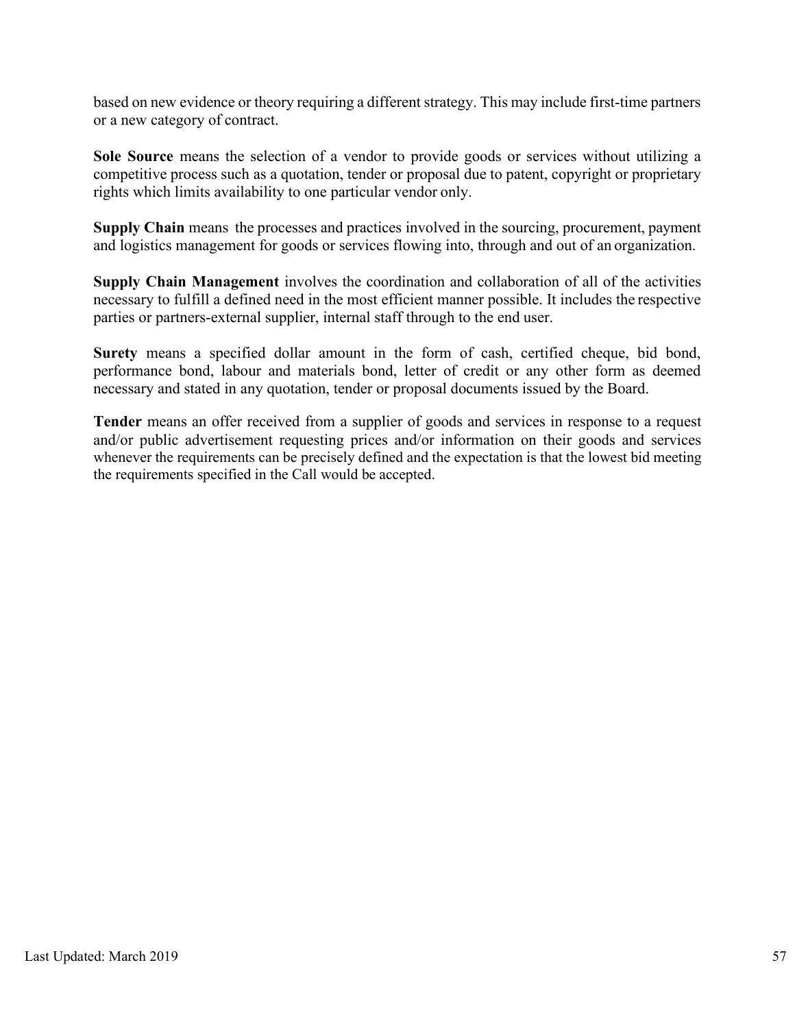based on new evidence or theory requiring a different strategy. This may include first-time partners or a new category of contract.

**Sole Source** means the selection of a vendor to provide goods or services without utilizing a competitive process such as a quotation, tender or proposal due to patent, copyright or proprietary rights which limits availability to one particular vendor only.

**Supply Chain** means the processes and practices involved in the sourcing, procurement, payment and logistics management for goods or services flowing into, through and out of an organization.

**Supply Chain Management** involves the coordination and collaboration of all of the activities necessary to fulfill a defined need in the most efficient manner possible. It includes the respective parties or partners-external supplier, internal staff through to the end user.

**Surety** means a specified dollar amount in the form of cash, certified cheque, bid bond, performance bond, labour and materials bond, letter of credit or any other form as deemed necessary and stated in any quotation, tender or proposal documents issued by the Board.

**Tender** means an offer received from a supplier of goods and services in response to a request and/or public advertisement requesting prices and/or information on their goods and services whenever the requirements can be precisely defined and the expectation is that the lowest bid meeting the requirements specified in the Call would be accepted.